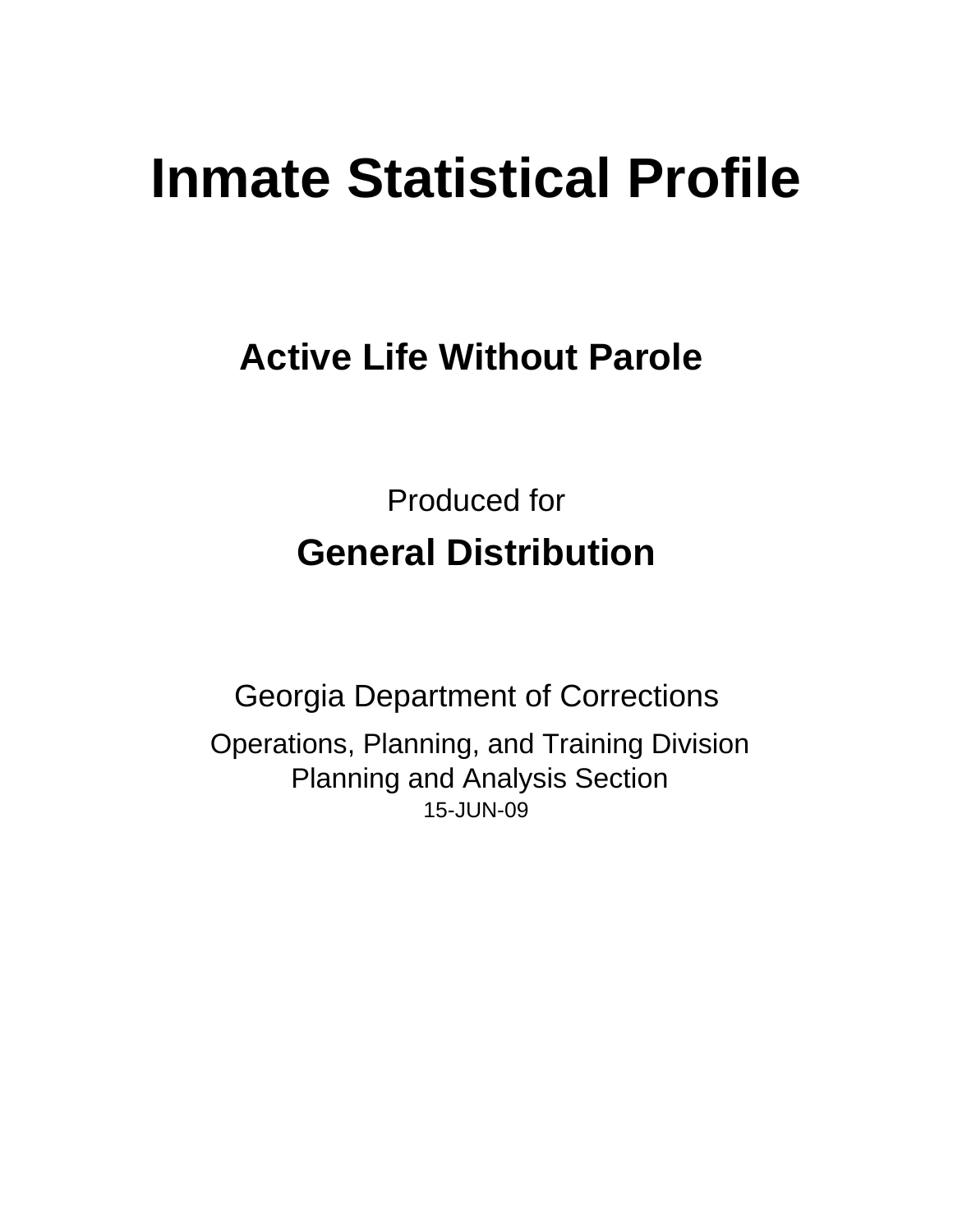# Inmate Statistical Profile

## Active Life Without Parole

Produced for

**General Distribution**

Georgia Department of Corrections

Operations, Planning, and Training Division
Planning and Analysis Section
15-JUN-09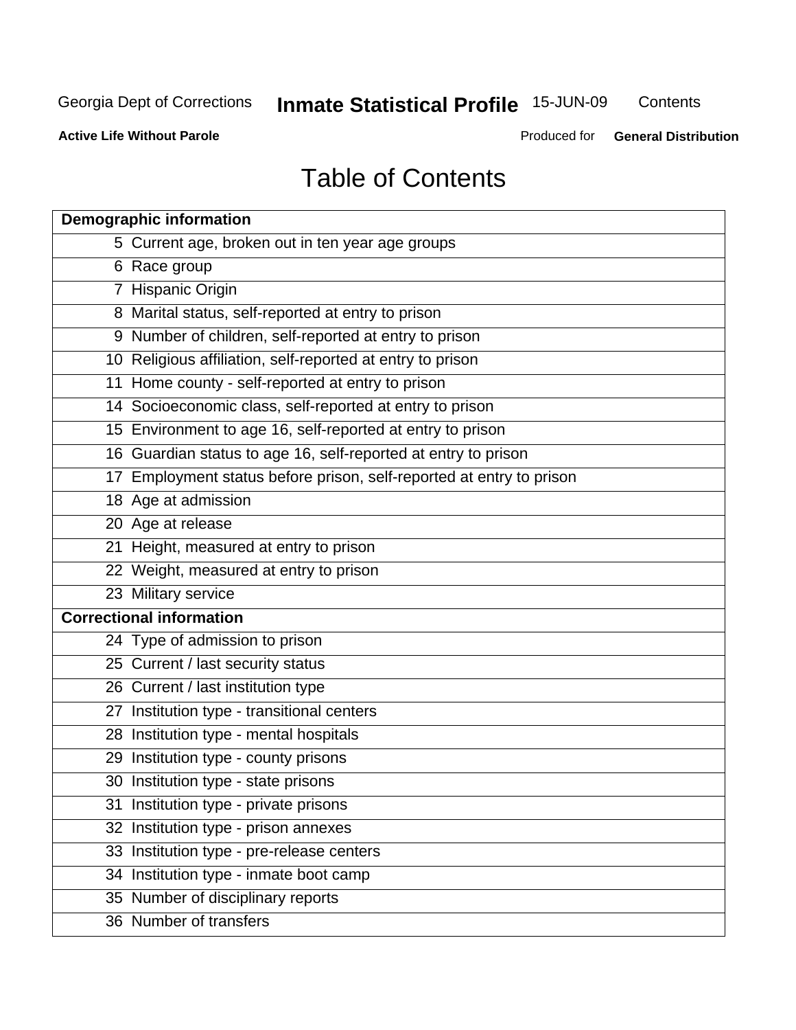Georgia Dept of Corrections **Inmate Statistical Profile** 15-JUN-09 Contents

**Active Life Without Parole** Produced for **General Distribution**

# Table of Contents

| **Demographic information** | |
|---|---|
| 5 | Current age, broken out in ten year age groups |
| 6 | Race group |
| 7 | Hispanic Origin |
| 8 | Marital status, self-reported at entry to prison |
| 9 | Number of children, self-reported at entry to prison |
| 10 | Religious affiliation, self-reported at entry to prison |
| 11 | Home county - self-reported at entry to prison |
| 14 | Socioeconomic class, self-reported at entry to prison |
| 15 | Environment to age 16, self-reported at entry to prison |
| 16 | Guardian status to age 16, self-reported at entry to prison |
| 17 | Employment status before prison, self-reported at entry to prison |
| 18 | Age at admission |
| 20 | Age at release |
| 21 | Height, measured at entry to prison |
| 22 | Weight, measured at entry to prison |
| 23 | Military service |
| **Correctional information** | |
| 24 | Type of admission to prison |
| 25 | Current / last security status |
| 26 | Current / last institution type |
| 27 | Institution type - transitional centers |
| 28 | Institution type - mental hospitals |
| 29 | Institution type - county prisons |
| 30 | Institution type - state prisons |
| 31 | Institution type - private prisons |
| 32 | Institution type - prison annexes |
| 33 | Institution type - pre-release centers |
| 34 | Institution type - inmate boot camp |
| 35 | Number of disciplinary reports |
| 36 | Number of transfers |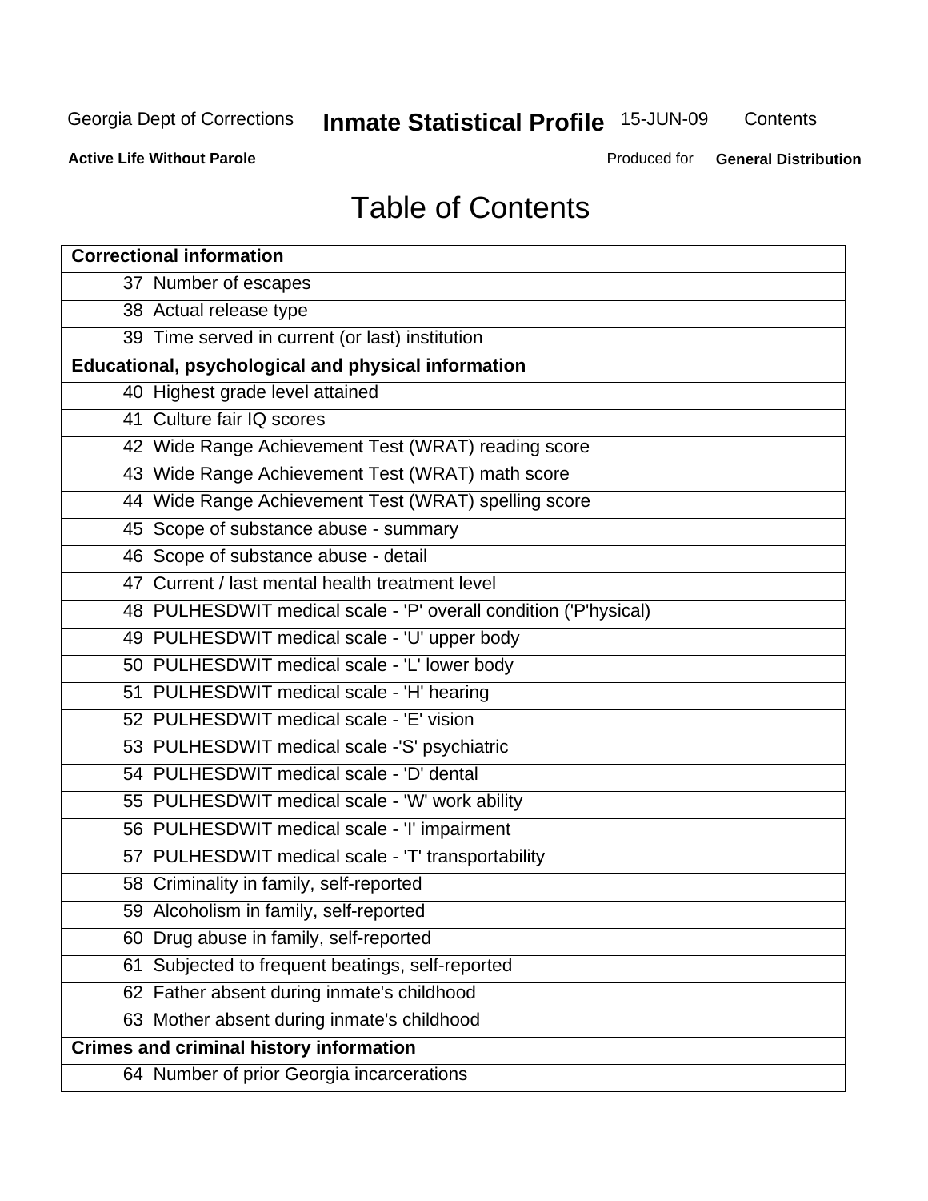# Table of Contents

| Correctional information |
|---|
| 37 Number of escapes |
| 38 Actual release type |
| 39 Time served in current (or last) institution |
| **Educational, psychological and physical information** |
| 40 Highest grade level attained |
| 41 Culture fair IQ scores |
| 42 Wide Range Achievement Test (WRAT) reading score |
| 43 Wide Range Achievement Test (WRAT) math score |
| 44 Wide Range Achievement Test (WRAT) spelling score |
| 45 Scope of substance abuse - summary |
| 46 Scope of substance abuse - detail |
| 47 Current / last mental health treatment level |
| 48 PULHESDWIT medical scale - 'P' overall condition ('P'hysical) |
| 49 PULHESDWIT medical scale - 'U' upper body |
| 50 PULHESDWIT medical scale - 'L' lower body |
| 51 PULHESDWIT medical scale - 'H' hearing |
| 52 PULHESDWIT medical scale - 'E' vision |
| 53 PULHESDWIT medical scale -'S' psychiatric |
| 54 PULHESDWIT medical scale - 'D' dental |
| 55 PULHESDWIT medical scale - 'W' work ability |
| 56 PULHESDWIT medical scale - 'I' impairment |
| 57 PULHESDWIT medical scale - 'T' transportability |
| 58 Criminality in family, self-reported |
| 59 Alcoholism in family, self-reported |
| 60 Drug abuse in family, self-reported |
| 61 Subjected to frequent beatings, self-reported |
| 62 Father absent during inmate's childhood |
| 63 Mother absent during inmate's childhood |
| **Crimes and criminal history information** |
| 64 Number of prior Georgia incarcerations |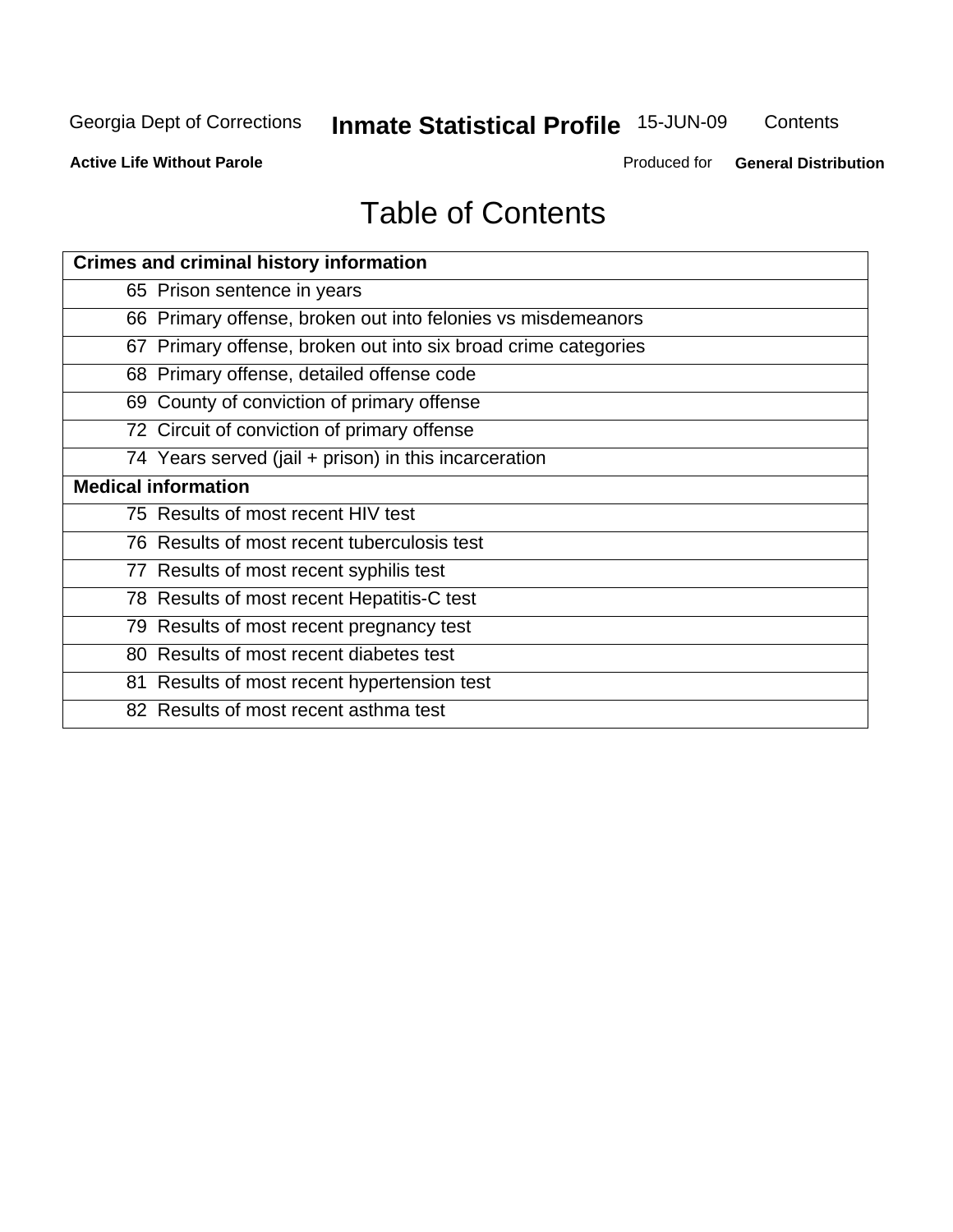# Table of Contents

| Crimes and criminal history information |
|---|
| 65 Prison sentence in years |
| 66 Primary offense, broken out into felonies vs misdemeanors |
| 67 Primary offense, broken out into six broad crime categories |
| 68 Primary offense, detailed offense code |
| 69 County of conviction of primary offense |
| 72 Circuit of conviction of primary offense |
| 74 Years served (jail + prison) in this incarceration |
| **Medical information** |
| 75 Results of most recent HIV test |
| 76 Results of most recent tuberculosis test |
| 77 Results of most recent syphilis test |
| 78 Results of most recent Hepatitis-C test |
| 79 Results of most recent pregnancy test |
| 80 Results of most recent diabetes test |
| 81 Results of most recent hypertension test |
| 82 Results of most recent asthma test |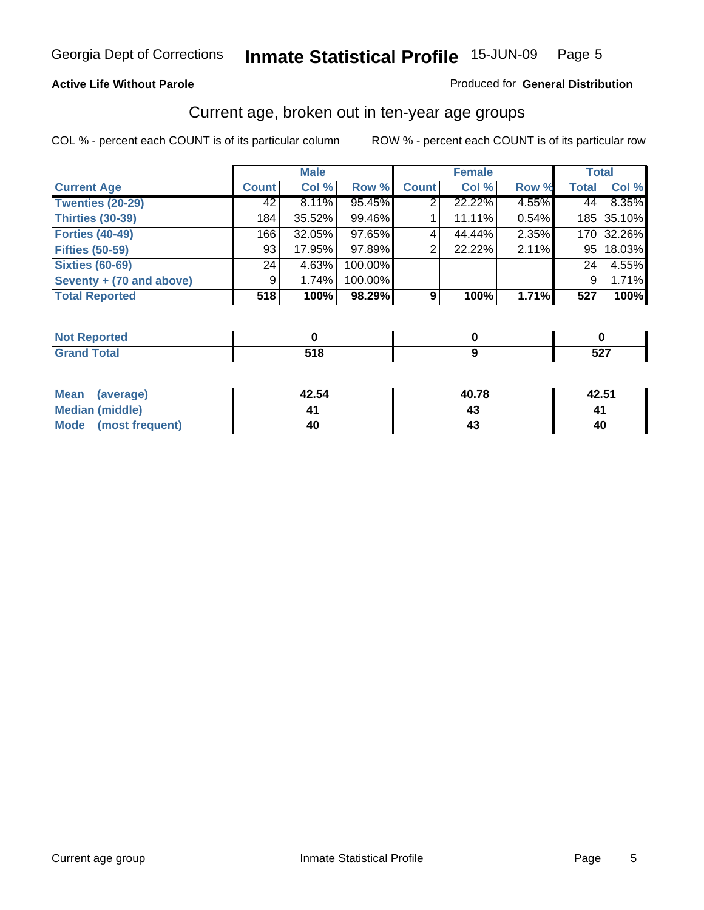Georgia Dept of Corrections **Inmate Statistical Profile** 15-JUN-09

**Active Life Without Parole**

Produced for **General Distribution**

## Current age, broken out in ten-year age groups

COL % - percent each COUNT is of its particular column ROW % - percent each COUNT is of its particular row

| | Male | | | Female | | | Total | |
|---|---|---|---|---|---|---|---|---|
| **Current Age** | **Count** | **Col %** | **Row %** | **Count** | **Col %** | **Row %** | **Total** | **Col %** |
| **Twenties (20-29)** | 42 | 8.11% | 95.45% | 2 | 22.22% | 4.55% | 44 | 8.35% |
| **Thirties (30-39)** | 184 | 35.52% | 99.46% | 1 | 11.11% | 0.54% | 185 | 35.10% |
| **Forties (40-49)** | 166 | 32.05% | 97.65% | 4 | 44.44% | 2.35% | 170 | 32.26% |
| **Fifties (50-59)** | 93 | 17.95% | 97.89% | 2 | 22.22% | 2.11% | 95 | 18.03% |
| **Sixties (60-69)** | 24 | 4.63% | 100.00% | | | | 24 | 4.55% |
| **Seventy + (70 and above)** | 9 | 1.74% | 100.00% | | | | 9 | 1.71% |
| **Total Reported** | **518** | **100%** | **98.29%** | **9** | **100%** | **1.71%** | **527** | **100%** |

| | Male | Female | Total |
|---|---|---|---|
| **Not Reported** | **0** | **0** | **0** |
| **Grand Total** | **518** | **9** | **527** |

| | Male | Female | Total |
|---|---|---|---|
| **Mean (average)** | **42.54** | **40.78** | **42.51** |
| **Median (middle)** | **41** | **43** | **41** |
| **Mode (most frequent)** | **40** | **43** | **40** |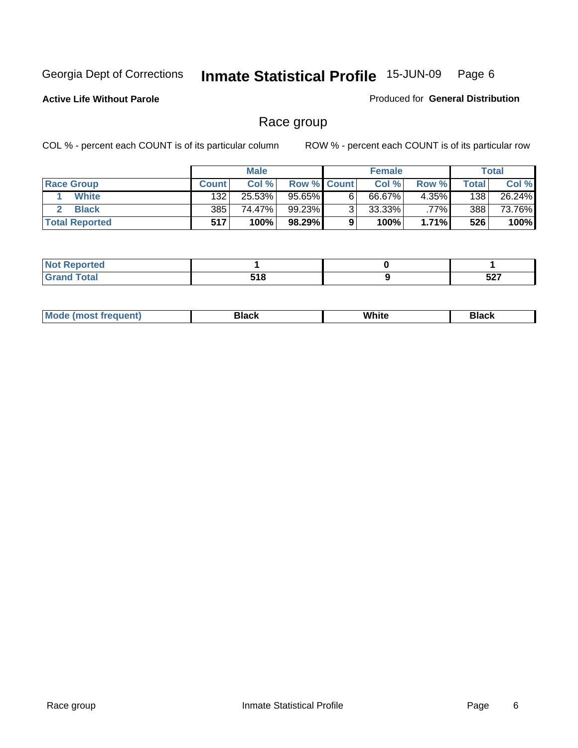Georgia Dept of Corrections **Inmate Statistical Profile** 15-JUN-09

**Active Life Without Parole**

Produced for **General Distribution**

## Race group

COL % - percent each COUNT is of its particular column ROW % - percent each COUNT is of its particular row

| | Male | | | Female | | | Total | |
|---|---|---|---|---|---|---|---|---|
| Race Group | Count | Col % | Row % | Count | Col % | Row % | Total | Col % |
| 1 White | 132 | 25.53% | 95.65% | 6 | 66.67% | 4.35% | 138 | 26.24% |
| 2 Black | 385 | 74.47% | 99.23% | 3 | 33.33% | .77% | 388 | 73.76% |
| **Total Reported** | **517** | **100%** | **98.29%** | **9** | **100%** | **1.71%** | **526** | **100%** |

| | Male | Female | Total |
|---|---|---|---|
| Not Reported | **1** | **0** | **1** |
| Grand Total | **518** | **9** | **527** |

| | Male | Female | Total |
|---|---|---|---|
| Mode (most frequent) | **Black** | **White** | **Black** |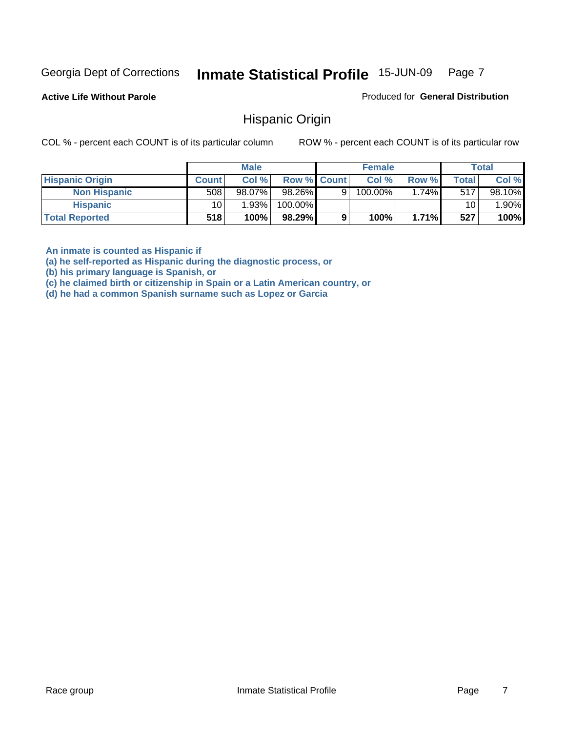Georgia Dept of Corrections **Inmate Statistical Profile** 15-JUN-09 Page 7

**Active Life Without Parole**

Produced for **General Distribution**

## Hispanic Origin

COL % - percent each COUNT is of its particular column ROW % - percent each COUNT is of its particular row

| | Male | | | Female | | | Total | |
|---|---|---|---|---|---|---|---|---|
| **Hispanic Origin** | **Count** | **Col %** | **Row %** | **Count** | **Col %** | **Row %** | **Total** | **Col %** |
| **Non Hispanic** | 508 | 98.07% | 98.26% | 9 | 100.00% | 1.74% | 517 | 98.10% |
| **Hispanic** | 10 | 1.93% | 100.00% | | | | 10 | 1.90% |
| **Total Reported** | **518** | **100%** | **98.29%** | **9** | **100%** | **1.71%** | **527** | **100%** |

**An inmate is counted as Hispanic if**
**(a) he self-reported as Hispanic during the diagnostic process, or**
**(b) his primary language is Spanish, or**
**(c) he claimed birth or citizenship in Spain or a Latin American country, or**
**(d) he had a common Spanish surname such as Lopez or Garcia**

Race group Inmate Statistical Profile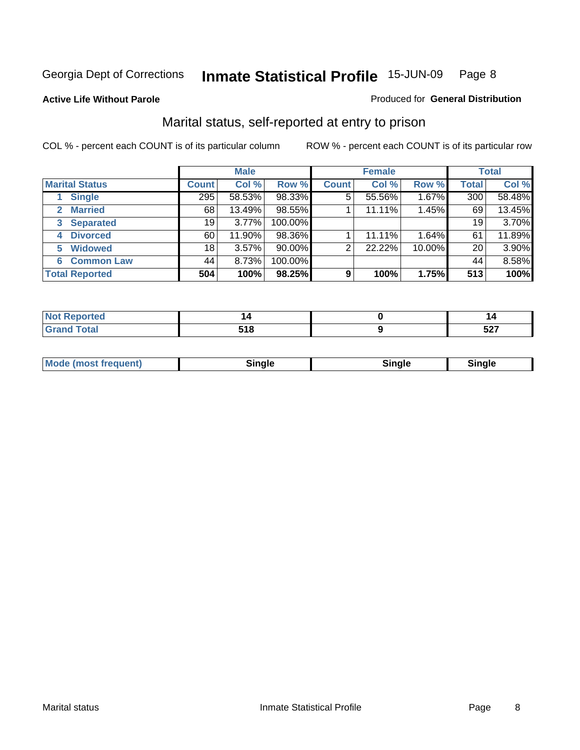Georgia Dept of Corrections **Inmate Statistical Profile** 15-JUN-09

**Active Life Without Parole**

Produced for **General Distribution**

## Marital status, self-reported at entry to prison

COL % - percent each COUNT is of its particular column

ROW % - percent each COUNT is of its particular row

| | Male | | | Female | | | Total | |
|---|---|---|---|---|---|---|---|---|
| **Marital Status** | **Count** | **Col %** | **Row %** | **Count** | **Col %** | **Row %** | **Total** | **Col %** |
| 1 **Single** | 295 | 58.53% | 98.33% | 5 | 55.56% | 1.67% | 300 | 58.48% |
| 2 **Married** | 68 | 13.49% | 98.55% | 1 | 11.11% | 1.45% | 69 | 13.45% |
| 3 **Separated** | 19 | 3.77% | 100.00% | | | | 19 | 3.70% |
| 4 **Divorced** | 60 | 11.90% | 98.36% | 1 | 11.11% | 1.64% | 61 | 11.89% |
| 5 **Widowed** | 18 | 3.57% | 90.00% | 2 | 22.22% | 10.00% | 20 | 3.90% |
| 6 **Common Law** | 44 | 8.73% | 100.00% | | | | 44 | 8.58% |
| **Total Reported** | **504** | **100%** | **98.25%** | **9** | **100%** | **1.75%** | **513** | **100%** |

| | Male | Female | Total |
|---|---|---|---|
| **Not Reported** | **14** | **0** | **14** |
| **Grand Total** | **518** | **9** | **527** |

| | Male | Female | Total |
|---|---|---|---|
| **Mode (most frequent)** | **Single** | **Single** | **Single** |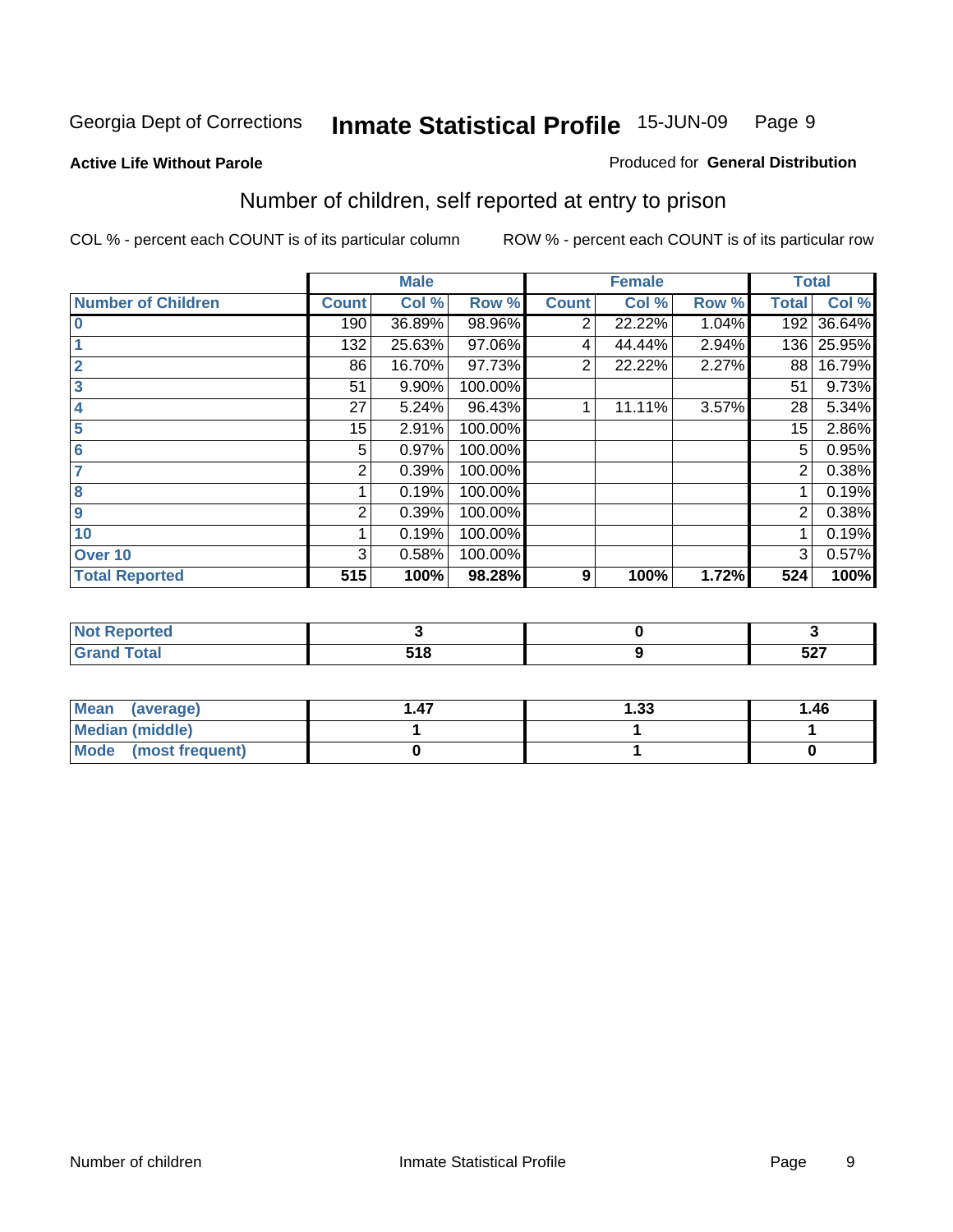Georgia Dept of Corrections **Inmate Statistical Profile** 15-JUN-09

**Active Life Without Parole**

Produced for **General Distribution**

## Number of children, self reported at entry to prison

COL % - percent each COUNT is of its particular column ROW % - percent each COUNT is of its particular row

| | Male | | | Female | | | Total | |
|---|---|---|---|---|---|---|---|---|
| **Number of Children** | **Count** | **Col %** | **Row %** | **Count** | **Col %** | **Row %** | **Total** | **Col %** |
| **0** | 190 | 36.89% | 98.96% | 2 | 22.22% | 1.04% | 192 | 36.64% |
| **1** | 132 | 25.63% | 97.06% | 4 | 44.44% | 2.94% | 136 | 25.95% |
| **2** | 86 | 16.70% | 97.73% | 2 | 22.22% | 2.27% | 88 | 16.79% |
| **3** | 51 | 9.90% | 100.00% | | | | 51 | 9.73% |
| **4** | 27 | 5.24% | 96.43% | 1 | 11.11% | 3.57% | 28 | 5.34% |
| **5** | 15 | 2.91% | 100.00% | | | | 15 | 2.86% |
| **6** | 5 | 0.97% | 100.00% | | | | 5 | 0.95% |
| **7** | 2 | 0.39% | 100.00% | | | | 2 | 0.38% |
| **8** | 1 | 0.19% | 100.00% | | | | 1 | 0.19% |
| **9** | 2 | 0.39% | 100.00% | | | | 2 | 0.38% |
| **10** | 1 | 0.19% | 100.00% | | | | 1 | 0.19% |
| **Over 10** | 3 | 0.58% | 100.00% | | | | 3 | 0.57% |
| **Total Reported** | **515** | **100%** | **98.28%** | **9** | **100%** | **1.72%** | **524** | **100%** |

| | Male | Female | Total |
|---|---|---|---|
| **Not Reported** | **3** | **0** | **3** |
| **Grand Total** | **518** | **9** | **527** |

| | Male | Female | Total |
|---|---|---|---|
| **Mean (average)** | **1.47** | **1.33** | **1.46** |
| **Median (middle)** | **1** | **1** | **1** |
| **Mode (most frequent)** | **0** | **1** | **0** |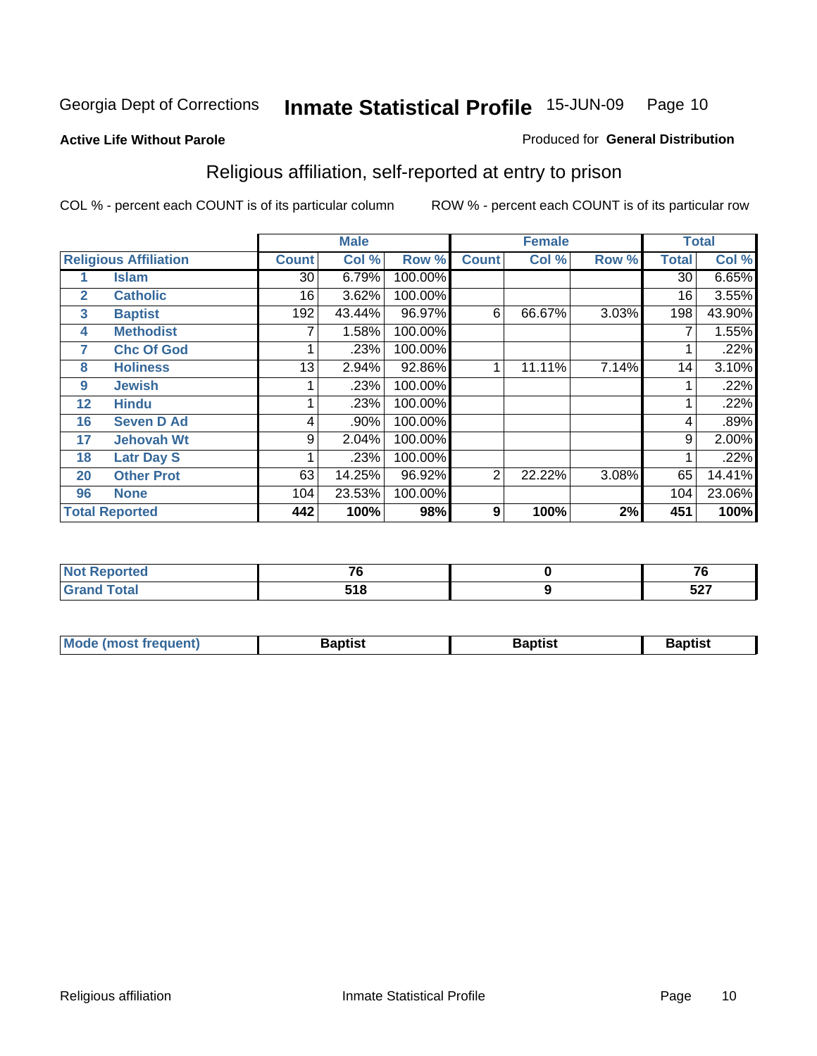Georgia Dept of Corrections **Inmate Statistical Profile** 15-JUN-09

**Active Life Without Parole**

Produced for **General Distribution**

## Religious affiliation, self-reported at entry to prison

COL % - percent each COUNT is of its particular column    ROW % - percent each COUNT is of its particular row

| Religious Affiliation | | Male | | | Female | | | Total | |
|---|---|---|---|---|---|---|---|---|---|
| | | Count | Col % | Row % | Count | Col % | Row % | Total | Col % |
| 1 | Islam | 30 | 6.79% | 100.00% | | | | 30 | 6.65% |
| 2 | Catholic | 16 | 3.62% | 100.00% | | | | 16 | 3.55% |
| 3 | Baptist | 192 | 43.44% | 96.97% | 6 | 66.67% | 3.03% | 198 | 43.90% |
| 4 | Methodist | 7 | 1.58% | 100.00% | | | | 7 | 1.55% |
| 7 | Chc Of God | 1 | .23% | 100.00% | | | | 1 | .22% |
| 8 | Holiness | 13 | 2.94% | 92.86% | 1 | 11.11% | 7.14% | 14 | 3.10% |
| 9 | Jewish | 1 | .23% | 100.00% | | | | 1 | .22% |
| 12 | Hindu | 1 | .23% | 100.00% | | | | 1 | .22% |
| 16 | Seven D Ad | 4 | .90% | 100.00% | | | | 4 | .89% |
| 17 | Jehovah Wt | 9 | 2.04% | 100.00% | | | | 9 | 2.00% |
| 18 | Latr Day S | 1 | .23% | 100.00% | | | | 1 | .22% |
| 20 | Other Prot | 63 | 14.25% | 96.92% | 2 | 22.22% | 3.08% | 65 | 14.41% |
| 96 | None | 104 | 23.53% | 100.00% | | | | 104 | 23.06% |
| **Total Reported** | | **442** | **100%** | **98%** | **9** | **100%** | **2%** | **451** | **100%** |

| | Male | Female | Total |
|---|---|---|---|
| Not Reported | 76 | 0 | 76 |
| Grand Total | 518 | 9 | 527 |

| | Male | Female | Total |
|---|---|---|---|
| Mode (most frequent) | Baptist | Baptist | Baptist |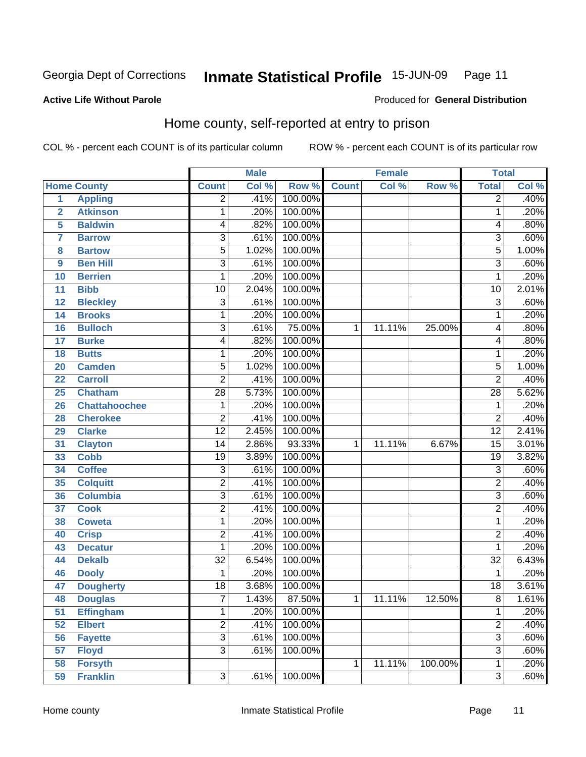Georgia Dept of Corrections **Inmate Statistical Profile** 15-JUN-09

**Active Life Without Parole**

Produced for **General Distribution**

## Home county, self-reported at entry to prison

COL % - percent each COUNT is of its particular column ROW % - percent each COUNT is of its particular row

| Home County | | Male | | | Female | | | Total | |
|---|---|---|---|---|---|---|---|---|---|
| | | Count | Col % | Row % | Count | Col % | Row % | Total | Col % |
| 1 | Appling | 2 | .41% | 100.00% | | | | 2 | .40% |
| 2 | Atkinson | 1 | .20% | 100.00% | | | | 1 | .20% |
| 5 | Baldwin | 4 | .82% | 100.00% | | | | 4 | .80% |
| 7 | Barrow | 3 | .61% | 100.00% | | | | 3 | .60% |
| 8 | Bartow | 5 | 1.02% | 100.00% | | | | 5 | 1.00% |
| 9 | Ben Hill | 3 | .61% | 100.00% | | | | 3 | .60% |
| 10 | Berrien | 1 | .20% | 100.00% | | | | 1 | .20% |
| 11 | Bibb | 10 | 2.04% | 100.00% | | | | 10 | 2.01% |
| 12 | Bleckley | 3 | .61% | 100.00% | | | | 3 | .60% |
| 14 | Brooks | 1 | .20% | 100.00% | | | | 1 | .20% |
| 16 | Bulloch | 3 | .61% | 75.00% | 1 | 11.11% | 25.00% | 4 | .80% |
| 17 | Burke | 4 | .82% | 100.00% | | | | 4 | .80% |
| 18 | Butts | 1 | .20% | 100.00% | | | | 1 | .20% |
| 20 | Camden | 5 | 1.02% | 100.00% | | | | 5 | 1.00% |
| 22 | Carroll | 2 | .41% | 100.00% | | | | 2 | .40% |
| 25 | Chatham | 28 | 5.73% | 100.00% | | | | 28 | 5.62% |
| 26 | Chattahoochee | 1 | .20% | 100.00% | | | | 1 | .20% |
| 28 | Cherokee | 2 | .41% | 100.00% | | | | 2 | .40% |
| 29 | Clarke | 12 | 2.45% | 100.00% | | | | 12 | 2.41% |
| 31 | Clayton | 14 | 2.86% | 93.33% | 1 | 11.11% | 6.67% | 15 | 3.01% |
| 33 | Cobb | 19 | 3.89% | 100.00% | | | | 19 | 3.82% |
| 34 | Coffee | 3 | .61% | 100.00% | | | | 3 | .60% |
| 35 | Colquitt | 2 | .41% | 100.00% | | | | 2 | .40% |
| 36 | Columbia | 3 | .61% | 100.00% | | | | 3 | .60% |
| 37 | Cook | 2 | .41% | 100.00% | | | | 2 | .40% |
| 38 | Coweta | 1 | .20% | 100.00% | | | | 1 | .20% |
| 40 | Crisp | 2 | .41% | 100.00% | | | | 2 | .40% |
| 43 | Decatur | 1 | .20% | 100.00% | | | | 1 | .20% |
| 44 | Dekalb | 32 | 6.54% | 100.00% | | | | 32 | 6.43% |
| 46 | Dooly | 1 | .20% | 100.00% | | | | 1 | .20% |
| 47 | Dougherty | 18 | 3.68% | 100.00% | | | | 18 | 3.61% |
| 48 | Douglas | 7 | 1.43% | 87.50% | 1 | 11.11% | 12.50% | 8 | 1.61% |
| 51 | Effingham | 1 | .20% | 100.00% | | | | 1 | .20% |
| 52 | Elbert | 2 | .41% | 100.00% | | | | 2 | .40% |
| 56 | Fayette | 3 | .61% | 100.00% | | | | 3 | .60% |
| 57 | Floyd | 3 | .61% | 100.00% | | | | 3 | .60% |
| 58 | Forsyth | | | | 1 | 11.11% | 100.00% | 1 | .20% |
| 59 | Franklin | 3 | .61% | 100.00% | | | | 3 | .60% |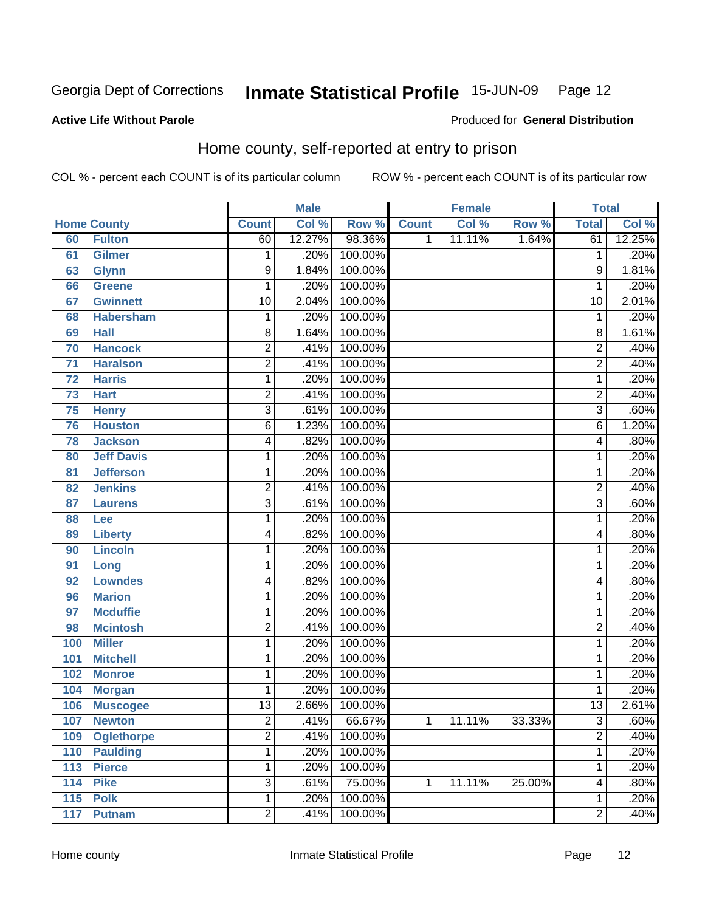Georgia Dept of Corrections **Inmate Statistical Profile** 15-JUN-09

**Active Life Without Parole**

Produced for **General Distribution**

## Home county, self-reported at entry to prison

COL % - percent each COUNT is of its particular column ROW % - percent each COUNT is of its particular row

| Home County | | Male | | | Female | | | Total | |
|---|---|---|---|---|---|---|---|---|---|
| | | Count | Col % | Row % | Count | Col % | Row % | Total | Col % |
| 60 | Fulton | 60 | 12.27% | 98.36% | 1 | 11.11% | 1.64% | 61 | 12.25% |
| 61 | Gilmer | 1 | .20% | 100.00% | | | | 1 | .20% |
| 63 | Glynn | 9 | 1.84% | 100.00% | | | | 9 | 1.81% |
| 66 | Greene | 1 | .20% | 100.00% | | | | 1 | .20% |
| 67 | Gwinnett | 10 | 2.04% | 100.00% | | | | 10 | 2.01% |
| 68 | Habersham | 1 | .20% | 100.00% | | | | 1 | .20% |
| 69 | Hall | 8 | 1.64% | 100.00% | | | | 8 | 1.61% |
| 70 | Hancock | 2 | .41% | 100.00% | | | | 2 | .40% |
| 71 | Haralson | 2 | .41% | 100.00% | | | | 2 | .40% |
| 72 | Harris | 1 | .20% | 100.00% | | | | 1 | .20% |
| 73 | Hart | 2 | .41% | 100.00% | | | | 2 | .40% |
| 75 | Henry | 3 | .61% | 100.00% | | | | 3 | .60% |
| 76 | Houston | 6 | 1.23% | 100.00% | | | | 6 | 1.20% |
| 78 | Jackson | 4 | .82% | 100.00% | | | | 4 | .80% |
| 80 | Jeff Davis | 1 | .20% | 100.00% | | | | 1 | .20% |
| 81 | Jefferson | 1 | .20% | 100.00% | | | | 1 | .20% |
| 82 | Jenkins | 2 | .41% | 100.00% | | | | 2 | .40% |
| 87 | Laurens | 3 | .61% | 100.00% | | | | 3 | .60% |
| 88 | Lee | 1 | .20% | 100.00% | | | | 1 | .20% |
| 89 | Liberty | 4 | .82% | 100.00% | | | | 4 | .80% |
| 90 | Lincoln | 1 | .20% | 100.00% | | | | 1 | .20% |
| 91 | Long | 1 | .20% | 100.00% | | | | 1 | .20% |
| 92 | Lowndes | 4 | .82% | 100.00% | | | | 4 | .80% |
| 96 | Marion | 1 | .20% | 100.00% | | | | 1 | .20% |
| 97 | Mcduffie | 1 | .20% | 100.00% | | | | 1 | .20% |
| 98 | Mcintosh | 2 | .41% | 100.00% | | | | 2 | .40% |
| 100 | Miller | 1 | .20% | 100.00% | | | | 1 | .20% |
| 101 | Mitchell | 1 | .20% | 100.00% | | | | 1 | .20% |
| 102 | Monroe | 1 | .20% | 100.00% | | | | 1 | .20% |
| 104 | Morgan | 1 | .20% | 100.00% | | | | 1 | .20% |
| 106 | Muscogee | 13 | 2.66% | 100.00% | | | | 13 | 2.61% |
| 107 | Newton | 2 | .41% | 66.67% | 1 | 11.11% | 33.33% | 3 | .60% |
| 109 | Oglethorpe | 2 | .41% | 100.00% | | | | 2 | .40% |
| 110 | Paulding | 1 | .20% | 100.00% | | | | 1 | .20% |
| 113 | Pierce | 1 | .20% | 100.00% | | | | 1 | .20% |
| 114 | Pike | 3 | .61% | 75.00% | 1 | 11.11% | 25.00% | 4 | .80% |
| 115 | Polk | 1 | .20% | 100.00% | | | | 1 | .20% |
| 117 | Putnam | 2 | .41% | 100.00% | | | | 2 | .40% |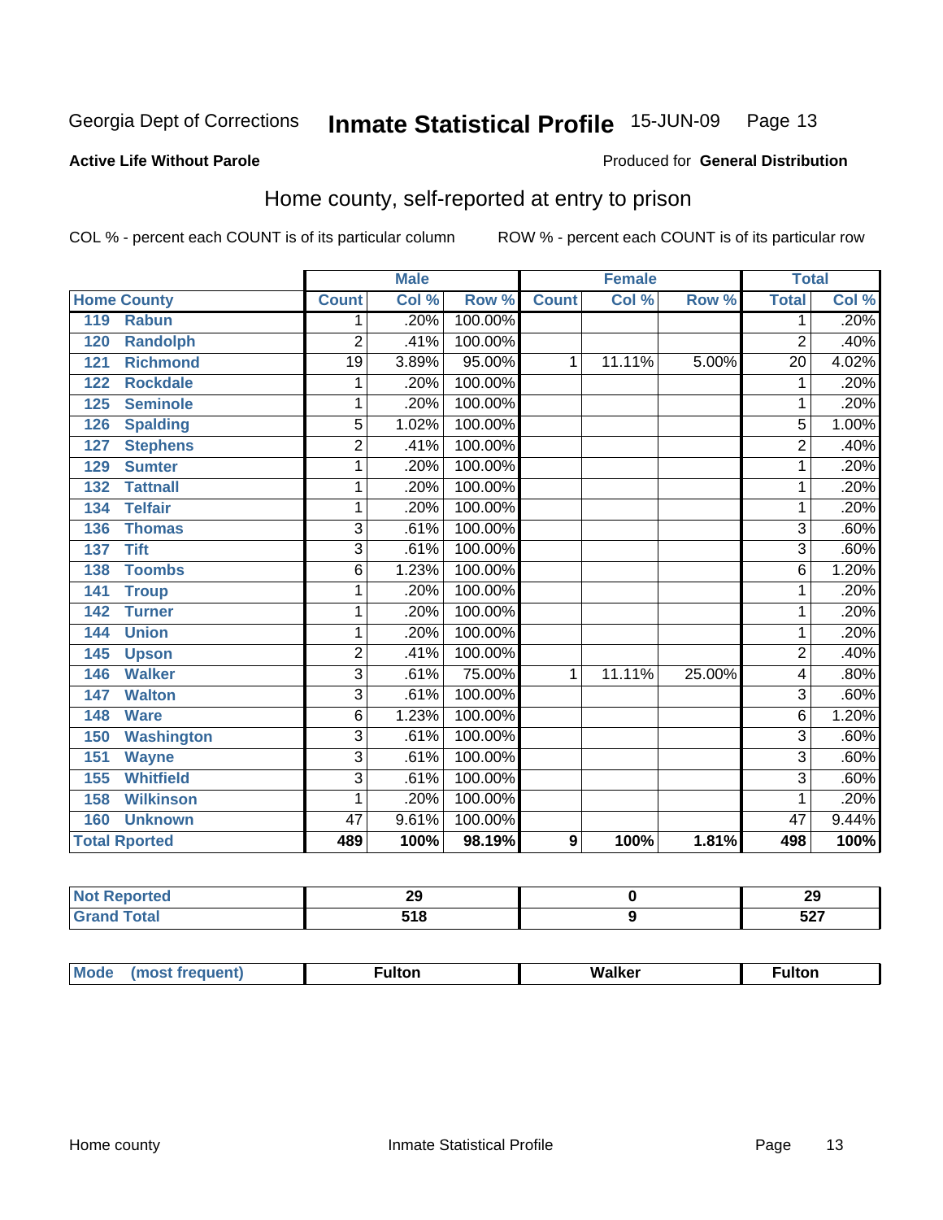Georgia Dept of Corrections **Inmate Statistical Profile** 15-JUN-09

**Active Life Without Parole** Produced for **General Distribution**

## Home county, self-reported at entry to prison

COL % - percent each COUNT is of its particular column ROW % - percent each COUNT is of its particular row

| Home County | | Male | | | Female | | | Total | |
|---|---|---|---|---|---|---|---|---|---|
| | | Count | Col % | Row % | Count | Col % | Row % | Total | Col % |
| 119 | Rabun | 1 | .20% | 100.00% | | | | 1 | .20% |
| 120 | Randolph | 2 | .41% | 100.00% | | | | 2 | .40% |
| 121 | Richmond | 19 | 3.89% | 95.00% | 1 | 11.11% | 5.00% | 20 | 4.02% |
| 122 | Rockdale | 1 | .20% | 100.00% | | | | 1 | .20% |
| 125 | Seminole | 1 | .20% | 100.00% | | | | 1 | .20% |
| 126 | Spalding | 5 | 1.02% | 100.00% | | | | 5 | 1.00% |
| 127 | Stephens | 2 | .41% | 100.00% | | | | 2 | .40% |
| 129 | Sumter | 1 | .20% | 100.00% | | | | 1 | .20% |
| 132 | Tattnall | 1 | .20% | 100.00% | | | | 1 | .20% |
| 134 | Telfair | 1 | .20% | 100.00% | | | | 1 | .20% |
| 136 | Thomas | 3 | .61% | 100.00% | | | | 3 | .60% |
| 137 | Tift | 3 | .61% | 100.00% | | | | 3 | .60% |
| 138 | Toombs | 6 | 1.23% | 100.00% | | | | 6 | 1.20% |
| 141 | Troup | 1 | .20% | 100.00% | | | | 1 | .20% |
| 142 | Turner | 1 | .20% | 100.00% | | | | 1 | .20% |
| 144 | Union | 1 | .20% | 100.00% | | | | 1 | .20% |
| 145 | Upson | 2 | .41% | 100.00% | | | | 2 | .40% |
| 146 | Walker | 3 | .61% | 75.00% | 1 | 11.11% | 25.00% | 4 | .80% |
| 147 | Walton | 3 | .61% | 100.00% | | | | 3 | .60% |
| 148 | Ware | 6 | 1.23% | 100.00% | | | | 6 | 1.20% |
| 150 | Washington | 3 | .61% | 100.00% | | | | 3 | .60% |
| 151 | Wayne | 3 | .61% | 100.00% | | | | 3 | .60% |
| 155 | Whitfield | 3 | .61% | 100.00% | | | | 3 | .60% |
| 158 | Wilkinson | 1 | .20% | 100.00% | | | | 1 | .20% |
| 160 | Unknown | 47 | 9.61% | 100.00% | | | | 47 | 9.44% |
| **Total Rported** | | **489** | **100%** | **98.19%** | **9** | **100%** | **1.81%** | **498** | **100%** |

| | Male | Female | Total |
|---|---|---|---|
| Not Reported | 29 | 0 | 29 |
| Grand Total | 518 | 9 | 527 |

| | Male | Female | Total |
|---|---|---|---|
| Mode (most frequent) | Fulton | Walker | Fulton |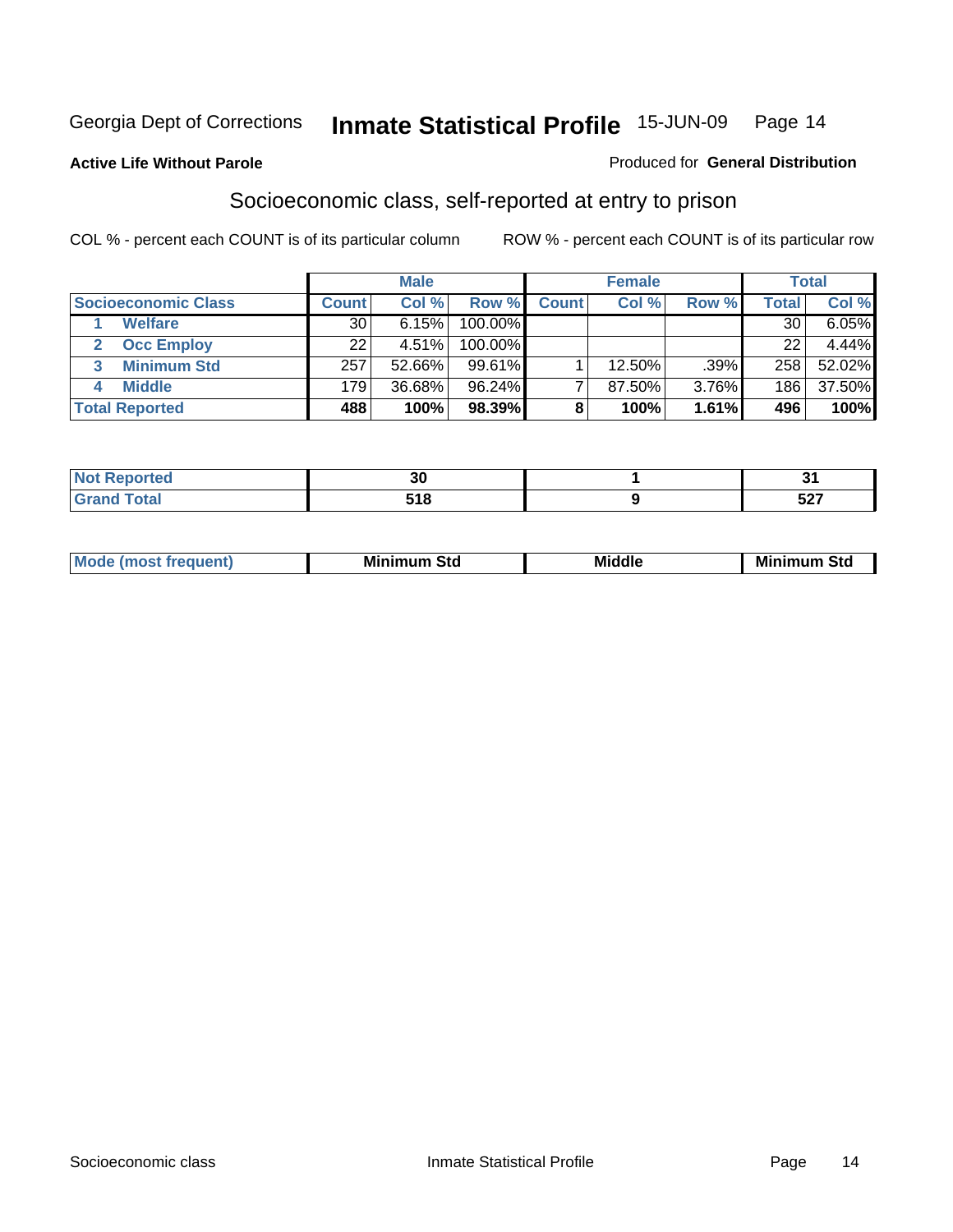Georgia Dept of Corrections **Inmate Statistical Profile** 15-JUN-09

**Active Life Without Parole**

Produced for **General Distribution**

## Socioeconomic class, self-reported at entry to prison

COL % - percent each COUNT is of its particular column

ROW % - percent each COUNT is of its particular row

| | Male | | | Female | | | Total | |
|---|---|---|---|---|---|---|---|---|
| **Socioeconomic Class** | **Count** | **Col %** | **Row %** | **Count** | **Col %** | **Row %** | **Total** | **Col %** |
| 1 **Welfare** | 30 | 6.15% | 100.00% | | | | 30 | 6.05% |
| 2 **Occ Employ** | 22 | 4.51% | 100.00% | | | | 22 | 4.44% |
| 3 **Minimum Std** | 257 | 52.66% | 99.61% | 1 | 12.50% | .39% | 258 | 52.02% |
| 4 **Middle** | 179 | 36.68% | 96.24% | 7 | 87.50% | 3.76% | 186 | 37.50% |
| **Total Reported** | **488** | **100%** | **98.39%** | **8** | **100%** | **1.61%** | **496** | **100%** |

| | Male | Female | Total |
|---|---|---|---|
| **Not Reported** | **30** | **1** | **31** |
| **Grand Total** | **518** | **9** | **527** |

| | Male | Female | Total |
|---|---|---|---|
| **Mode (most frequent)** | **Minimum Std** | **Middle** | **Minimum Std** |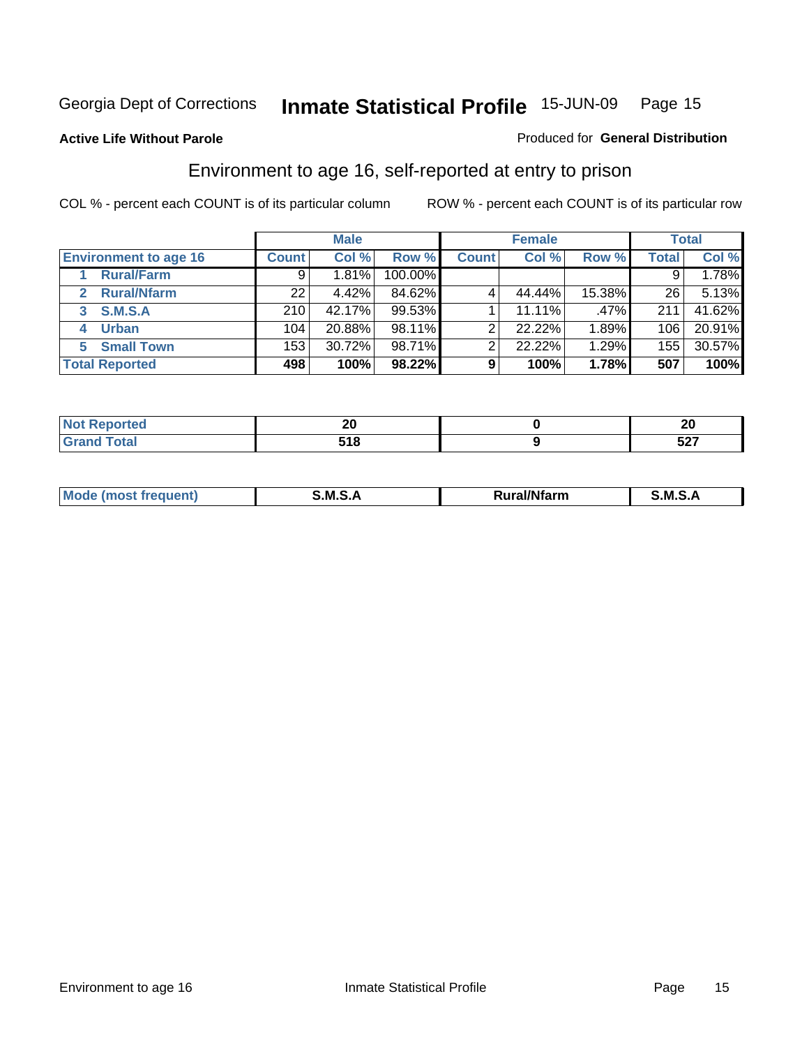Georgia Dept of Corrections **Inmate Statistical Profile** 15-JUN-09

**Active Life Without Parole**

Produced for **General Distribution**

## Environment to age 16, self-reported at entry to prison

COL % - percent each COUNT is of its particular column

ROW % - percent each COUNT is of its particular row

| | Male | | | Female | | | Total | |
|---|---|---|---|---|---|---|---|---|
| **Environment to age 16** | **Count** | **Col %** | **Row %** | **Count** | **Col %** | **Row %** | **Total** | **Col %** |
| **1 Rural/Farm** | 9 | 1.81% | 100.00% | | | | 9 | 1.78% |
| **2 Rural/Nfarm** | 22 | 4.42% | 84.62% | 4 | 44.44% | 15.38% | 26 | 5.13% |
| **3 S.M.S.A** | 210 | 42.17% | 99.53% | 1 | 11.11% | .47% | 211 | 41.62% |
| **4 Urban** | 104 | 20.88% | 98.11% | 2 | 22.22% | 1.89% | 106 | 20.91% |
| **5 Small Town** | 153 | 30.72% | 98.71% | 2 | 22.22% | 1.29% | 155 | 30.57% |
| **Total Reported** | **498** | **100%** | **98.22%** | **9** | **100%** | **1.78%** | **507** | **100%** |

| | Male | Female | Total |
|---|---|---|---|
| **Not Reported** | **20** | **0** | **20** |
| **Grand Total** | **518** | **9** | **527** |

| | Male | Female | Total |
|---|---|---|---|
| **Mode (most frequent)** | **S.M.S.A** | **Rural/Nfarm** | **S.M.S.A** |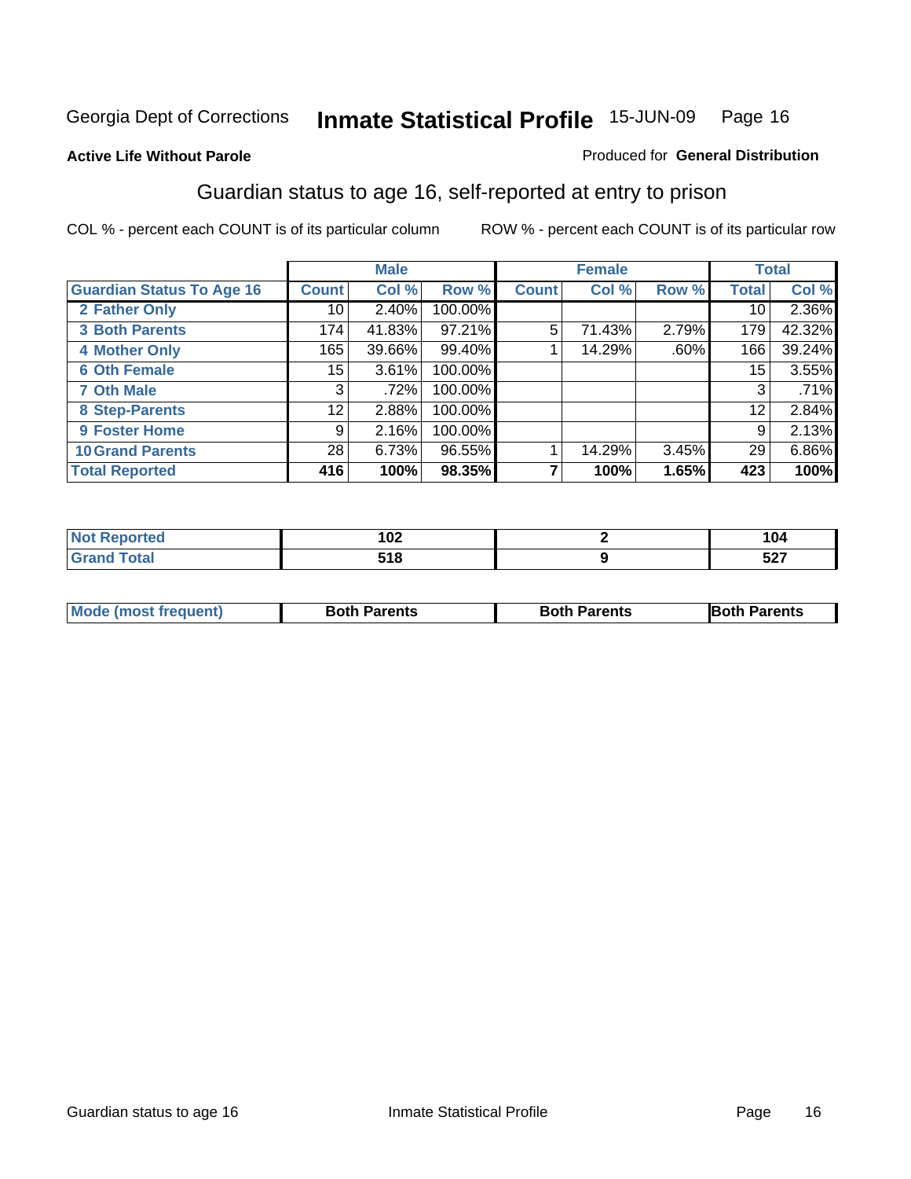Georgia Dept of Corrections **Inmate Statistical Profile** 15-JUN-09

**Active Life Without Parole**

Produced for **General Distribution**

## Guardian status to age 16, self-reported at entry to prison

COL % - percent each COUNT is of its particular column ROW % - percent each COUNT is of its particular row

| | Male | | | Female | | | Total | |
|---|---|---|---|---|---|---|---|---|
| **Guardian Status To Age 16** | **Count** | **Col %** | **Row %** | **Count** | **Col %** | **Row %** | **Total** | **Col %** |
| 2 Father Only | 10 | 2.40% | 100.00% | | | | 10 | 2.36% |
| 3 Both Parents | 174 | 41.83% | 97.21% | 5 | 71.43% | 2.79% | 179 | 42.32% |
| 4 Mother Only | 165 | 39.66% | 99.40% | 1 | 14.29% | .60% | 166 | 39.24% |
| 6 Oth Female | 15 | 3.61% | 100.00% | | | | 15 | 3.55% |
| 7 Oth Male | 3 | .72% | 100.00% | | | | 3 | .71% |
| 8 Step-Parents | 12 | 2.88% | 100.00% | | | | 12 | 2.84% |
| 9 Foster Home | 9 | 2.16% | 100.00% | | | | 9 | 2.13% |
| 10 Grand Parents | 28 | 6.73% | 96.55% | 1 | 14.29% | 3.45% | 29 | 6.86% |
| **Total Reported** | **416** | **100%** | **98.35%** | **7** | **100%** | **1.65%** | **423** | **100%** |

| | Male | Female | Total |
|---|---|---|---|
| Not Reported | **102** | **2** | **104** |
| Grand Total | **518** | **9** | **527** |

| | Male | Female | Total |
|---|---|---|---|
| Mode (most frequent) | **Both Parents** | **Both Parents** | **Both Parents** |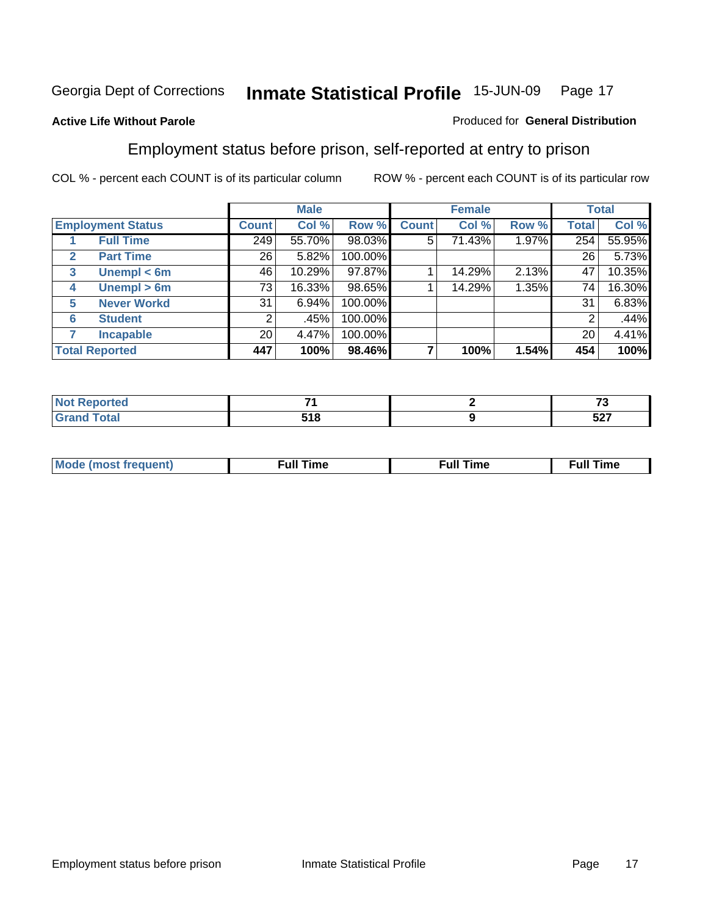Georgia Dept of Corrections **Inmate Statistical Profile** 15-JUN-09

**Active Life Without Parole**

Produced for **General Distribution**

## Employment status before prison, self-reported at entry to prison

COL % - percent each COUNT is of its particular column    ROW % - percent each COUNT is of its particular row

| | | Male | | | Female | | | Total | |
|---|---|---|---|---|---|---|---|---|---|
| **Employment Status** | | **Count** | **Col %** | **Row %** | **Count** | **Col %** | **Row %** | **Total** | **Col %** |
| 1 | **Full Time** | 249 | 55.70% | 98.03% | 5 | 71.43% | 1.97% | 254 | 55.95% |
| 2 | **Part Time** | 26 | 5.82% | 100.00% | | | | 26 | 5.73% |
| 3 | **Unempl < 6m** | 46 | 10.29% | 97.87% | 1 | 14.29% | 2.13% | 47 | 10.35% |
| 4 | **Unempl > 6m** | 73 | 16.33% | 98.65% | 1 | 14.29% | 1.35% | 74 | 16.30% |
| 5 | **Never Workd** | 31 | 6.94% | 100.00% | | | | 31 | 6.83% |
| 6 | **Student** | 2 | .45% | 100.00% | | | | 2 | .44% |
| 7 | **Incapable** | 20 | 4.47% | 100.00% | | | | 20 | 4.41% |
| **Total Reported** | | **447** | **100%** | **98.46%** | **7** | **100%** | **1.54%** | **454** | **100%** |

| | Male | Female | Total |
|---|---|---|---|
| **Not Reported** | **71** | **2** | **73** |
| **Grand Total** | **518** | **9** | **527** |

| | Male | Female | Total |
|---|---|---|---|
| **Mode (most frequent)** | **Full Time** | **Full Time** | **Full Time** |

Employment status before prison    Inmate Statistical Profile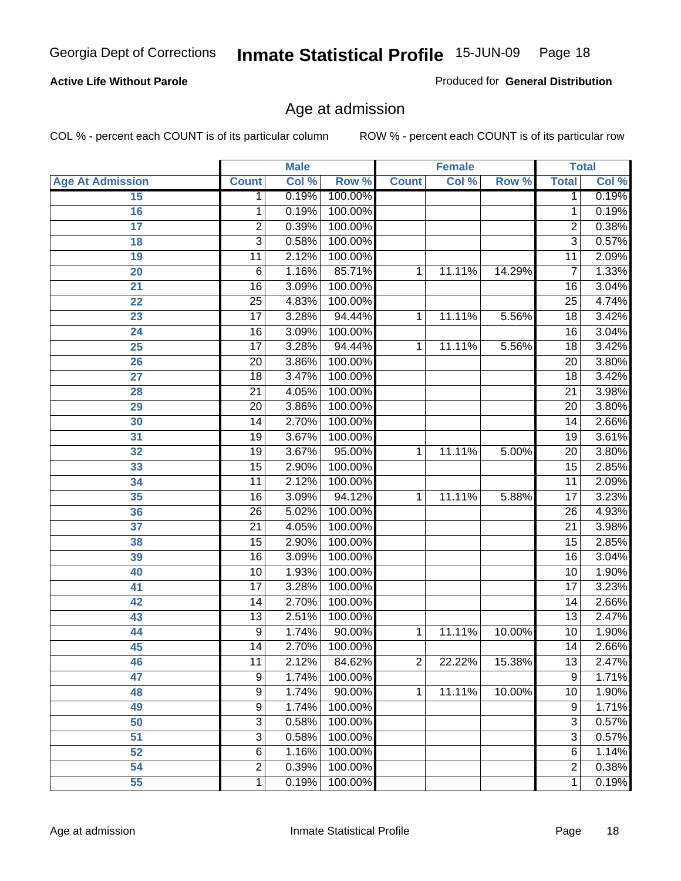**Active Life Without Parole**

Produced for **General Distribution**

## Age at admission

COL % - percent each COUNT is of its particular column

ROW % - percent each COUNT is of its particular row

| | Male | | | Female | | | Total | |
|---|---|---|---|---|---|---|---|---|
| **Age At Admission** | **Count** | **Col %** | **Row %** | **Count** | **Col %** | **Row %** | **Total** | **Col %** |
| 15 | 1 | 0.19% | 100.00% | | | | 1 | 0.19% |
| 16 | 1 | 0.19% | 100.00% | | | | 1 | 0.19% |
| 17 | 2 | 0.39% | 100.00% | | | | 2 | 0.38% |
| 18 | 3 | 0.58% | 100.00% | | | | 3 | 0.57% |
| 19 | 11 | 2.12% | 100.00% | | | | 11 | 2.09% |
| 20 | 6 | 1.16% | 85.71% | 1 | 11.11% | 14.29% | 7 | 1.33% |
| 21 | 16 | 3.09% | 100.00% | | | | 16 | 3.04% |
| 22 | 25 | 4.83% | 100.00% | | | | 25 | 4.74% |
| 23 | 17 | 3.28% | 94.44% | 1 | 11.11% | 5.56% | 18 | 3.42% |
| 24 | 16 | 3.09% | 100.00% | | | | 16 | 3.04% |
| 25 | 17 | 3.28% | 94.44% | 1 | 11.11% | 5.56% | 18 | 3.42% |
| 26 | 20 | 3.86% | 100.00% | | | | 20 | 3.80% |
| 27 | 18 | 3.47% | 100.00% | | | | 18 | 3.42% |
| 28 | 21 | 4.05% | 100.00% | | | | 21 | 3.98% |
| 29 | 20 | 3.86% | 100.00% | | | | 20 | 3.80% |
| 30 | 14 | 2.70% | 100.00% | | | | 14 | 2.66% |
| 31 | 19 | 3.67% | 100.00% | | | | 19 | 3.61% |
| 32 | 19 | 3.67% | 95.00% | 1 | 11.11% | 5.00% | 20 | 3.80% |
| 33 | 15 | 2.90% | 100.00% | | | | 15 | 2.85% |
| 34 | 11 | 2.12% | 100.00% | | | | 11 | 2.09% |
| 35 | 16 | 3.09% | 94.12% | 1 | 11.11% | 5.88% | 17 | 3.23% |
| 36 | 26 | 5.02% | 100.00% | | | | 26 | 4.93% |
| 37 | 21 | 4.05% | 100.00% | | | | 21 | 3.98% |
| 38 | 15 | 2.90% | 100.00% | | | | 15 | 2.85% |
| 39 | 16 | 3.09% | 100.00% | | | | 16 | 3.04% |
| 40 | 10 | 1.93% | 100.00% | | | | 10 | 1.90% |
| 41 | 17 | 3.28% | 100.00% | | | | 17 | 3.23% |
| 42 | 14 | 2.70% | 100.00% | | | | 14 | 2.66% |
| 43 | 13 | 2.51% | 100.00% | | | | 13 | 2.47% |
| 44 | 9 | 1.74% | 90.00% | 1 | 11.11% | 10.00% | 10 | 1.90% |
| 45 | 14 | 2.70% | 100.00% | | | | 14 | 2.66% |
| 46 | 11 | 2.12% | 84.62% | 2 | 22.22% | 15.38% | 13 | 2.47% |
| 47 | 9 | 1.74% | 100.00% | | | | 9 | 1.71% |
| 48 | 9 | 1.74% | 90.00% | 1 | 11.11% | 10.00% | 10 | 1.90% |
| 49 | 9 | 1.74% | 100.00% | | | | 9 | 1.71% |
| 50 | 3 | 0.58% | 100.00% | | | | 3 | 0.57% |
| 51 | 3 | 0.58% | 100.00% | | | | 3 | 0.57% |
| 52 | 6 | 1.16% | 100.00% | | | | 6 | 1.14% |
| 54 | 2 | 0.39% | 100.00% | | | | 2 | 0.38% |
| 55 | 1 | 0.19% | 100.00% | | | | 1 | 0.19% |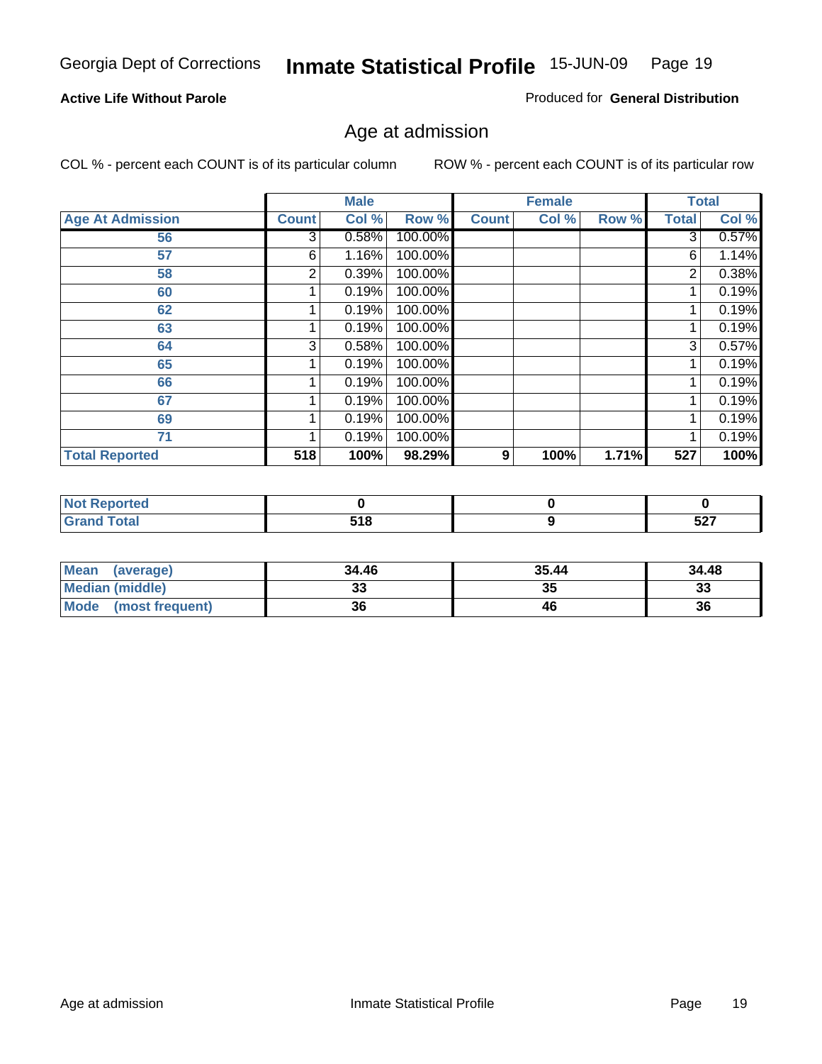Georgia Dept of Corrections **Inmate Statistical Profile** 15-JUN-09 Page 19

**Active Life Without Parole**

Produced for **General Distribution**

## Age at admission

COL % - percent each COUNT is of its particular column ROW % - percent each COUNT is of its particular row

| | Male | | | Female | | | Total | |
|---|---|---|---|---|---|---|---|---|
| Age At Admission | Count | Col % | Row % | Count | Col % | Row % | Total | Col % |
| 56 | 3 | 0.58% | 100.00% | | | | 3 | 0.57% |
| 57 | 6 | 1.16% | 100.00% | | | | 6 | 1.14% |
| 58 | 2 | 0.39% | 100.00% | | | | 2 | 0.38% |
| 60 | 1 | 0.19% | 100.00% | | | | 1 | 0.19% |
| 62 | 1 | 0.19% | 100.00% | | | | 1 | 0.19% |
| 63 | 1 | 0.19% | 100.00% | | | | 1 | 0.19% |
| 64 | 3 | 0.58% | 100.00% | | | | 3 | 0.57% |
| 65 | 1 | 0.19% | 100.00% | | | | 1 | 0.19% |
| 66 | 1 | 0.19% | 100.00% | | | | 1 | 0.19% |
| 67 | 1 | 0.19% | 100.00% | | | | 1 | 0.19% |
| 69 | 1 | 0.19% | 100.00% | | | | 1 | 0.19% |
| 71 | 1 | 0.19% | 100.00% | | | | 1 | 0.19% |
| **Total Reported** | **518** | **100%** | **98.29%** | **9** | **100%** | **1.71%** | **527** | **100%** |

| | Male | Female | Total |
|---|---|---|---|
| Not Reported | 0 | 0 | 0 |
| Grand Total | 518 | 9 | 527 |

| | Male | Female | Total |
|---|---|---|---|
| Mean (average) | 34.46 | 35.44 | 34.48 |
| Median (middle) | 33 | 35 | 33 |
| Mode (most frequent) | 36 | 46 | 36 |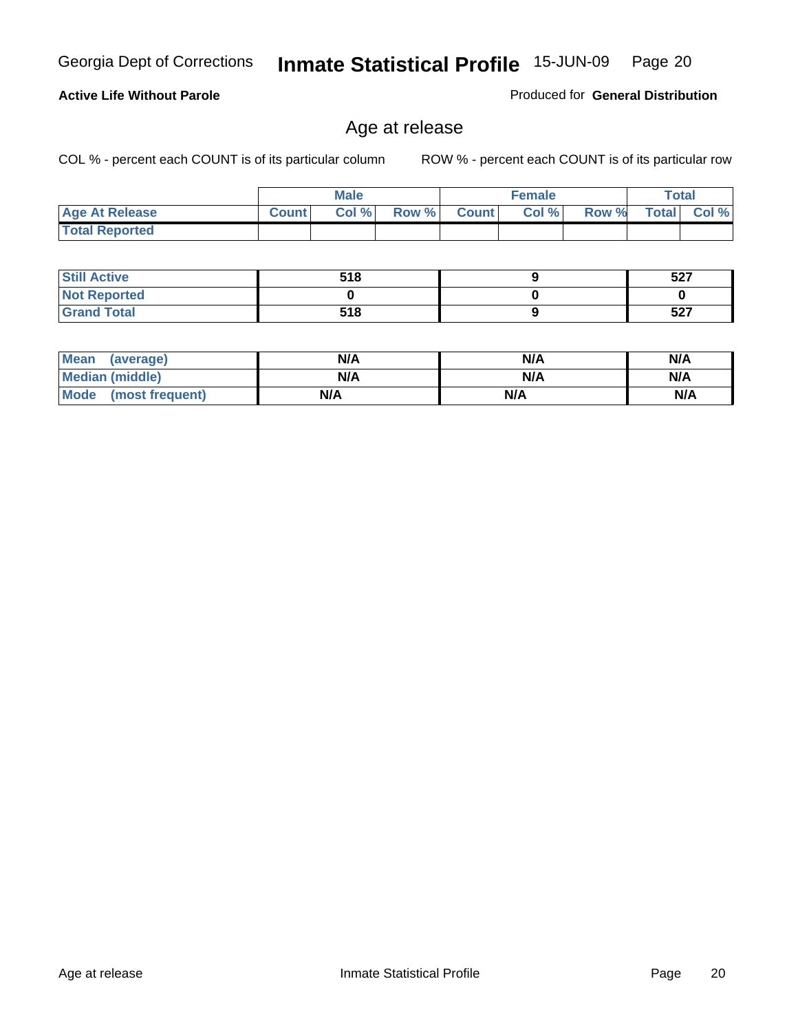**Active Life Without Parole**

Produced for **General Distribution**

## Age at release

COL % - percent each COUNT is of its particular column

ROW % - percent each COUNT is of its particular row

| | Male | | | Female | | | Total | |
|---|---|---|---|---|---|---|---|---|
| **Age At Release** | **Count** | **Col %** | **Row %** | **Count** | **Col %** | **Row %** | **Total** | **Col %** |
| **Total Reported** | | | | | | | | |

| | Male | Female | Total |
|---|---|---|---|
| **Still Active** | **518** | **9** | **527** |
| **Not Reported** | **0** | **0** | **0** |
| **Grand Total** | **518** | **9** | **527** |

| | Male | Female | Total |
|---|---|---|---|
| **Mean (average)** | **N/A** | **N/A** | **N/A** |
| **Median (middle)** | **N/A** | **N/A** | **N/A** |
| **Mode (most frequent)** | **N/A** | **N/A** | **N/A** |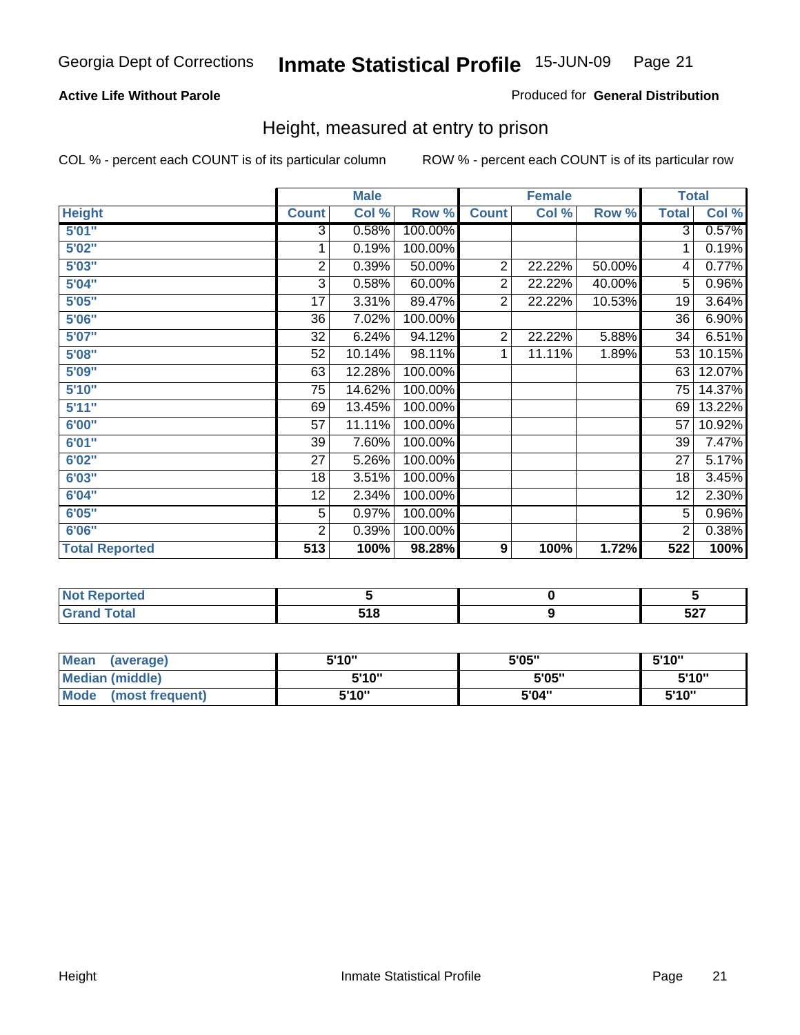Georgia Dept of Corrections **Inmate Statistical Profile** 15-JUN-09

**Active Life Without Parole**

Produced for **General Distribution**

## Height, measured at entry to prison

COL % - percent each COUNT is of its particular column ROW % - percent each COUNT is of its particular row

| | Male | | | Female | | | Total | |
|---|---|---|---|---|---|---|---|---|
| **Height** | **Count** | **Col %** | **Row %** | **Count** | **Col %** | **Row %** | **Total** | **Col %** |
| **5'01"** | 3 | 0.58% | 100.00% | | | | 3 | 0.57% |
| **5'02"** | 1 | 0.19% | 100.00% | | | | 1 | 0.19% |
| **5'03"** | 2 | 0.39% | 50.00% | 2 | 22.22% | 50.00% | 4 | 0.77% |
| **5'04"** | 3 | 0.58% | 60.00% | 2 | 22.22% | 40.00% | 5 | 0.96% |
| **5'05"** | 17 | 3.31% | 89.47% | 2 | 22.22% | 10.53% | 19 | 3.64% |
| **5'06"** | 36 | 7.02% | 100.00% | | | | 36 | 6.90% |
| **5'07"** | 32 | 6.24% | 94.12% | 2 | 22.22% | 5.88% | 34 | 6.51% |
| **5'08"** | 52 | 10.14% | 98.11% | 1 | 11.11% | 1.89% | 53 | 10.15% |
| **5'09"** | 63 | 12.28% | 100.00% | | | | 63 | 12.07% |
| **5'10"** | 75 | 14.62% | 100.00% | | | | 75 | 14.37% |
| **5'11"** | 69 | 13.45% | 100.00% | | | | 69 | 13.22% |
| **6'00"** | 57 | 11.11% | 100.00% | | | | 57 | 10.92% |
| **6'01"** | 39 | 7.60% | 100.00% | | | | 39 | 7.47% |
| **6'02"** | 27 | 5.26% | 100.00% | | | | 27 | 5.17% |
| **6'03"** | 18 | 3.51% | 100.00% | | | | 18 | 3.45% |
| **6'04"** | 12 | 2.34% | 100.00% | | | | 12 | 2.30% |
| **6'05"** | 5 | 0.97% | 100.00% | | | | 5 | 0.96% |
| **6'06"** | 2 | 0.39% | 100.00% | | | | 2 | 0.38% |
| **Total Reported** | **513** | **100%** | **98.28%** | **9** | **100%** | **1.72%** | **522** | **100%** |

| | Male | Female | Total |
|---|---|---|---|
| **Not Reported** | **5** | **0** | **5** |
| **Grand Total** | **518** | **9** | **527** |

| | Male | Female | Total |
|---|---|---|---|
| **Mean (average)** | **5'10"** | **5'05"** | **5'10"** |
| **Median (middle)** | **5'10"** | **5'05"** | **5'10"** |
| **Mode (most frequent)** | **5'10"** | **5'04"** | **5'10"** |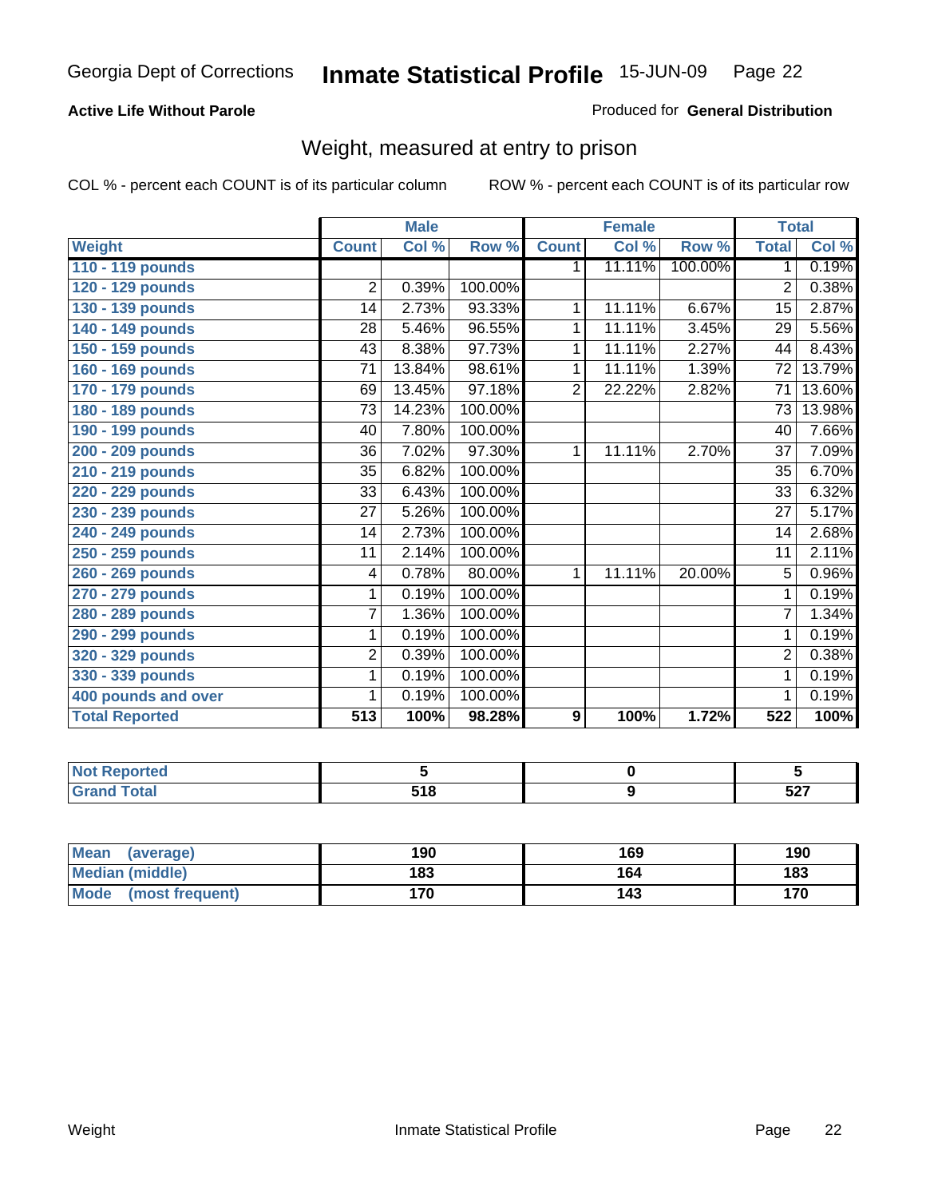Georgia Dept of Corrections **Inmate Statistical Profile** 15-JUN-09 Page 22

**Active Life Without Parole**

Produced for **General Distribution**

## Weight, measured at entry to prison

COL % - percent each COUNT is of its particular column

ROW % - percent each COUNT is of its particular row

| | Male | | | Female | | | Total | |
|---|---|---|---|---|---|---|---|---|
| **Weight** | **Count** | **Col %** | **Row %** | **Count** | **Col %** | **Row %** | **Total** | **Col %** |
| **110 - 119 pounds** | | | | 1 | 11.11% | 100.00% | 1 | 0.19% |
| **120 - 129 pounds** | 2 | 0.39% | 100.00% | | | | 2 | 0.38% |
| **130 - 139 pounds** | 14 | 2.73% | 93.33% | 1 | 11.11% | 6.67% | 15 | 2.87% |
| **140 - 149 pounds** | 28 | 5.46% | 96.55% | 1 | 11.11% | 3.45% | 29 | 5.56% |
| **150 - 159 pounds** | 43 | 8.38% | 97.73% | 1 | 11.11% | 2.27% | 44 | 8.43% |
| **160 - 169 pounds** | 71 | 13.84% | 98.61% | 1 | 11.11% | 1.39% | 72 | 13.79% |
| **170 - 179 pounds** | 69 | 13.45% | 97.18% | 2 | 22.22% | 2.82% | 71 | 13.60% |
| **180 - 189 pounds** | 73 | 14.23% | 100.00% | | | | 73 | 13.98% |
| **190 - 199 pounds** | 40 | 7.80% | 100.00% | | | | 40 | 7.66% |
| **200 - 209 pounds** | 36 | 7.02% | 97.30% | 1 | 11.11% | 2.70% | 37 | 7.09% |
| **210 - 219 pounds** | 35 | 6.82% | 100.00% | | | | 35 | 6.70% |
| **220 - 229 pounds** | 33 | 6.43% | 100.00% | | | | 33 | 6.32% |
| **230 - 239 pounds** | 27 | 5.26% | 100.00% | | | | 27 | 5.17% |
| **240 - 249 pounds** | 14 | 2.73% | 100.00% | | | | 14 | 2.68% |
| **250 - 259 pounds** | 11 | 2.14% | 100.00% | | | | 11 | 2.11% |
| **260 - 269 pounds** | 4 | 0.78% | 80.00% | 1 | 11.11% | 20.00% | 5 | 0.96% |
| **270 - 279 pounds** | 1 | 0.19% | 100.00% | | | | 1 | 0.19% |
| **280 - 289 pounds** | 7 | 1.36% | 100.00% | | | | 7 | 1.34% |
| **290 - 299 pounds** | 1 | 0.19% | 100.00% | | | | 1 | 0.19% |
| **320 - 329 pounds** | 2 | 0.39% | 100.00% | | | | 2 | 0.38% |
| **330 - 339 pounds** | 1 | 0.19% | 100.00% | | | | 1 | 0.19% |
| **400 pounds and over** | 1 | 0.19% | 100.00% | | | | 1 | 0.19% |
| **Total Reported** | **513** | **100%** | **98.28%** | **9** | **100%** | **1.72%** | **522** | **100%** |

| | Male | Female | Total |
|---|---|---|---|
| **Not Reported** | **5** | **0** | **5** |
| **Grand Total** | **518** | **9** | **527** |

| | Male | Female | Total |
|---|---|---|---|
| **Mean (average)** | **190** | **169** | **190** |
| **Median (middle)** | **183** | **164** | **183** |
| **Mode (most frequent)** | **170** | **143** | **170** |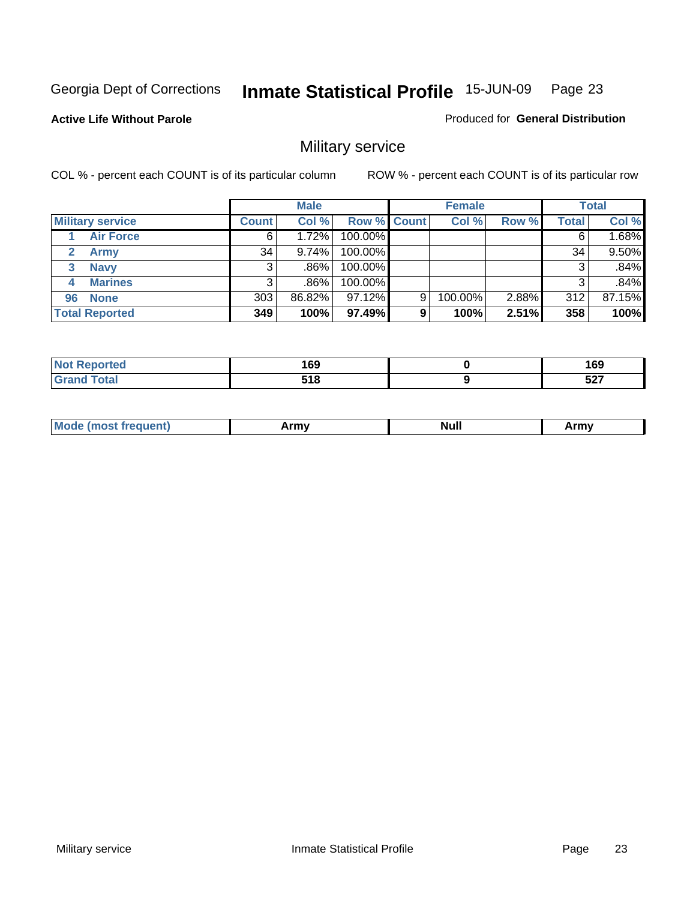Georgia Dept of Corrections **Inmate Statistical Profile** 15-JUN-09

**Active Life Without Parole**

Produced for **General Distribution**

## Military service

COL % - percent each COUNT is of its particular column ROW % - percent each COUNT is of its particular row

| | Male | | | Female | | | Total | |
|---|---|---|---|---|---|---|---|---|
| **Military service** | **Count** | **Col %** | **Row %** | **Count** | **Col %** | **Row %** | **Total** | **Col %** |
| 1 **Air Force** | 6 | 1.72% | 100.00% | | | | 6 | 1.68% |
| 2 **Army** | 34 | 9.74% | 100.00% | | | | 34 | 9.50% |
| 3 **Navy** | 3 | .86% | 100.00% | | | | 3 | .84% |
| 4 **Marines** | 3 | .86% | 100.00% | | | | 3 | .84% |
| 96 **None** | 303 | 86.82% | 97.12% | 9 | 100.00% | 2.88% | 312 | 87.15% |
| **Total Reported** | **349** | **100%** | **97.49%** | **9** | **100%** | **2.51%** | **358** | **100%** |

| | Male | Female | Total |
|---|---|---|---|
| **Not Reported** | **169** | **0** | **169** |
| **Grand Total** | **518** | **9** | **527** |

| | Male | Female | Total |
|---|---|---|---|
| **Mode (most frequent)** | **Army** | **Null** | **Army** |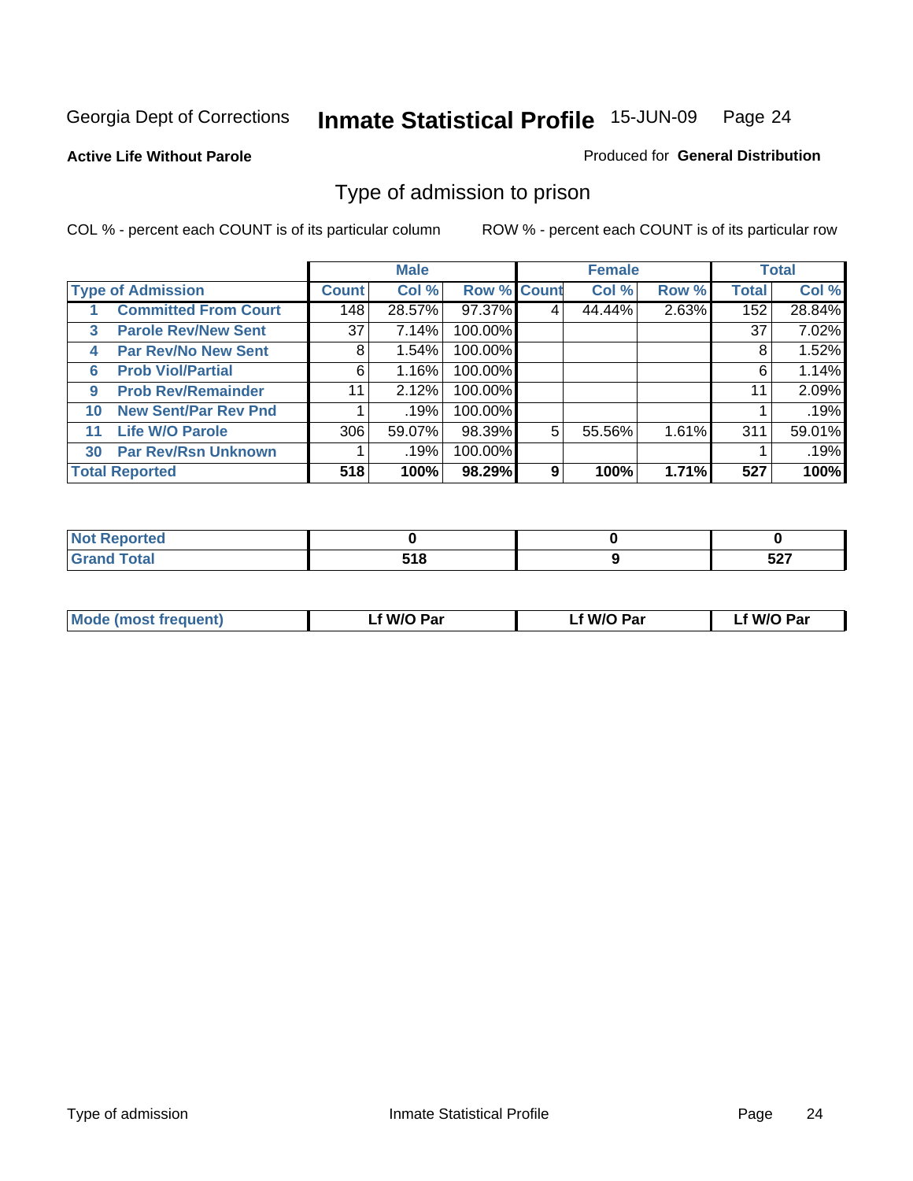Georgia Dept of Corrections **Inmate Statistical Profile** 15-JUN-09 Page 24

**Active Life Without Parole**

Produced for **General Distribution**

## Type of admission to prison

COL % - percent each COUNT is of its particular column

ROW % - percent each COUNT is of its particular row

| Type of Admission | Male | | | Female | | | Total | |
|---|---|---|---|---|---|---|---|---|
| | Count | Col % | Row % | Count | Col % | Row % | Total | Col % |
| 1 Committed From Court | 148 | 28.57% | 97.37% | 4 | 44.44% | 2.63% | 152 | 28.84% |
| 3 Parole Rev/New Sent | 37 | 7.14% | 100.00% | | | | 37 | 7.02% |
| 4 Par Rev/No New Sent | 8 | 1.54% | 100.00% | | | | 8 | 1.52% |
| 6 Prob Viol/Partial | 6 | 1.16% | 100.00% | | | | 6 | 1.14% |
| 9 Prob Rev/Remainder | 11 | 2.12% | 100.00% | | | | 11 | 2.09% |
| 10 New Sent/Par Rev Pnd | 1 | .19% | 100.00% | | | | 1 | .19% |
| 11 Life W/O Parole | 306 | 59.07% | 98.39% | 5 | 55.56% | 1.61% | 311 | 59.01% |
| 30 Par Rev/Rsn Unknown | 1 | .19% | 100.00% | | | | 1 | .19% |
| **Total Reported** | **518** | **100%** | **98.29%** | **9** | **100%** | **1.71%** | **527** | **100%** |

| | Male | Female | Total |
|---|---|---|---|
| Not Reported | 0 | 0 | 0 |
| Grand Total | 518 | 9 | 527 |

| | Male | Female | Total |
|---|---|---|---|
| Mode (most frequent) | Lf W/O Par | Lf W/O Par | Lf W/O Par |

Type of admission Inmate Statistical Profile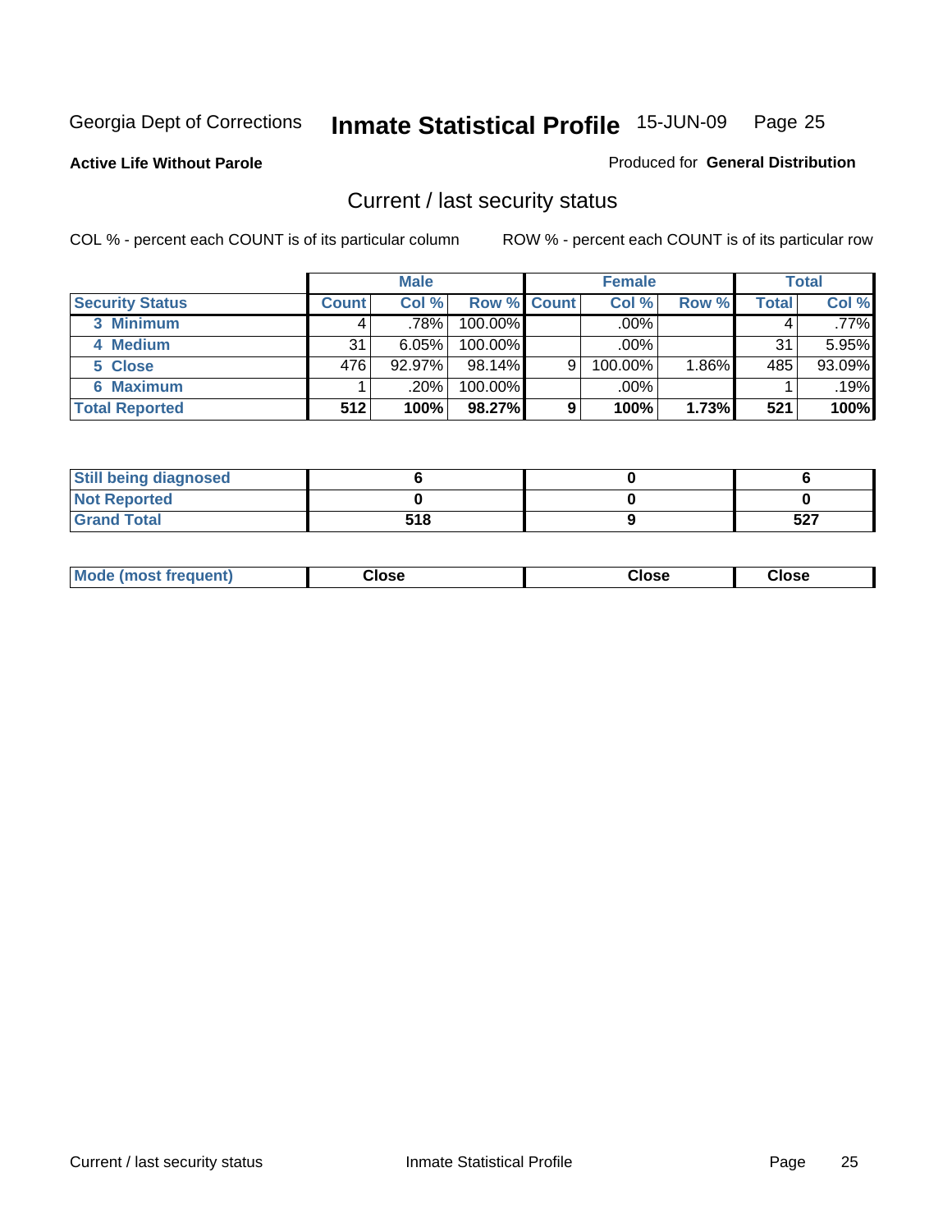Georgia Dept of Corrections **Inmate Statistical Profile** 15-JUN-09

**Active Life Without Parole**

Produced for **General Distribution**

## Current / last security status

COL % - percent each COUNT is of its particular column

ROW % - percent each COUNT is of its particular row

| | Male | | | Female | | | Total | |
|---|---|---|---|---|---|---|---|---|
| **Security Status** | **Count** | **Col %** | **Row %** | **Count** | **Col %** | **Row %** | **Total** | **Col %** |
| 3 Minimum | 4 | .78% | 100.00% | | .00% | | 4 | .77% |
| 4 Medium | 31 | 6.05% | 100.00% | | .00% | | 31 | 5.95% |
| 5 Close | 476 | 92.97% | 98.14% | 9 | 100.00% | 1.86% | 485 | 93.09% |
| 6 Maximum | 1 | .20% | 100.00% | | .00% | | 1 | .19% |
| **Total Reported** | **512** | **100%** | **98.27%** | **9** | **100%** | **1.73%** | **521** | **100%** |

| | Male | Female | Total |
|---|---|---|---|
| Still being diagnosed | 6 | 0 | 6 |
| Not Reported | 0 | 0 | 0 |
| Grand Total | 518 | 9 | 527 |

| | Male | Female | Total |
|---|---|---|---|
| Mode (most frequent) | Close | Close | Close |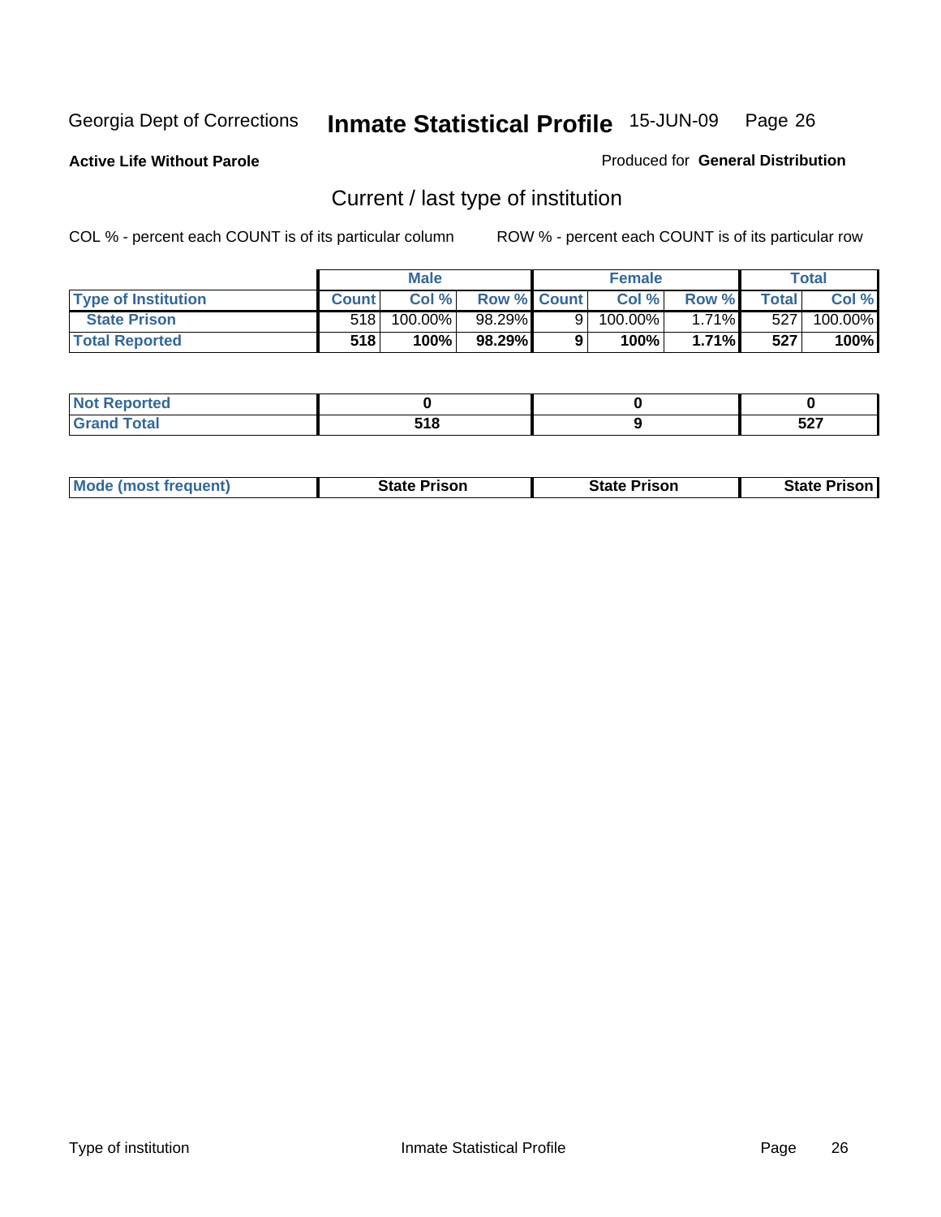Georgia Dept of Corrections **Inmate Statistical Profile** 15-JUN-09

**Active Life Without Parole**

Produced for **General Distribution**

## Current / last type of institution

COL % - percent each COUNT is of its particular column

ROW % - percent each COUNT is of its particular row

| | Male | | | Female | | | Total | |
|---|---|---|---|---|---|---|---|---|
| Type of Institution | Count | Col % | Row % | Count | Col % | Row % | Total | Col % |
| State Prison | 518 | 100.00% | 98.29% | 9 | 100.00% | 1.71% | 527 | 100.00% |
| **Total Reported** | **518** | **100%** | **98.29%** | **9** | **100%** | **1.71%** | **527** | **100%** |

| | Male | Female | Total |
|---|---|---|---|
| Not Reported | **0** | **0** | **0** |
| Grand Total | **518** | **9** | **527** |

| | Male | Female | Total |
|---|---|---|---|
| Mode (most frequent) | **State Prison** | **State Prison** | **State Prison** |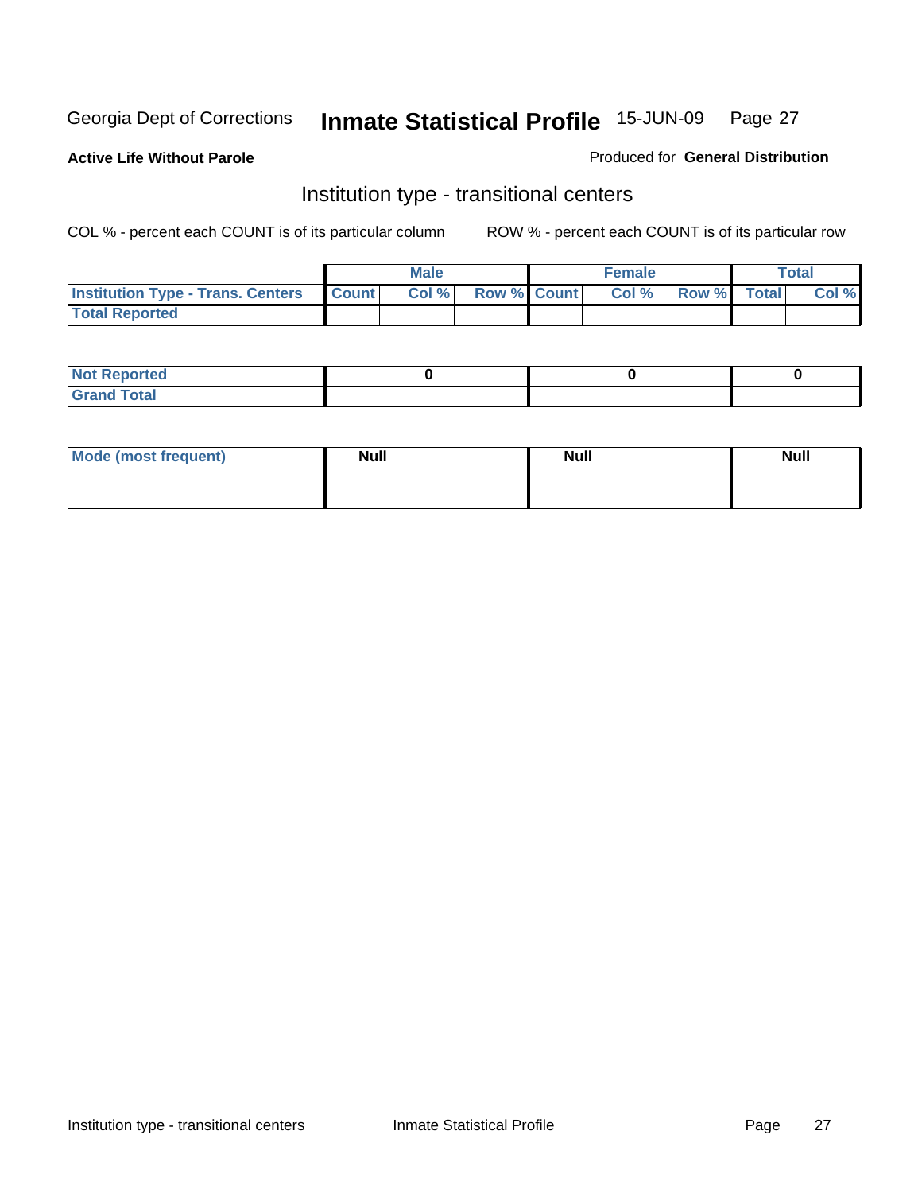Georgia Dept of Corrections **Inmate Statistical Profile** 15-JUN-09

**Active Life Without Parole**

Produced for **General Distribution**

## Institution type - transitional centers

COL % - percent each COUNT is of its particular column ROW % - percent each COUNT is of its particular row

| | Male | | | Female | | | Total | |
|---|---|---|---|---|---|---|---|---|
| **Institution Type - Trans. Centers** | **Count** | **Col %** | **Row %** | **Count** | **Col %** | **Row %** | **Total** | **Col %** |
| **Total Reported** | | | | | | | | |

| | Male | Female | Total |
|---|---|---|---|
| **Not Reported** | 0 | 0 | 0 |
| **Grand Total** | | | |

| | Male | Female | Total |
|---|---|---|---|
| **Mode (most frequent)** | Null | Null | Null |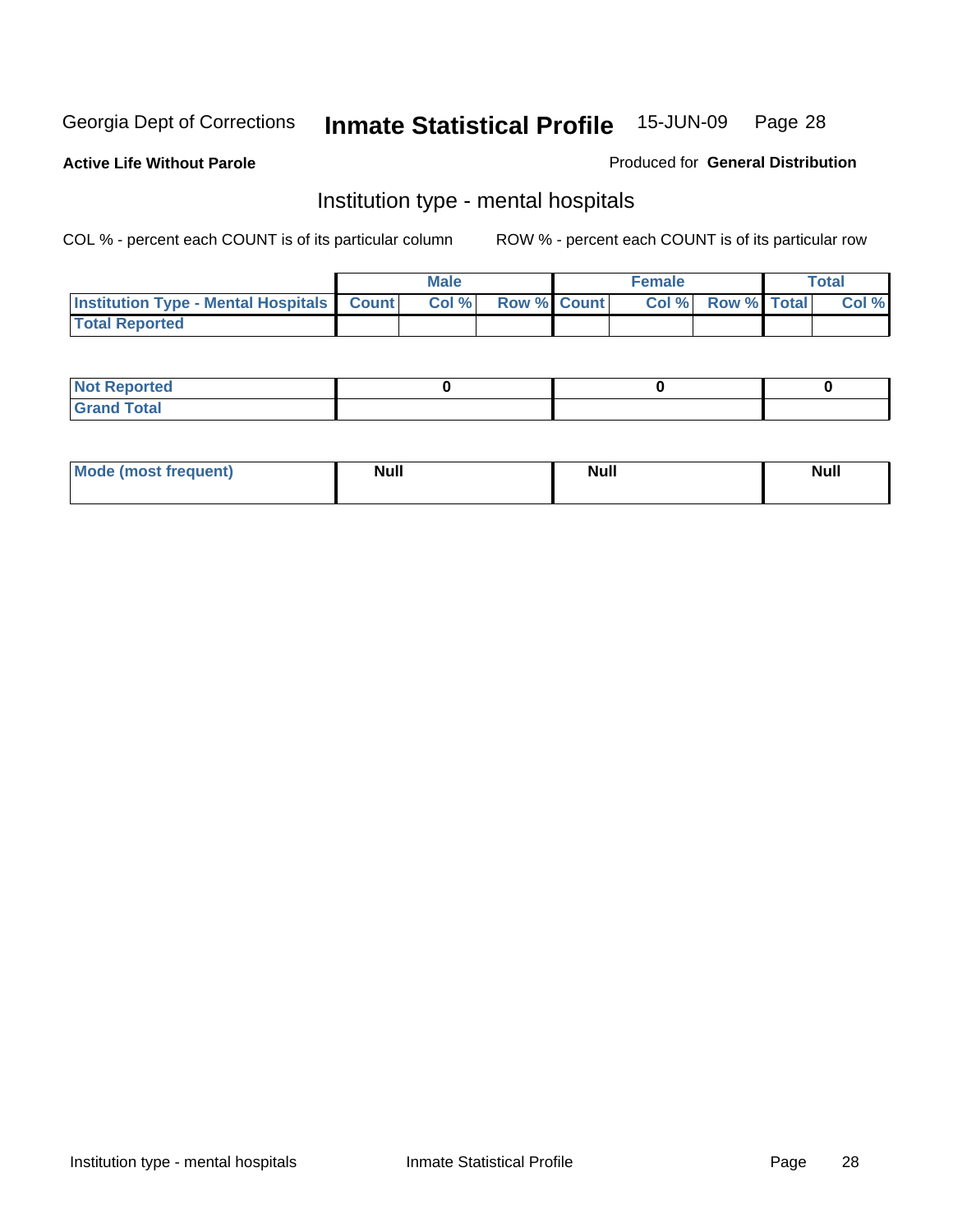Georgia Dept of Corrections **Inmate Statistical Profile** 15-JUN-09

**Active Life Without Parole**

Produced for **General Distribution**

## Institution type - mental hospitals

COL % - percent each COUNT is of its particular column

ROW % - percent each COUNT is of its particular row

| | Male | | | Female | | | Total | |
|---|---|---|---|---|---|---|---|---|
| **Institution Type - Mental Hospitals** | **Count** | **Col %** | **Row %** | **Count** | **Col %** | **Row %** | **Total** | **Col %** |
| **Total Reported** | | | | | | | | |

| | Male | Female | Total |
|---|---|---|---|
| **Not Reported** | **0** | **0** | **0** |
| **Grand Total** | | | |

| | Male | Female | Total |
|---|---|---|---|
| **Mode (most frequent)** | **Null** | **Null** | **Null** |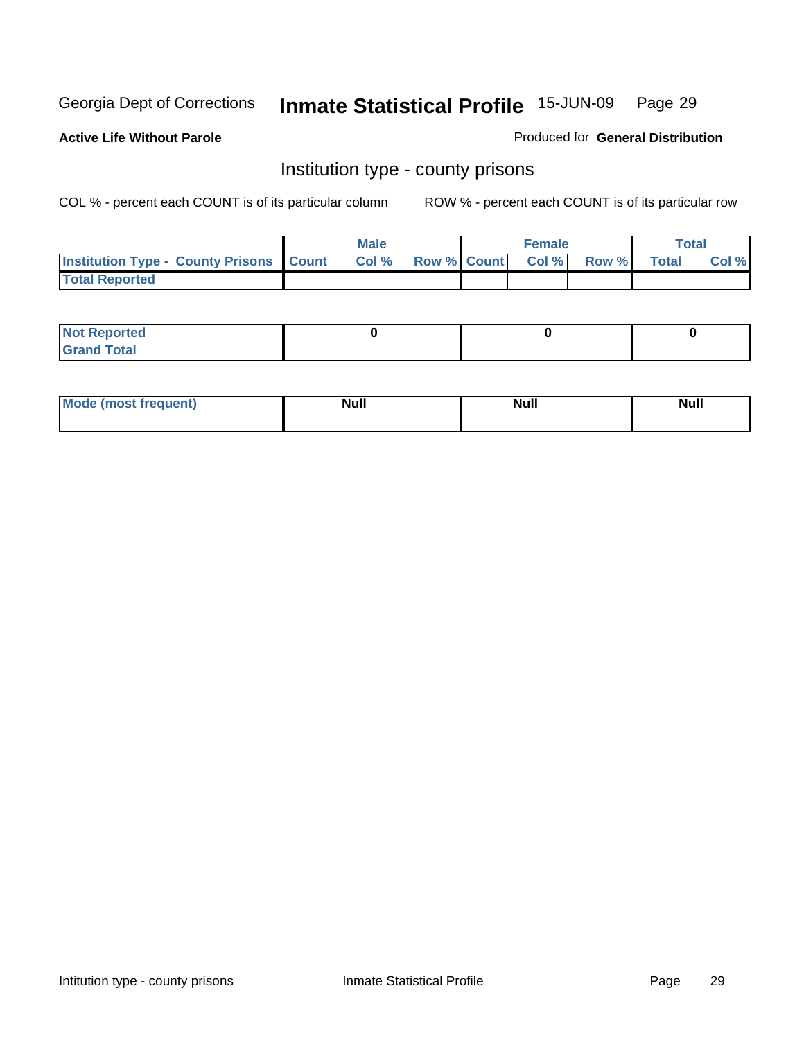Georgia Dept of Corrections **Inmate Statistical Profile** 15-JUN-09

**Active Life Without Parole**

Produced for **General Distribution**

## Institution type - county prisons

COL % - percent each COUNT is of its particular column    ROW % - percent each COUNT is of its particular row

| | Male | | | Female | | | Total | |
|---|---|---|---|---|---|---|---|---|
| **Institution Type - County Prisons** | **Count** | **Col %** | **Row %** | **Count** | **Col %** | **Row %** | **Total** | **Col %** |
| **Total Reported** | | | | | | | | |

| | Male | Female | Total |
|---|---|---|---|
| **Not Reported** | **0** | **0** | **0** |
| **Grand Total** | | | |

| | Male | Female | Total |
|---|---|---|---|
| **Mode (most frequent)** | **Null** | **Null** | **Null** |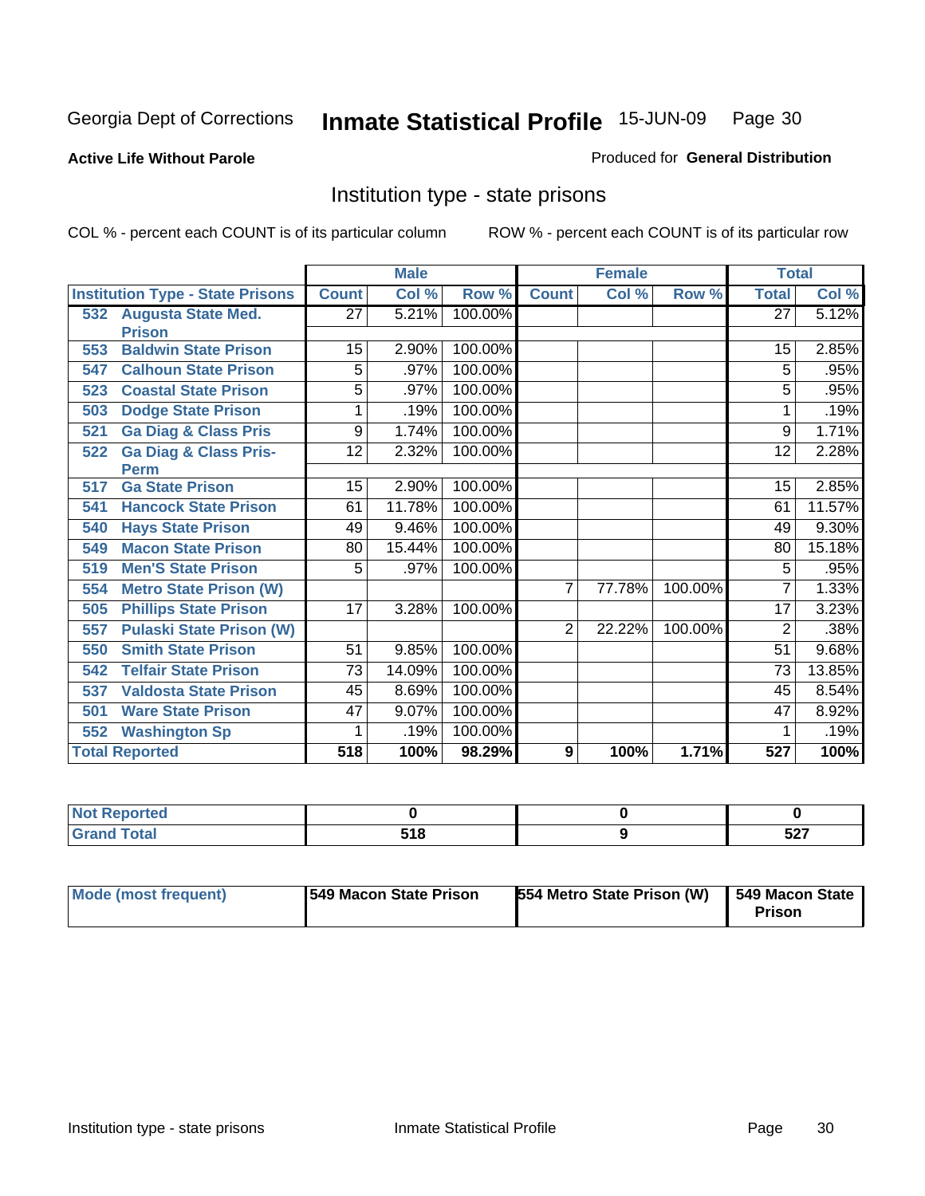Georgia Dept of Corrections **Inmate Statistical Profile** 15-JUN-09 Page 30

**Active Life Without Parole**

Produced for **General Distribution**

## Institution type - state prisons

COL % - percent each COUNT is of its particular column ROW % - percent each COUNT is of its particular row

| | Male | | | Female | | | Total | |
|---|---|---|---|---|---|---|---|---|
| **Institution Type - State Prisons** | **Count** | **Col %** | **Row %** | **Count** | **Col %** | **Row %** | **Total** | **Col %** |
| **532 Augusta State Med. Prison** | 27 | 5.21% | 100.00% | | | | 27 | 5.12% |
| **553 Baldwin State Prison** | 15 | 2.90% | 100.00% | | | | 15 | 2.85% |
| **547 Calhoun State Prison** | 5 | .97% | 100.00% | | | | 5 | .95% |
| **523 Coastal State Prison** | 5 | .97% | 100.00% | | | | 5 | .95% |
| **503 Dodge State Prison** | 1 | .19% | 100.00% | | | | 1 | .19% |
| **521 Ga Diag & Class Pris** | 9 | 1.74% | 100.00% | | | | 9 | 1.71% |
| **522 Ga Diag & Class Pris-Perm** | 12 | 2.32% | 100.00% | | | | 12 | 2.28% |
| **517 Ga State Prison** | 15 | 2.90% | 100.00% | | | | 15 | 2.85% |
| **541 Hancock State Prison** | 61 | 11.78% | 100.00% | | | | 61 | 11.57% |
| **540 Hays State Prison** | 49 | 9.46% | 100.00% | | | | 49 | 9.30% |
| **549 Macon State Prison** | 80 | 15.44% | 100.00% | | | | 80 | 15.18% |
| **519 Men'S State Prison** | 5 | .97% | 100.00% | | | | 5 | .95% |
| **554 Metro State Prison (W)** | | | | 7 | 77.78% | 100.00% | 7 | 1.33% |
| **505 Phillips State Prison** | 17 | 3.28% | 100.00% | | | | 17 | 3.23% |
| **557 Pulaski State Prison (W)** | | | | 2 | 22.22% | 100.00% | 2 | .38% |
| **550 Smith State Prison** | 51 | 9.85% | 100.00% | | | | 51 | 9.68% |
| **542 Telfair State Prison** | 73 | 14.09% | 100.00% | | | | 73 | 13.85% |
| **537 Valdosta State Prison** | 45 | 8.69% | 100.00% | | | | 45 | 8.54% |
| **501 Ware State Prison** | 47 | 9.07% | 100.00% | | | | 47 | 8.92% |
| **552 Washington Sp** | 1 | .19% | 100.00% | | | | 1 | .19% |
| **Total Reported** | **518** | **100%** | **98.29%** | **9** | **100%** | **1.71%** | **527** | **100%** |

| | Male | Female | Total |
|---|---|---|---|
| **Not Reported** | **0** | **0** | **0** |
| **Grand Total** | **518** | **9** | **527** |

| | Male | Female | Total |
|---|---|---|---|
| **Mode (most frequent)** | **549 Macon State Prison** | **554 Metro State Prison (W)** | **549 Macon State Prison** |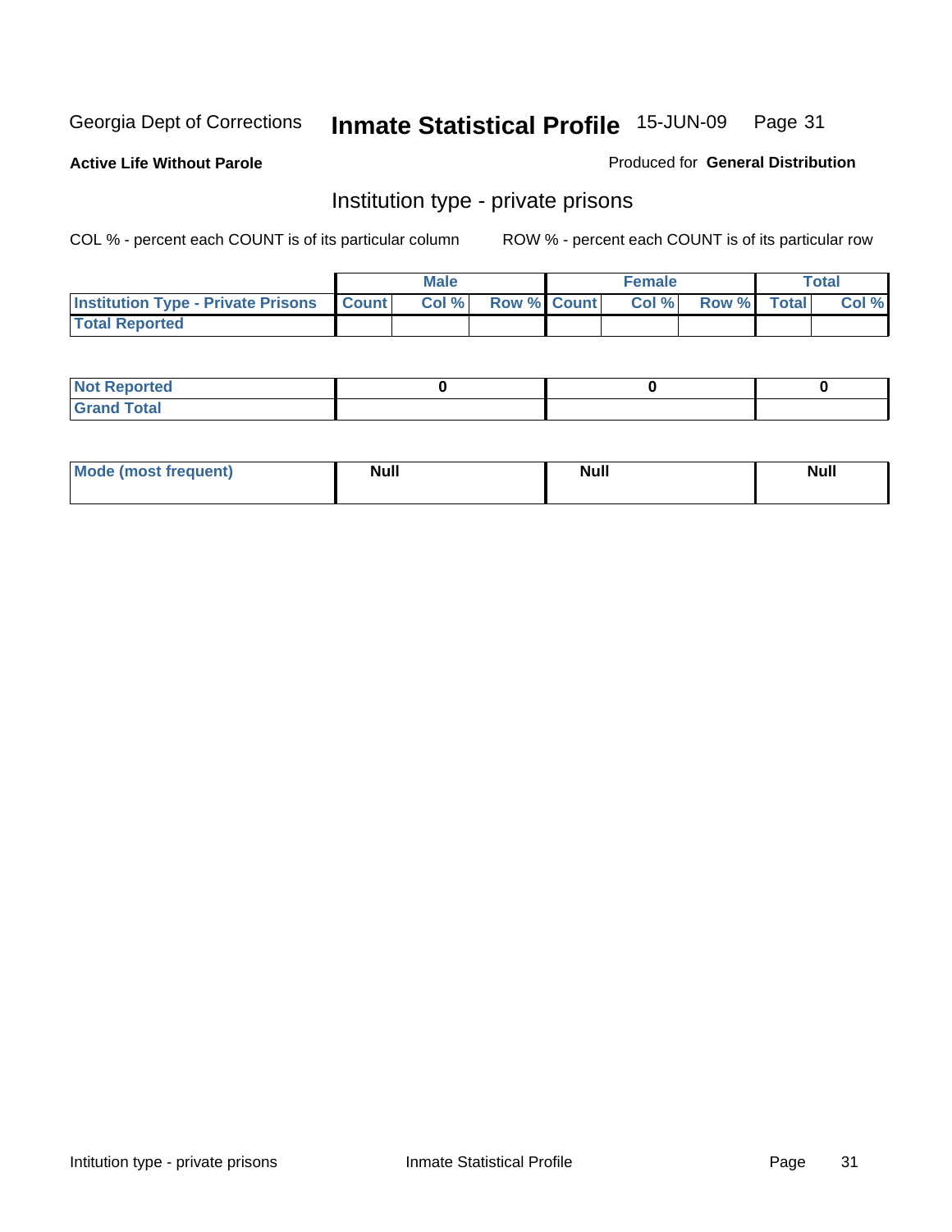Georgia Dept of Corrections **Inmate Statistical Profile** 15-JUN-09

**Active Life Without Parole**

Produced for **General Distribution**

## Institution type - private prisons

COL % - percent each COUNT is of its particular column

ROW % - percent each COUNT is of its particular row

| | Male | | | Female | | | Total | |
|---|---|---|---|---|---|---|---|---|
| **Institution Type - Private Prisons** | **Count** | **Col %** | **Row %** | **Count** | **Col %** | **Row %** | **Total** | **Col %** |
| **Total Reported** | | | | | | | | |

| | Male | Female | Total |
|---|---|---|---|
| **Not Reported** | 0 | 0 | 0 |
| **Grand Total** | | | |

| | Male | Female | Total |
|---|---|---|---|
| **Mode (most frequent)** | Null | Null | Null |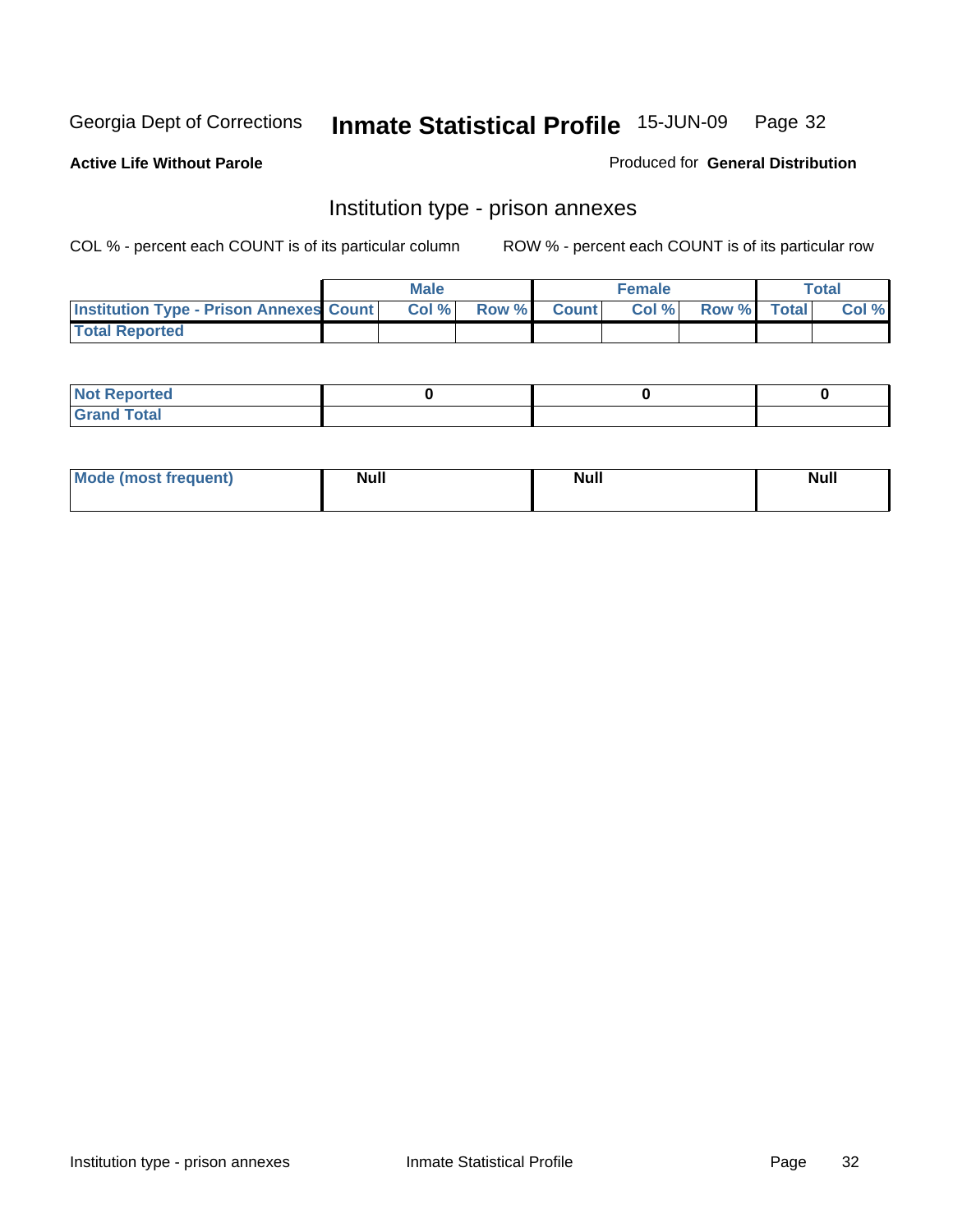**Active Life Without Parole**

Produced for **General Distribution**

## Institution type - prison annexes

COL % - percent each COUNT is of its particular column ROW % - percent each COUNT is of its particular row

| | Male | | | Female | | | Total | |
|---|---|---|---|---|---|---|---|---|
| **Institution Type - Prison Annexes** | **Count** | **Col %** | **Row %** | **Count** | **Col %** | **Row %** | **Total** | **Col %** |
| **Total Reported** | | | | | | | | |

| | Male | Female | Total |
|---|---|---|---|
| **Not Reported** | 0 | 0 | 0 |
| **Grand Total** | | | |

| | Male | Female | Total |
|---|---|---|---|
| **Mode (most frequent)** | Null | Null | Null |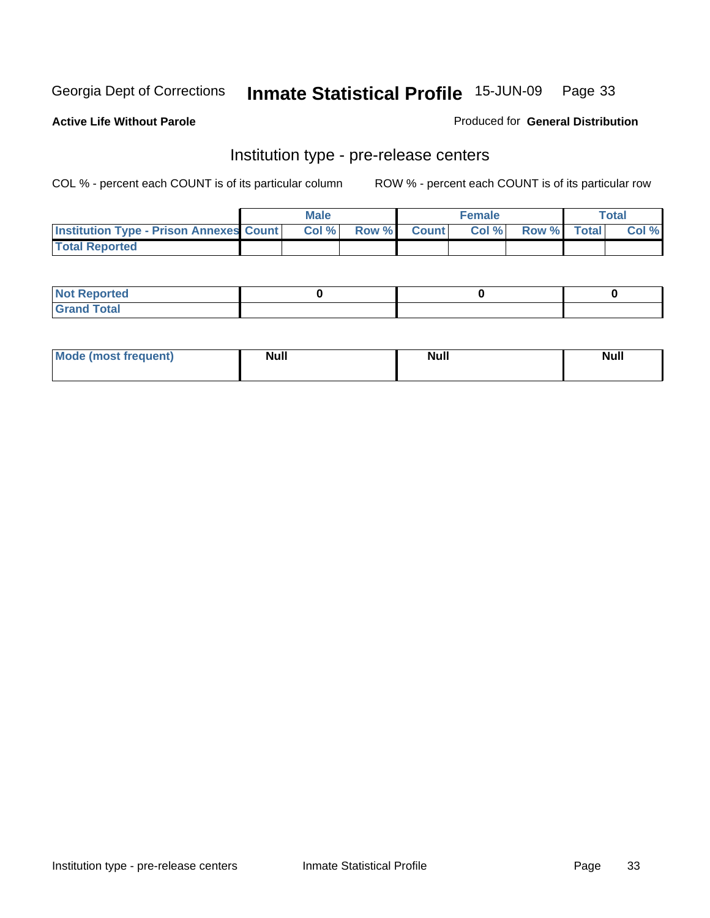Georgia Dept of Corrections **Inmate Statistical Profile** 15-JUN-09

**Active Life Without Parole** Produced for **General Distribution**

## Institution type - pre-release centers

COL % - percent each COUNT is of its particular column ROW % - percent each COUNT is of its particular row

| | Male | | | Female | | | Total | |
|---|---|---|---|---|---|---|---|---|
| **Institution Type - Prison Annexes** | **Count** | **Col %** | **Row %** | **Count** | **Col %** | **Row %** | **Total** | **Col %** |
| **Total Reported** | | | | | | | | |

| | Male | Female | Total |
|---|---|---|---|
| **Not Reported** | **0** | **0** | **0** |
| **Grand Total** | | | |

| | Male | Female | Total |
|---|---|---|---|
| **Mode (most frequent)** | **Null** | **Null** | **Null** |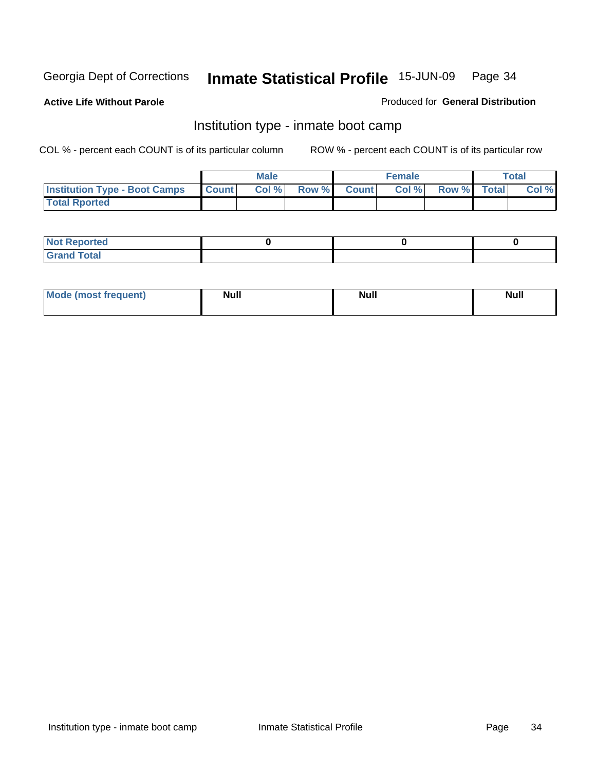Georgia Dept of Corrections **Inmate Statistical Profile** 15-JUN-09

**Active Life Without Parole**

Produced for **General Distribution**

## Institution type - inmate boot camp

COL % - percent each COUNT is of its particular column

ROW % - percent each COUNT is of its particular row

| | Male | | | Female | | | Total | |
|---|---|---|---|---|---|---|---|---|
| **Institution Type - Boot Camps** | **Count** | **Col %** | **Row %** | **Count** | **Col %** | **Row %** | **Total** | **Col %** |
| **Total Rported** | | | | | | | | |

| | Male | Female | Total |
|---|---|---|---|
| **Not Reported** | 0 | 0 | 0 |
| **Grand Total** | | | |

| | Male | Female | Total |
|---|---|---|---|
| **Mode (most frequent)** | **Null** | **Null** | **Null** |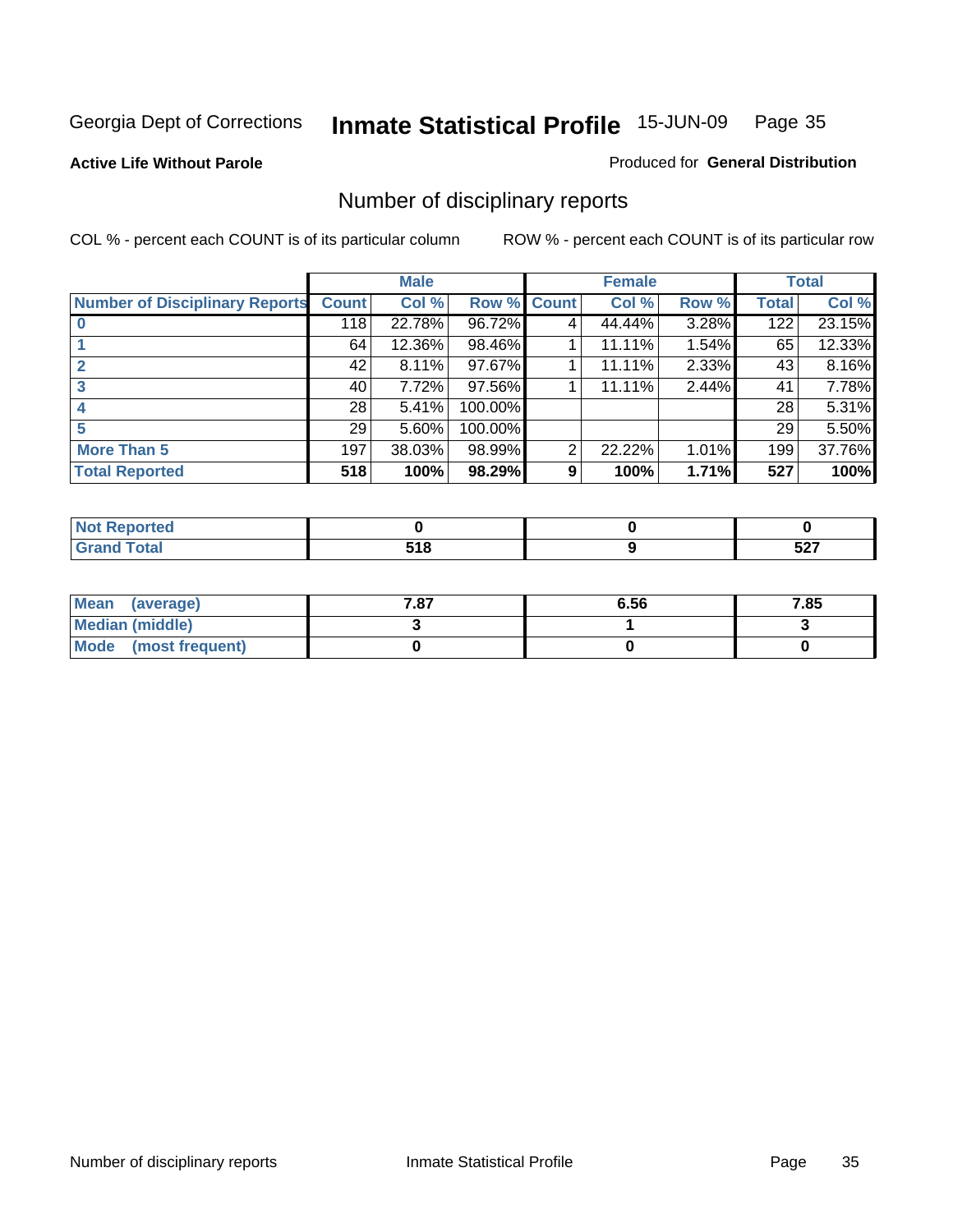Georgia Dept of Corrections **Inmate Statistical Profile** 15-JUN-09

**Active Life Without Parole**

Produced for **General Distribution**

## Number of disciplinary reports

COL % - percent each COUNT is of its particular column

ROW % - percent each COUNT is of its particular row

| | Male | | | Female | | | Total | |
|---|---|---|---|---|---|---|---|---|
| **Number of Disciplinary Reports** | **Count** | **Col %** | **Row %** | **Count** | **Col %** | **Row %** | **Total** | **Col %** |
| **0** | 118 | 22.78% | 96.72% | 4 | 44.44% | 3.28% | 122 | 23.15% |
| **1** | 64 | 12.36% | 98.46% | 1 | 11.11% | 1.54% | 65 | 12.33% |
| **2** | 42 | 8.11% | 97.67% | 1 | 11.11% | 2.33% | 43 | 8.16% |
| **3** | 40 | 7.72% | 97.56% | 1 | 11.11% | 2.44% | 41 | 7.78% |
| **4** | 28 | 5.41% | 100.00% | | | | 28 | 5.31% |
| **5** | 29 | 5.60% | 100.00% | | | | 29 | 5.50% |
| **More Than 5** | 197 | 38.03% | 98.99% | 2 | 22.22% | 1.01% | 199 | 37.76% |
| **Total Reported** | **518** | **100%** | **98.29%** | **9** | **100%** | **1.71%** | **527** | **100%** |

| | Male | Female | Total |
|---|---|---|---|
| **Not Reported** | **0** | **0** | **0** |
| **Grand Total** | **518** | **9** | **527** |

| | Male | Female | Total |
|---|---|---|---|
| **Mean (average)** | **7.87** | **6.56** | **7.85** |
| **Median (middle)** | **3** | **1** | **3** |
| **Mode (most frequent)** | **0** | **0** | **0** |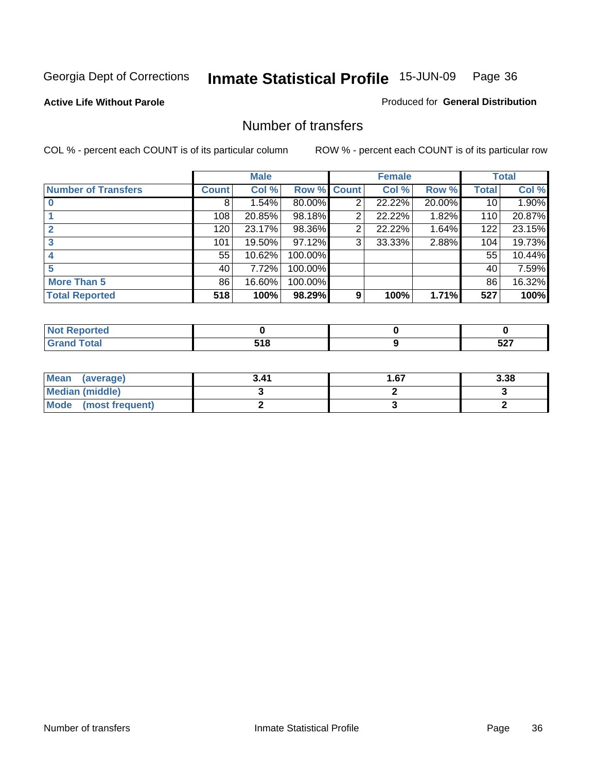Georgia Dept of Corrections **Inmate Statistical Profile** 15-JUN-09

**Active Life Without Parole**

Produced for **General Distribution**

## Number of transfers

COL % - percent each COUNT is of its particular column

ROW % - percent each COUNT is of its particular row

| | Male | | | Female | | | Total | |
|---|---|---|---|---|---|---|---|---|
| **Number of Transfers** | **Count** | **Col %** | **Row %** | **Count** | **Col %** | **Row %** | **Total** | **Col %** |
| **0** | 8 | 1.54% | 80.00% | 2 | 22.22% | 20.00% | 10 | 1.90% |
| **1** | 108 | 20.85% | 98.18% | 2 | 22.22% | 1.82% | 110 | 20.87% |
| **2** | 120 | 23.17% | 98.36% | 2 | 22.22% | 1.64% | 122 | 23.15% |
| **3** | 101 | 19.50% | 97.12% | 3 | 33.33% | 2.88% | 104 | 19.73% |
| **4** | 55 | 10.62% | 100.00% | | | | 55 | 10.44% |
| **5** | 40 | 7.72% | 100.00% | | | | 40 | 7.59% |
| **More Than 5** | 86 | 16.60% | 100.00% | | | | 86 | 16.32% |
| **Total Reported** | **518** | **100%** | **98.29%** | **9** | **100%** | **1.71%** | **527** | **100%** |

| | Male | Female | Total |
|---|---|---|---|
| **Not Reported** | **0** | **0** | **0** |
| **Grand Total** | **518** | **9** | **527** |

| | Male | Female | Total |
|---|---|---|---|
| **Mean (average)** | **3.41** | **1.67** | **3.38** |
| **Median (middle)** | **3** | **2** | **3** |
| **Mode (most frequent)** | **2** | **3** | **2** |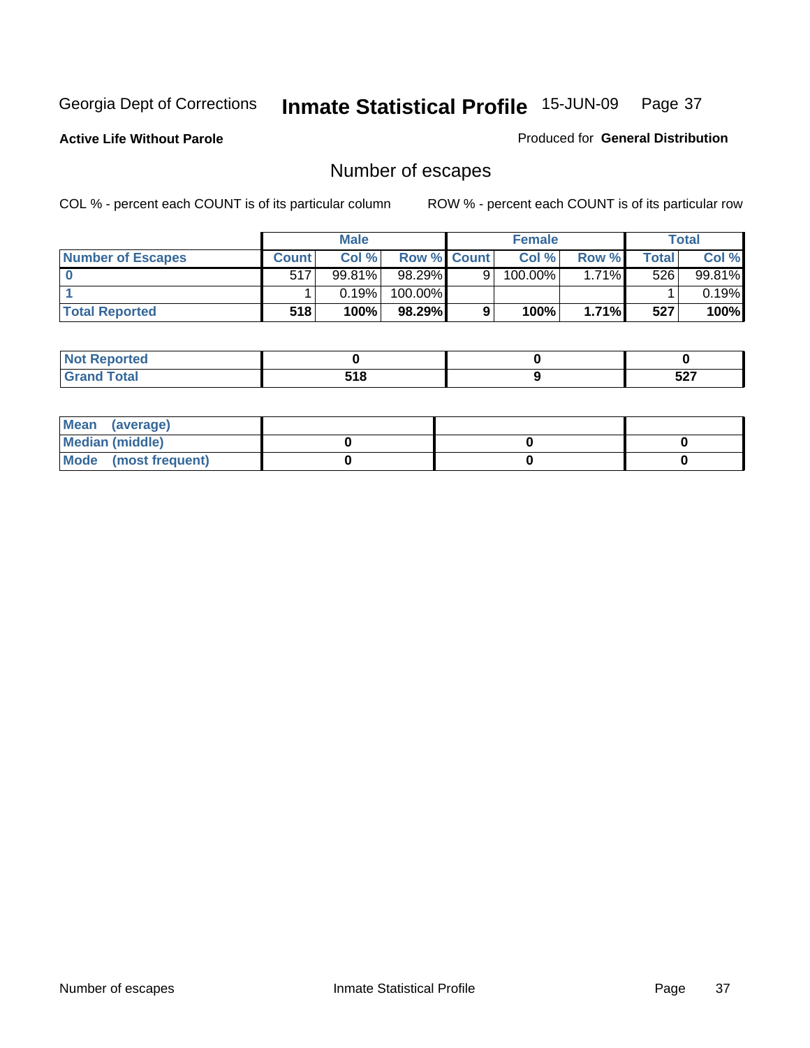Georgia Dept of Corrections **Inmate Statistical Profile** 15-JUN-09

**Active Life Without Parole**

Produced for **General Distribution**

## Number of escapes

COL % - percent each COUNT is of its particular column

ROW % - percent each COUNT is of its particular row

| | Male | | | Female | | | Total | |
|---|---|---|---|---|---|---|---|---|
| **Number of Escapes** | **Count** | **Col %** | **Row %** | **Count** | **Col %** | **Row %** | **Total** | **Col %** |
| **0** | 517 | 99.81% | 98.29% | 9 | 100.00% | 1.71% | 526 | 99.81% |
| **1** | 1 | 0.19% | 100.00% | | | | 1 | 0.19% |
| **Total Reported** | **518** | **100%** | **98.29%** | **9** | **100%** | **1.71%** | **527** | **100%** |

| | Male | Female | Total |
|---|---|---|---|
| **Not Reported** | **0** | **0** | **0** |
| **Grand Total** | **518** | **9** | **527** |

| | Male | Female | Total |
|---|---|---|---|
| **Mean (average)** | | | |
| **Median (middle)** | **0** | **0** | **0** |
| **Mode (most frequent)** | **0** | **0** | **0** |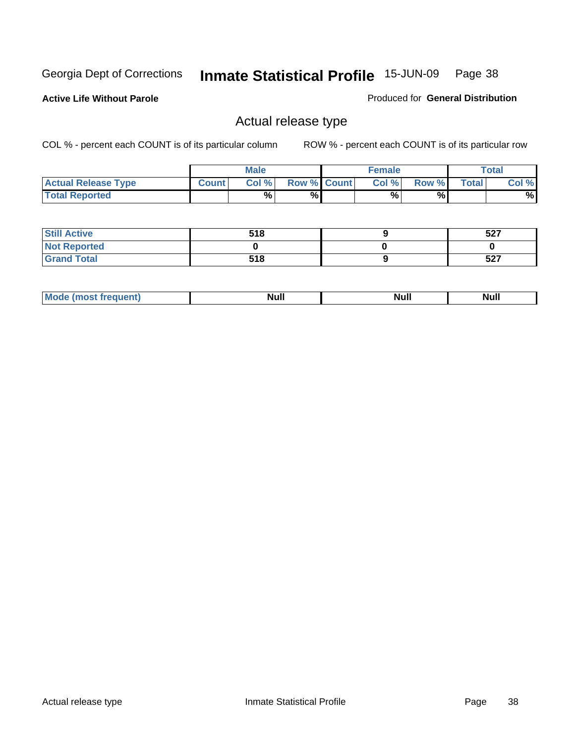Georgia Dept of Corrections **Inmate Statistical Profile** 15-JUN-09

**Active Life Without Parole**

Produced for **General Distribution**

## Actual release type

COL % - percent each COUNT is of its particular column ROW % - percent each COUNT is of its particular row

| | Male | | | Female | | | Total | |
|---|---|---|---|---|---|---|---|---|
| **Actual Release Type** | **Count** | **Col %** | **Row %** | **Count** | **Col %** | **Row %** | **Total** | **Col %** |
| **Total Reported** | | % | % | | % | % | | % |
| **Still Active** | 518 | | | 9 | | | 527 | |
| **Not Reported** | 0 | | | 0 | | | 0 | |
| **Grand Total** | 518 | | | 9 | | | 527 | |
| **Mode (most frequent)** | Null | | | Null | | | Null | |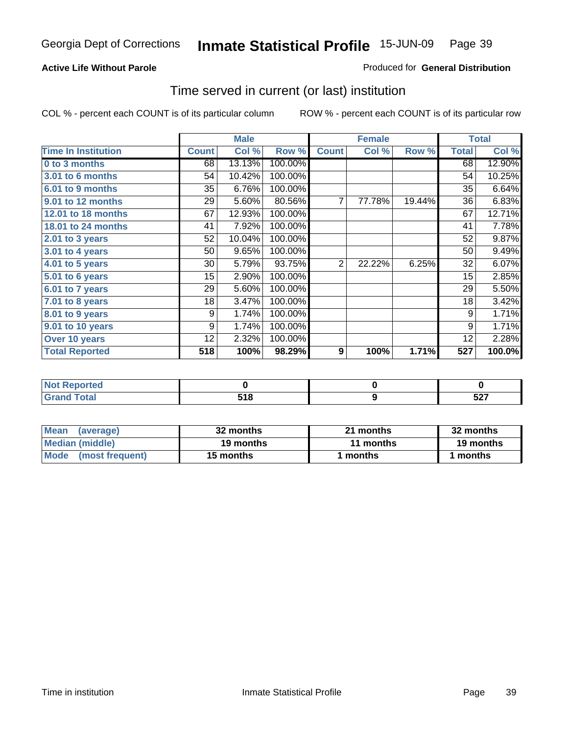Georgia Dept of Corrections **Inmate Statistical Profile** 15-JUN-09

**Active Life Without Parole**

Produced for **General Distribution**

## Time served in current (or last) institution

COL % - percent each COUNT is of its particular column

ROW % - percent each COUNT is of its particular row

| | Male | | | Female | | | Total | |
|---|---|---|---|---|---|---|---|---|
| **Time In Institution** | **Count** | **Col %** | **Row %** | **Count** | **Col %** | **Row %** | **Total** | **Col %** |
| 0 to 3 months | 68 | 13.13% | 100.00% | | | | 68 | 12.90% |
| 3.01 to 6 months | 54 | 10.42% | 100.00% | | | | 54 | 10.25% |
| 6.01 to 9 months | 35 | 6.76% | 100.00% | | | | 35 | 6.64% |
| 9.01 to 12 months | 29 | 5.60% | 80.56% | 7 | 77.78% | 19.44% | 36 | 6.83% |
| 12.01 to 18 months | 67 | 12.93% | 100.00% | | | | 67 | 12.71% |
| 18.01 to 24 months | 41 | 7.92% | 100.00% | | | | 41 | 7.78% |
| 2.01 to 3 years | 52 | 10.04% | 100.00% | | | | 52 | 9.87% |
| 3.01 to 4 years | 50 | 9.65% | 100.00% | | | | 50 | 9.49% |
| 4.01 to 5 years | 30 | 5.79% | 93.75% | 2 | 22.22% | 6.25% | 32 | 6.07% |
| 5.01 to 6 years | 15 | 2.90% | 100.00% | | | | 15 | 2.85% |
| 6.01 to 7 years | 29 | 5.60% | 100.00% | | | | 29 | 5.50% |
| 7.01 to 8 years | 18 | 3.47% | 100.00% | | | | 18 | 3.42% |
| 8.01 to 9 years | 9 | 1.74% | 100.00% | | | | 9 | 1.71% |
| 9.01 to 10 years | 9 | 1.74% | 100.00% | | | | 9 | 1.71% |
| Over 10 years | 12 | 2.32% | 100.00% | | | | 12 | 2.28% |
| **Total Reported** | **518** | **100%** | **98.29%** | **9** | **100%** | **1.71%** | **527** | **100.0%** |

| | Male | Female | Total |
|---|---|---|---|
| Not Reported | 0 | 0 | 0 |
| Grand Total | 518 | 9 | 527 |

| | Male | Female | Total |
|---|---|---|---|
| Mean (average) | 32 months | 21 months | 32 months |
| Median (middle) | 19 months | 11 months | 19 months |
| Mode (most frequent) | 15 months | 1 months | 1 months |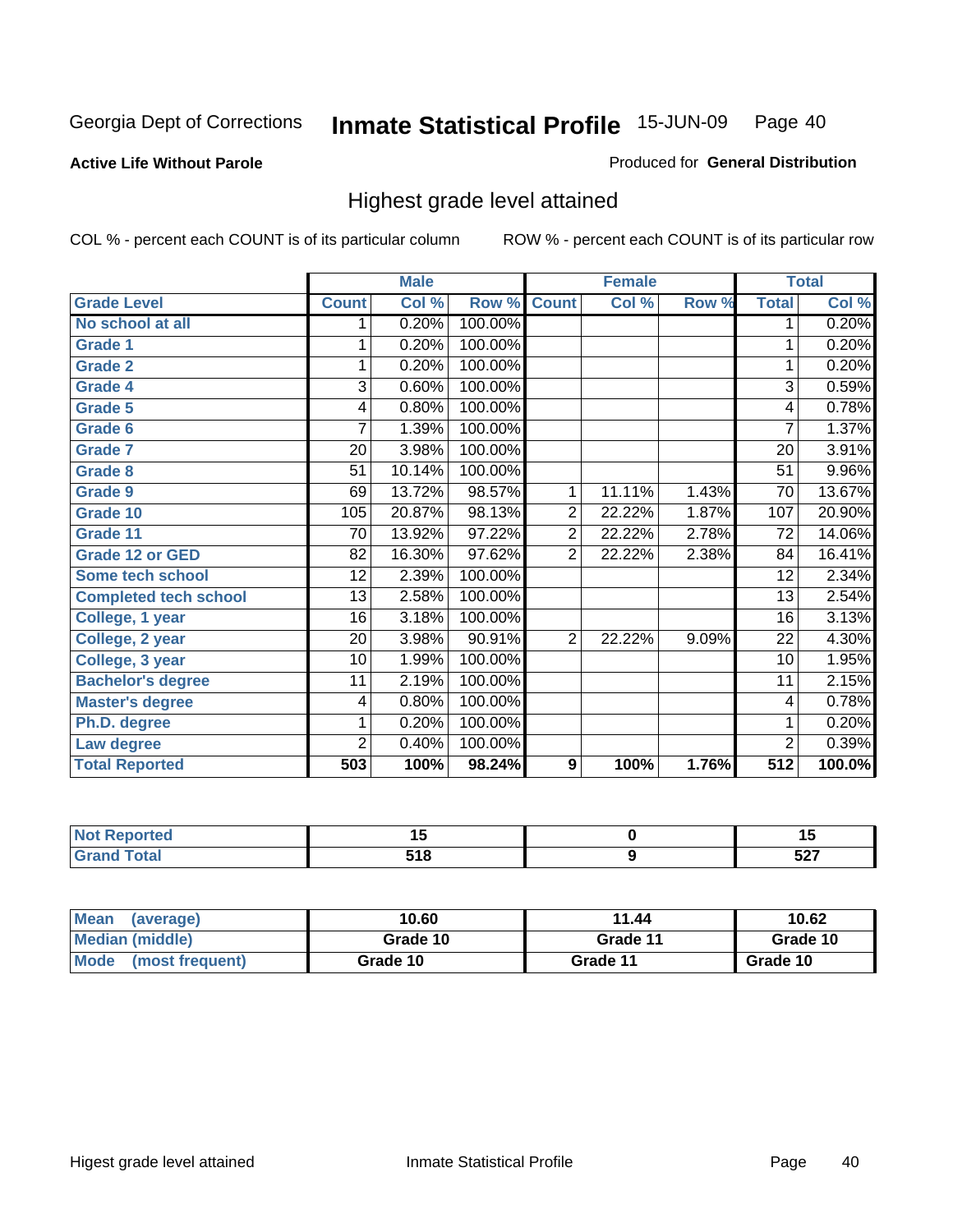Georgia Dept of Corrections **Inmate Statistical Profile** 15-JUN-09

**Active Life Without Parole**

Produced for **General Distribution**

## Highest grade level attained

COL % - percent each COUNT is of its particular column

ROW % - percent each COUNT is of its particular row

| | Male | | | Female | | | Total | |
|---|---|---|---|---|---|---|---|---|
| Grade Level | Count | Col % | Row % | Count | Col % | Row % | Total | Col % |
| No school at all | 1 | 0.20% | 100.00% | | | | 1 | 0.20% |
| Grade 1 | 1 | 0.20% | 100.00% | | | | 1 | 0.20% |
| Grade 2 | 1 | 0.20% | 100.00% | | | | 1 | 0.20% |
| Grade 4 | 3 | 0.60% | 100.00% | | | | 3 | 0.59% |
| Grade 5 | 4 | 0.80% | 100.00% | | | | 4 | 0.78% |
| Grade 6 | 7 | 1.39% | 100.00% | | | | 7 | 1.37% |
| Grade 7 | 20 | 3.98% | 100.00% | | | | 20 | 3.91% |
| Grade 8 | 51 | 10.14% | 100.00% | | | | 51 | 9.96% |
| Grade 9 | 69 | 13.72% | 98.57% | 1 | 11.11% | 1.43% | 70 | 13.67% |
| Grade 10 | 105 | 20.87% | 98.13% | 2 | 22.22% | 1.87% | 107 | 20.90% |
| Grade 11 | 70 | 13.92% | 97.22% | 2 | 22.22% | 2.78% | 72 | 14.06% |
| Grade 12 or GED | 82 | 16.30% | 97.62% | 2 | 22.22% | 2.38% | 84 | 16.41% |
| Some tech school | 12 | 2.39% | 100.00% | | | | 12 | 2.34% |
| Completed tech school | 13 | 2.58% | 100.00% | | | | 13 | 2.54% |
| College, 1 year | 16 | 3.18% | 100.00% | | | | 16 | 3.13% |
| College, 2 year | 20 | 3.98% | 90.91% | 2 | 22.22% | 9.09% | 22 | 4.30% |
| College, 3 year | 10 | 1.99% | 100.00% | | | | 10 | 1.95% |
| Bachelor's degree | 11 | 2.19% | 100.00% | | | | 11 | 2.15% |
| Master's degree | 4 | 0.80% | 100.00% | | | | 4 | 0.78% |
| Ph.D. degree | 1 | 0.20% | 100.00% | | | | 1 | 0.20% |
| Law degree | 2 | 0.40% | 100.00% | | | | 2 | 0.39% |
| **Total Reported** | **503** | **100%** | **98.24%** | **9** | **100%** | **1.76%** | **512** | **100.0%** |

| | Male | Female | Total |
|---|---|---|---|
| Not Reported | 15 | 0 | 15 |
| Grand Total | 518 | 9 | 527 |

| | Male | Female | Total |
|---|---|---|---|
| Mean (average) | 10.60 | 11.44 | 10.62 |
| Median (middle) | Grade 10 | Grade 11 | Grade 10 |
| Mode (most frequent) | Grade 10 | Grade 11 | Grade 10 |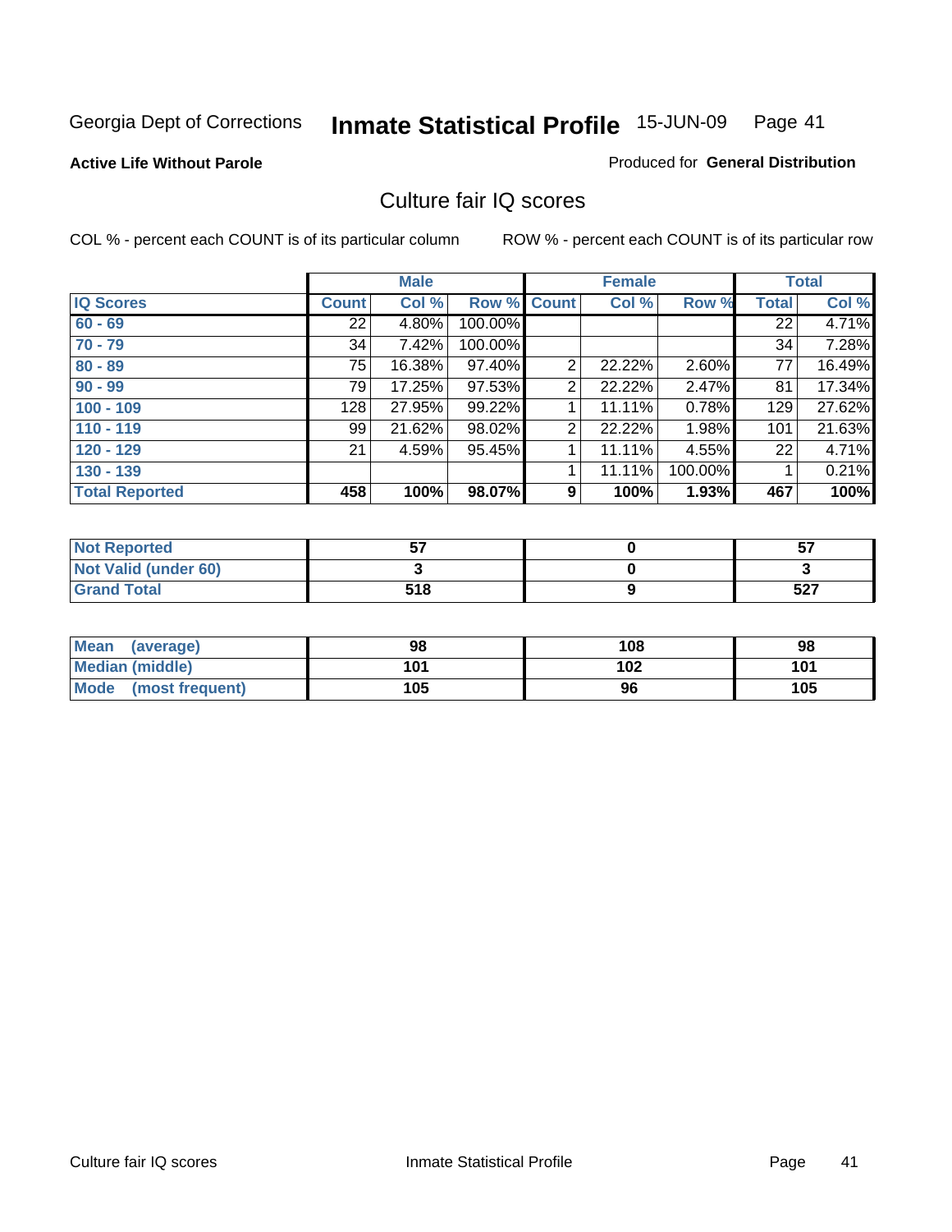Georgia Dept of Corrections **Inmate Statistical Profile** 15-JUN-09 Page 41

**Active Life Without Parole**

Produced for **General Distribution**

## Culture fair IQ scores

COL % - percent each COUNT is of its particular column

ROW % - percent each COUNT is of its particular row

| | Male | | | Female | | | Total | |
|---|---|---|---|---|---|---|---|---|
| **IQ Scores** | **Count** | **Col %** | **Row %** | **Count** | **Col %** | **Row %** | **Total** | **Col %** |
| 60 - 69 | 22 | 4.80% | 100.00% | | | | 22 | 4.71% |
| 70 - 79 | 34 | 7.42% | 100.00% | | | | 34 | 7.28% |
| 80 - 89 | 75 | 16.38% | 97.40% | 2 | 22.22% | 2.60% | 77 | 16.49% |
| 90 - 99 | 79 | 17.25% | 97.53% | 2 | 22.22% | 2.47% | 81 | 17.34% |
| 100 - 109 | 128 | 27.95% | 99.22% | 1 | 11.11% | 0.78% | 129 | 27.62% |
| 110 - 119 | 99 | 21.62% | 98.02% | 2 | 22.22% | 1.98% | 101 | 21.63% |
| 120 - 129 | 21 | 4.59% | 95.45% | 1 | 11.11% | 4.55% | 22 | 4.71% |
| 130 - 139 | | | | 1 | 11.11% | 100.00% | 1 | 0.21% |
| **Total Reported** | **458** | **100%** | **98.07%** | **9** | **100%** | **1.93%** | **467** | **100%** |

| | Male | Female | Total |
|---|---|---|---|
| **Not Reported** | **57** | **0** | **57** |
| **Not Valid (under 60)** | **3** | **0** | **3** |
| **Grand Total** | **518** | **9** | **527** |

| | Male | Female | Total |
|---|---|---|---|
| **Mean (average)** | **98** | **108** | **98** |
| **Median (middle)** | **101** | **102** | **101** |
| **Mode (most frequent)** | **105** | **96** | **105** |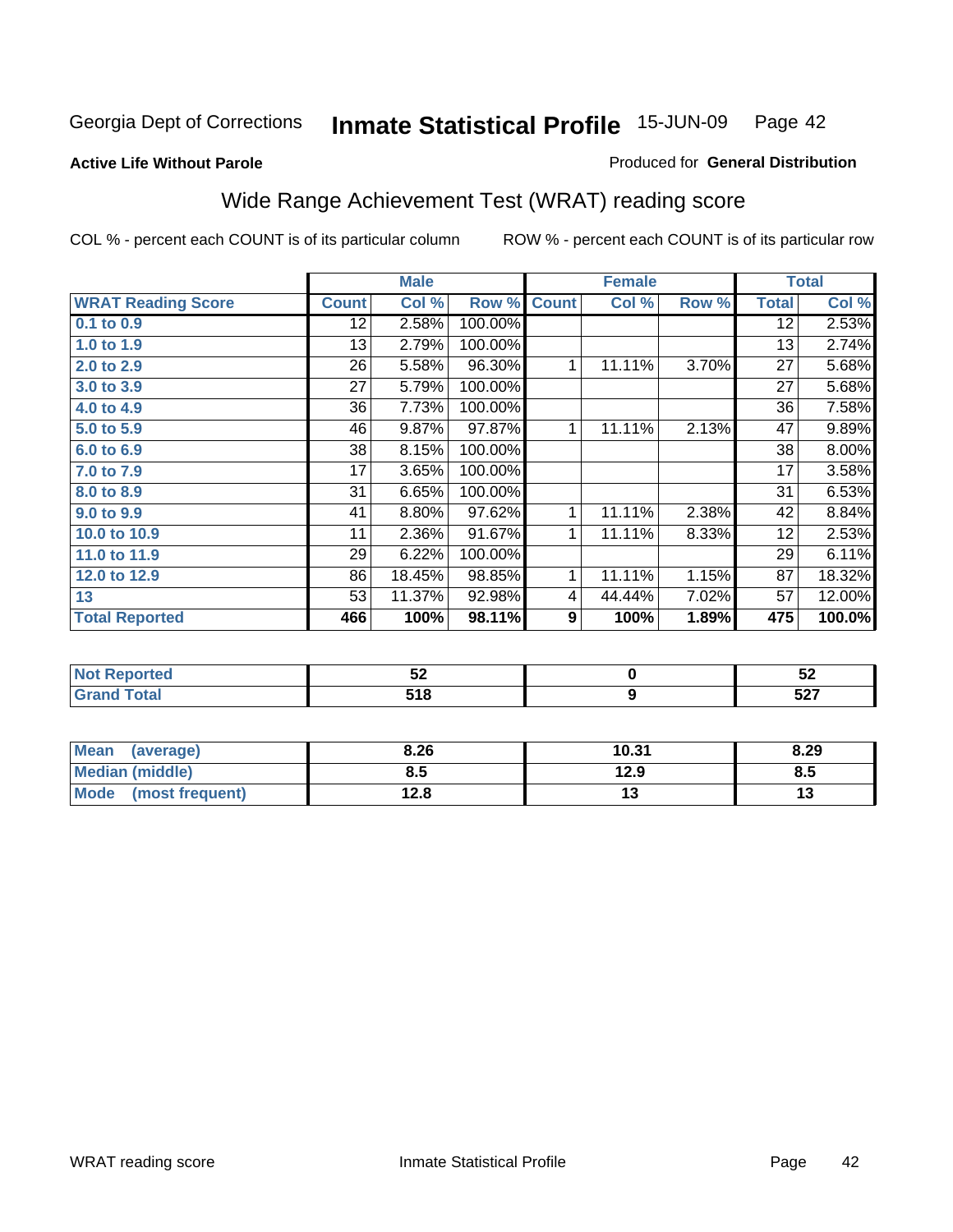Georgia Dept of Corrections **Inmate Statistical Profile** 15-JUN-09

**Active Life Without Parole**

Produced for **General Distribution**

## Wide Range Achievement Test (WRAT) reading score

COL % - percent each COUNT is of its particular column ROW % - percent each COUNT is of its particular row

| | Male | | | Female | | | Total | |
|---|---|---|---|---|---|---|---|---|
| **WRAT Reading Score** | **Count** | **Col %** | **Row %** | **Count** | **Col %** | **Row %** | **Total** | **Col %** |
| 0.1 to 0.9 | 12 | 2.58% | 100.00% | | | | 12 | 2.53% |
| 1.0 to 1.9 | 13 | 2.79% | 100.00% | | | | 13 | 2.74% |
| 2.0 to 2.9 | 26 | 5.58% | 96.30% | 1 | 11.11% | 3.70% | 27 | 5.68% |
| 3.0 to 3.9 | 27 | 5.79% | 100.00% | | | | 27 | 5.68% |
| 4.0 to 4.9 | 36 | 7.73% | 100.00% | | | | 36 | 7.58% |
| 5.0 to 5.9 | 46 | 9.87% | 97.87% | 1 | 11.11% | 2.13% | 47 | 9.89% |
| 6.0 to 6.9 | 38 | 8.15% | 100.00% | | | | 38 | 8.00% |
| 7.0 to 7.9 | 17 | 3.65% | 100.00% | | | | 17 | 3.58% |
| 8.0 to 8.9 | 31 | 6.65% | 100.00% | | | | 31 | 6.53% |
| 9.0 to 9.9 | 41 | 8.80% | 97.62% | 1 | 11.11% | 2.38% | 42 | 8.84% |
| 10.0 to 10.9 | 11 | 2.36% | 91.67% | 1 | 11.11% | 8.33% | 12 | 2.53% |
| 11.0 to 11.9 | 29 | 6.22% | 100.00% | | | | 29 | 6.11% |
| 12.0 to 12.9 | 86 | 18.45% | 98.85% | 1 | 11.11% | 1.15% | 87 | 18.32% |
| 13 | 53 | 11.37% | 92.98% | 4 | 44.44% | 7.02% | 57 | 12.00% |
| **Total Reported** | **466** | **100%** | **98.11%** | **9** | **100%** | **1.89%** | **475** | **100.0%** |

| | Male | Female | Total |
|---|---|---|---|
| Not Reported | **52** | **0** | **52** |
| Grand Total | **518** | **9** | **527** |

| | Male | Female | Total |
|---|---|---|---|
| Mean (average) | **8.26** | **10.31** | **8.29** |
| Median (middle) | **8.5** | **12.9** | **8.5** |
| Mode (most frequent) | **12.8** | **13** | **13** |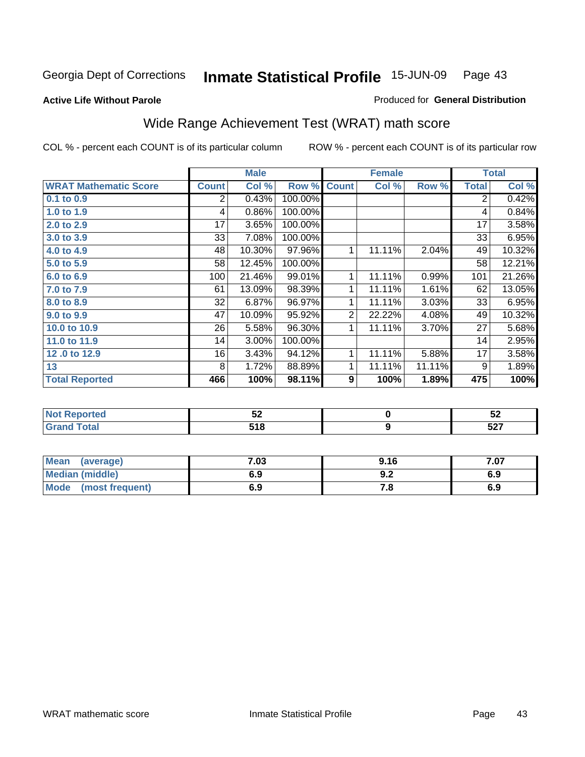Georgia Dept of Corrections **Inmate Statistical Profile** 15-JUN-09

**Active Life Without Parole**

Produced for **General Distribution**

## Wide Range Achievement Test (WRAT) math score

COL % - percent each COUNT is of its particular column    ROW % - percent each COUNT is of its particular row

| | Male | | | Female | | | Total | |
|---|---|---|---|---|---|---|---|---|
| **WRAT Mathematic Score** | **Count** | **Col %** | **Row %** | **Count** | **Col %** | **Row %** | **Total** | **Col %** |
| **0.1 to 0.9** | 2 | 0.43% | 100.00% | | | | 2 | 0.42% |
| **1.0 to 1.9** | 4 | 0.86% | 100.00% | | | | 4 | 0.84% |
| **2.0 to 2.9** | 17 | 3.65% | 100.00% | | | | 17 | 3.58% |
| **3.0 to 3.9** | 33 | 7.08% | 100.00% | | | | 33 | 6.95% |
| **4.0 to 4.9** | 48 | 10.30% | 97.96% | 1 | 11.11% | 2.04% | 49 | 10.32% |
| **5.0 to 5.9** | 58 | 12.45% | 100.00% | | | | 58 | 12.21% |
| **6.0 to 6.9** | 100 | 21.46% | 99.01% | 1 | 11.11% | 0.99% | 101 | 21.26% |
| **7.0 to 7.9** | 61 | 13.09% | 98.39% | 1 | 11.11% | 1.61% | 62 | 13.05% |
| **8.0 to 8.9** | 32 | 6.87% | 96.97% | 1 | 11.11% | 3.03% | 33 | 6.95% |
| **9.0 to 9.9** | 47 | 10.09% | 95.92% | 2 | 22.22% | 4.08% | 49 | 10.32% |
| **10.0 to 10.9** | 26 | 5.58% | 96.30% | 1 | 11.11% | 3.70% | 27 | 5.68% |
| **11.0 to 11.9** | 14 | 3.00% | 100.00% | | | | 14 | 2.95% |
| **12 .0 to 12.9** | 16 | 3.43% | 94.12% | 1 | 11.11% | 5.88% | 17 | 3.58% |
| **13** | 8 | 1.72% | 88.89% | 1 | 11.11% | 11.11% | 9 | 1.89% |
| **Total Reported** | **466** | **100%** | **98.11%** | **9** | **100%** | **1.89%** | **475** | **100%** |

| | Male | Female | Total |
|---|---|---|---|
| **Not Reported** | **52** | **0** | **52** |
| **Grand Total** | **518** | **9** | **527** |

| | Male | Female | Total |
|---|---|---|---|
| **Mean (average)** | **7.03** | **9.16** | **7.07** |
| **Median (middle)** | **6.9** | **9.2** | **6.9** |
| **Mode (most frequent)** | **6.9** | **7.8** | **6.9** |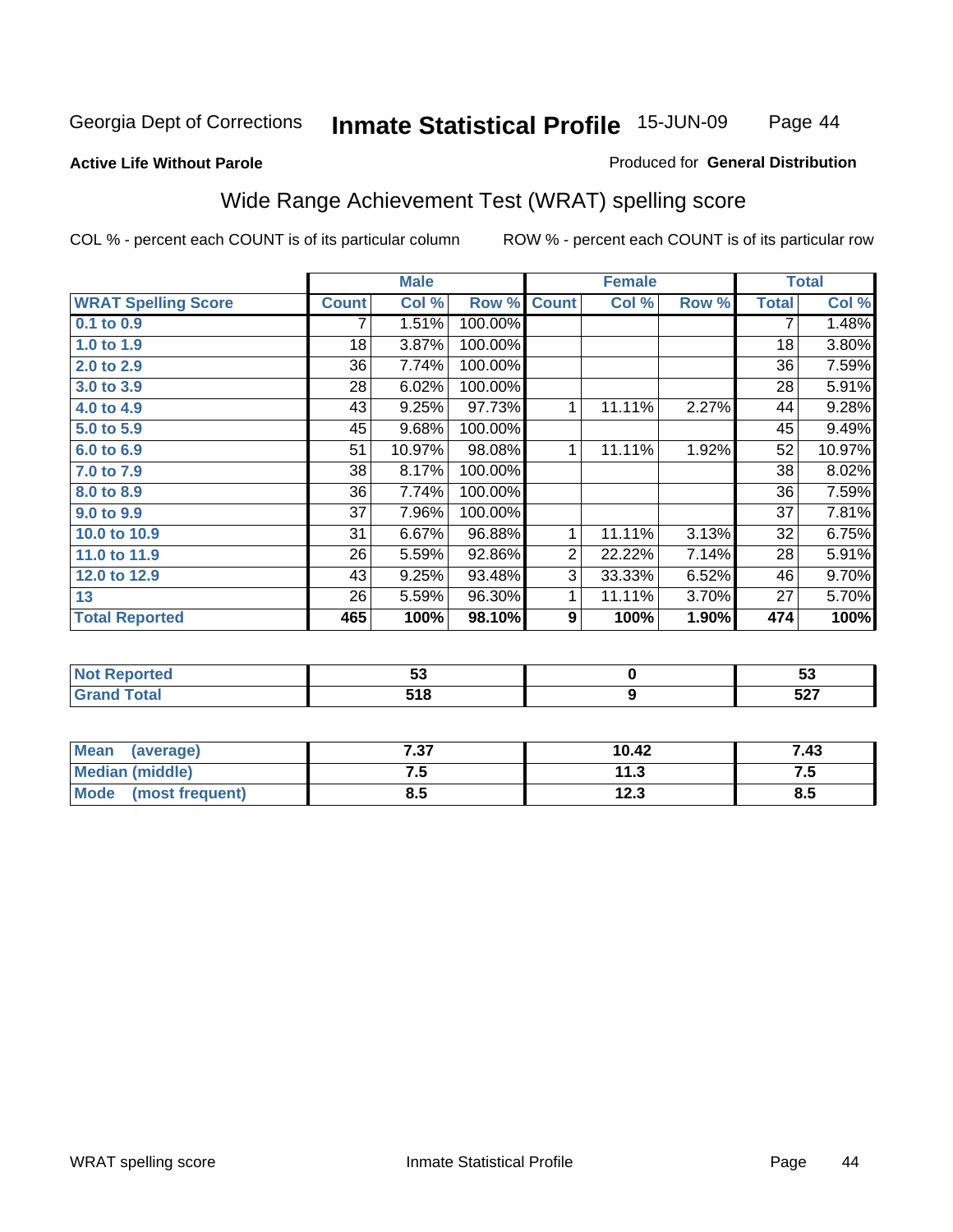Georgia Dept of Corrections **Inmate Statistical Profile** 15-JUN-09 Page 44

**Active Life Without Parole**

Produced for **General Distribution**

## Wide Range Achievement Test (WRAT) spelling score

COL % - percent each COUNT is of its particular column ROW % - percent each COUNT is of its particular row

| | Male | | | Female | | | Total | |
|---|---|---|---|---|---|---|---|---|
| **WRAT Spelling Score** | **Count** | **Col %** | **Row %** | **Count** | **Col %** | **Row %** | **Total** | **Col %** |
| 0.1 to 0.9 | 7 | 1.51% | 100.00% | | | | 7 | 1.48% |
| 1.0 to 1.9 | 18 | 3.87% | 100.00% | | | | 18 | 3.80% |
| 2.0 to 2.9 | 36 | 7.74% | 100.00% | | | | 36 | 7.59% |
| 3.0 to 3.9 | 28 | 6.02% | 100.00% | | | | 28 | 5.91% |
| 4.0 to 4.9 | 43 | 9.25% | 97.73% | 1 | 11.11% | 2.27% | 44 | 9.28% |
| 5.0 to 5.9 | 45 | 9.68% | 100.00% | | | | 45 | 9.49% |
| 6.0 to 6.9 | 51 | 10.97% | 98.08% | 1 | 11.11% | 1.92% | 52 | 10.97% |
| 7.0 to 7.9 | 38 | 8.17% | 100.00% | | | | 38 | 8.02% |
| 8.0 to 8.9 | 36 | 7.74% | 100.00% | | | | 36 | 7.59% |
| 9.0 to 9.9 | 37 | 7.96% | 100.00% | | | | 37 | 7.81% |
| 10.0 to 10.9 | 31 | 6.67% | 96.88% | 1 | 11.11% | 3.13% | 32 | 6.75% |
| 11.0 to 11.9 | 26 | 5.59% | 92.86% | 2 | 22.22% | 7.14% | 28 | 5.91% |
| 12.0 to 12.9 | 43 | 9.25% | 93.48% | 3 | 33.33% | 6.52% | 46 | 9.70% |
| 13 | 26 | 5.59% | 96.30% | 1 | 11.11% | 3.70% | 27 | 5.70% |
| **Total Reported** | **465** | **100%** | **98.10%** | **9** | **100%** | **1.90%** | **474** | **100%** |

| | Male | Female | Total |
|---|---|---|---|
| Not Reported | **53** | **0** | **53** |
| Grand Total | **518** | **9** | **527** |

| | Male | Female | Total |
|---|---|---|---|
| Mean (average) | **7.37** | **10.42** | **7.43** |
| Median (middle) | **7.5** | **11.3** | **7.5** |
| Mode (most frequent) | **8.5** | **12.3** | **8.5** |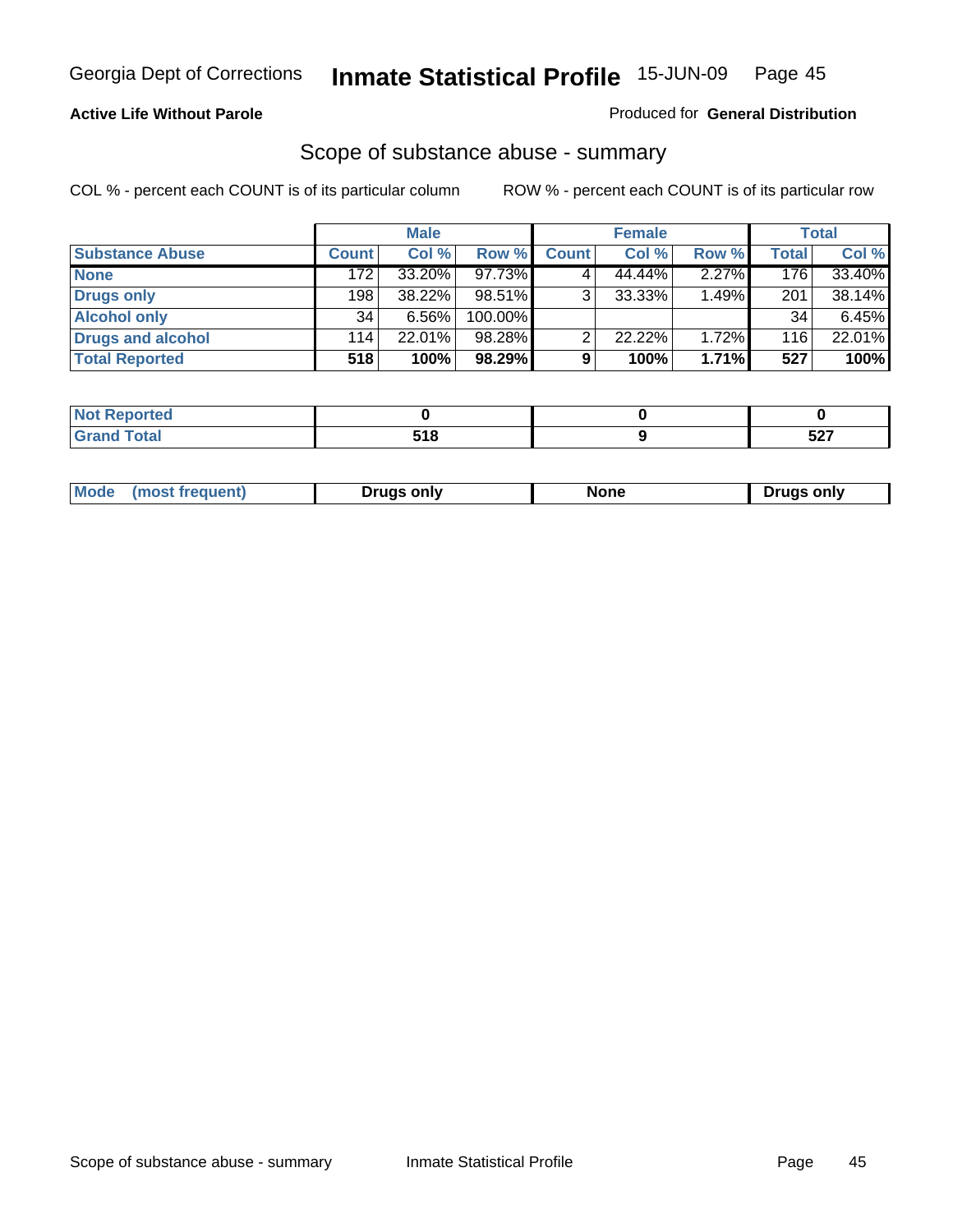**Active Life Without Parole**

Produced for **General Distribution**

## Scope of substance abuse - summary

COL % - percent each COUNT is of its particular column

ROW % - percent each COUNT is of its particular row

| | Male | | | Female | | | Total | |
|---|---|---|---|---|---|---|---|---|
| **Substance Abuse** | **Count** | **Col %** | **Row %** | **Count** | **Col %** | **Row %** | **Total** | **Col %** |
| **None** | 172 | 33.20% | 97.73% | 4 | 44.44% | 2.27% | 176 | 33.40% |
| **Drugs only** | 198 | 38.22% | 98.51% | 3 | 33.33% | 1.49% | 201 | 38.14% |
| **Alcohol only** | 34 | 6.56% | 100.00% | | | | 34 | 6.45% |
| **Drugs and alcohol** | 114 | 22.01% | 98.28% | 2 | 22.22% | 1.72% | 116 | 22.01% |
| **Total Reported** | **518** | **100%** | **98.29%** | **9** | **100%** | **1.71%** | **527** | **100%** |

| | Male | Female | Total |
|---|---|---|---|
| **Not Reported** | **0** | **0** | **0** |
| **Grand Total** | **518** | **9** | **527** |

| | Male | Female | Total |
|---|---|---|---|
| **Mode (most frequent)** | **Drugs only** | **None** | **Drugs only** |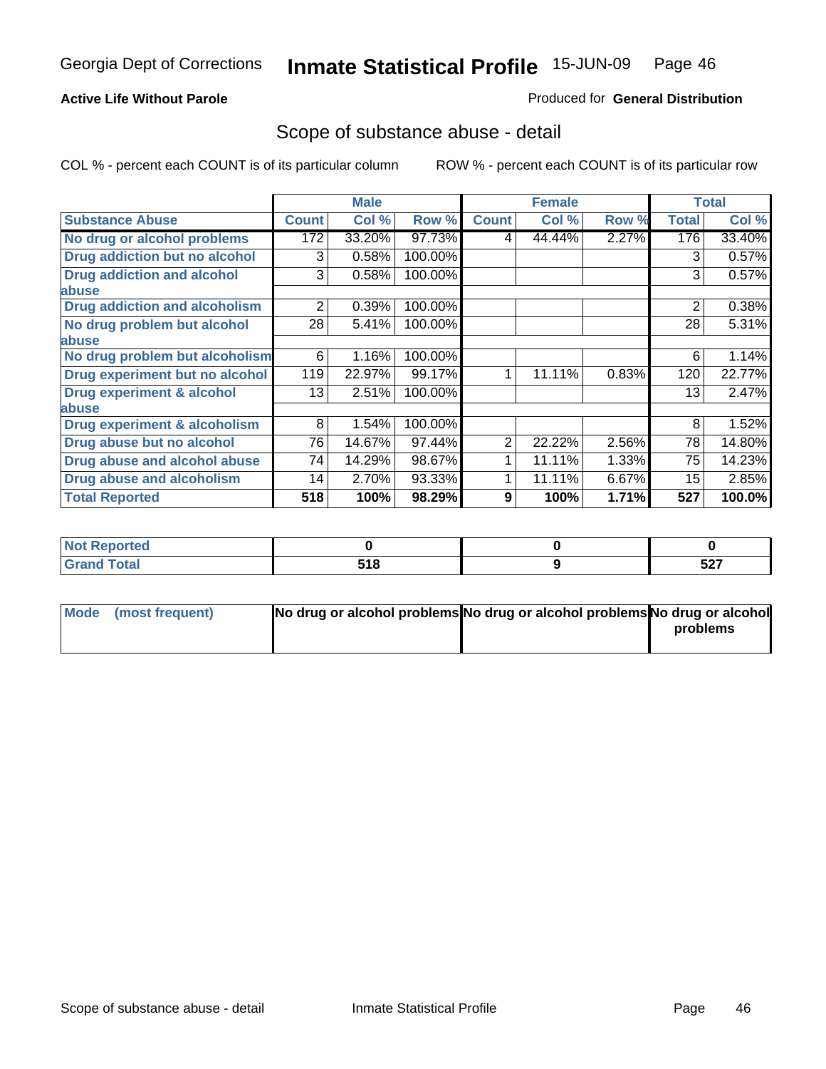Georgia Dept of Corrections **Inmate Statistical Profile** 15-JUN-09

**Active Life Without Parole**

Produced for **General Distribution**

## Scope of substance abuse - detail

COL % - percent each COUNT is of its particular column

ROW % - percent each COUNT is of its particular row

| | Male | | | Female | | | Total | |
|---|---|---|---|---|---|---|---|---|
| **Substance Abuse** | **Count** | **Col %** | **Row %** | **Count** | **Col %** | **Row %** | **Total** | **Col %** |
| **No drug or alcohol problems** | 172 | 33.20% | 97.73% | 4 | 44.44% | 2.27% | 176 | 33.40% |
| **Drug addiction but no alcohol** | 3 | 0.58% | 100.00% | | | | 3 | 0.57% |
| **Drug addiction and alcohol abuse** | 3 | 0.58% | 100.00% | | | | 3 | 0.57% |
| **Drug addiction and alcoholism** | 2 | 0.39% | 100.00% | | | | 2 | 0.38% |
| **No drug problem but alcohol abuse** | 28 | 5.41% | 100.00% | | | | 28 | 5.31% |
| **No drug problem but alcoholism** | 6 | 1.16% | 100.00% | | | | 6 | 1.14% |
| **Drug experiment but no alcohol** | 119 | 22.97% | 99.17% | 1 | 11.11% | 0.83% | 120 | 22.77% |
| **Drug experiment & alcohol abuse** | 13 | 2.51% | 100.00% | | | | 13 | 2.47% |
| **Drug experiment & alcoholism** | 8 | 1.54% | 100.00% | | | | 8 | 1.52% |
| **Drug abuse but no alcohol** | 76 | 14.67% | 97.44% | 2 | 22.22% | 2.56% | 78 | 14.80% |
| **Drug abuse and alcohol abuse** | 74 | 14.29% | 98.67% | 1 | 11.11% | 1.33% | 75 | 14.23% |
| **Drug abuse and alcoholism** | 14 | 2.70% | 93.33% | 1 | 11.11% | 6.67% | 15 | 2.85% |
| **Total Reported** | **518** | **100%** | **98.29%** | **9** | **100%** | **1.71%** | **527** | **100.0%** |

| | Male | Female | Total |
|---|---|---|---|
| **Not Reported** | **0** | **0** | **0** |
| **Grand Total** | **518** | **9** | **527** |

| | Male | Female | Total |
|---|---|---|---|
| **Mode (most frequent)** | **No drug or alcohol problems** | **No drug or alcohol problems** | **No drug or alcohol problems** |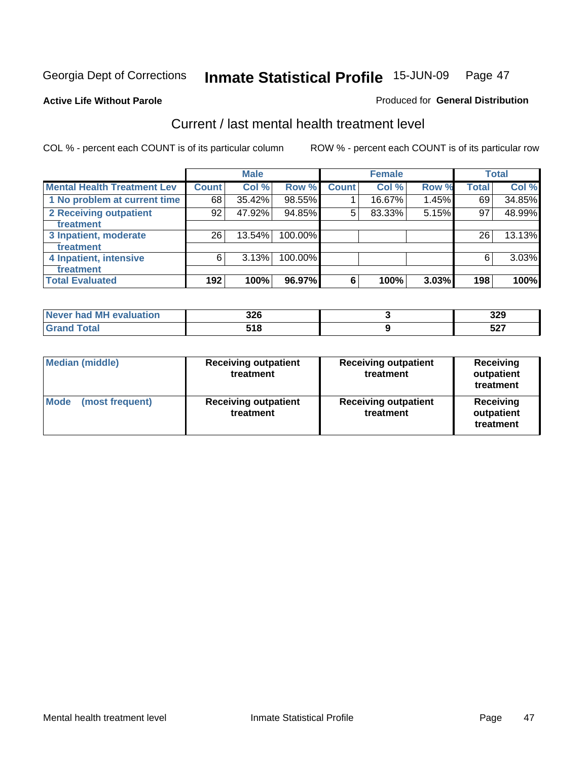Georgia Dept of Corrections **Inmate Statistical Profile** 15-JUN-09

**Active Life Without Parole**

Produced for **General Distribution**

## Current / last mental health treatment level

COL % - percent each COUNT is of its particular column

ROW % - percent each COUNT is of its particular row

| | Male | | | Female | | | Total | |
|---|---|---|---|---|---|---|---|---|
| **Mental Health Treatment Lev** | **Count** | **Col %** | **Row %** | **Count** | **Col %** | **Row %** | **Total** | **Col %** |
| 1 No problem at current time | 68 | 35.42% | 98.55% | 1 | 16.67% | 1.45% | 69 | 34.85% |
| 2 Receiving outpatient treatment | 92 | 47.92% | 94.85% | 5 | 83.33% | 5.15% | 97 | 48.99% |
| 3 Inpatient, moderate treatment | 26 | 13.54% | 100.00% | | | | 26 | 13.13% |
| 4 Inpatient, intensive treatment | 6 | 3.13% | 100.00% | | | | 6 | 3.03% |
| **Total Evaluated** | **192** | **100%** | **96.97%** | **6** | **100%** | **3.03%** | **198** | **100%** |

| | Male | Female | Total |
|---|---|---|---|
| Never had MH evaluation | 326 | 3 | 329 |
| Grand Total | 518 | 9 | 527 |

| | Male | Female | Total |
|---|---|---|---|
| Median (middle) | Receiving outpatient treatment | Receiving outpatient treatment | Receiving outpatient treatment |
| Mode (most frequent) | Receiving outpatient treatment | Receiving outpatient treatment | Receiving outpatient treatment |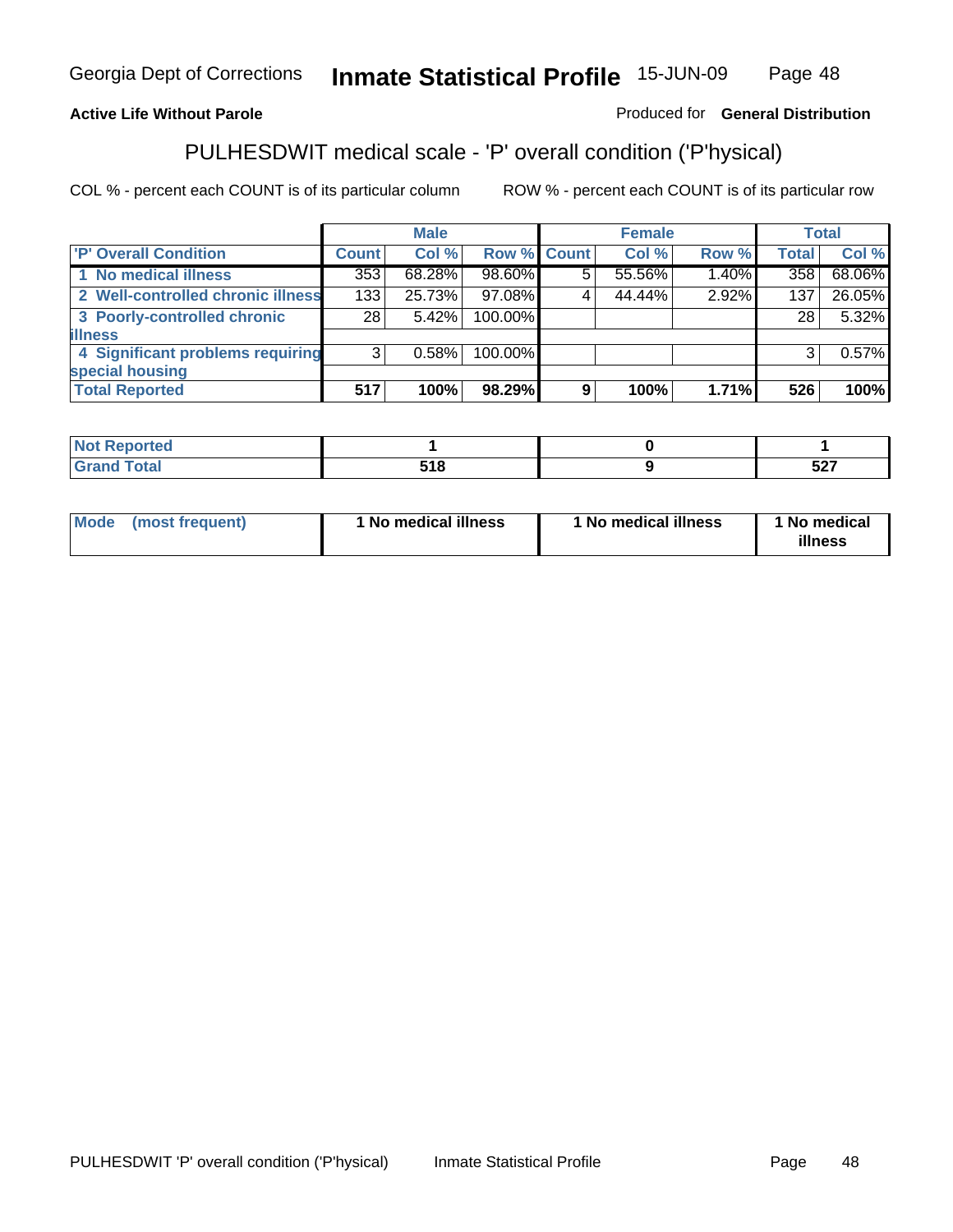**Active Life Without Parole**

Produced for **General Distribution**

## PULHESDWIT medical scale - 'P' overall condition ('P'hysical)

COL % - percent each COUNT is of its particular column

ROW % - percent each COUNT is of its particular row

| | Male | | | Female | | | Total | |
|---|---|---|---|---|---|---|---|---|
| 'P' Overall Condition | Count | Col % | Row % | Count | Col % | Row % | Total | Col % |
| 1 No medical illness | 353 | 68.28% | 98.60% | 5 | 55.56% | 1.40% | 358 | 68.06% |
| 2 Well-controlled chronic illness | 133 | 25.73% | 97.08% | 4 | 44.44% | 2.92% | 137 | 26.05% |
| 3 Poorly-controlled chronic illness | 28 | 5.42% | 100.00% | | | | 28 | 5.32% |
| 4 Significant problems requiring special housing | 3 | 0.58% | 100.00% | | | | 3 | 0.57% |
| **Total Reported** | **517** | **100%** | **98.29%** | **9** | **100%** | **1.71%** | **526** | **100%** |

| | Male | Female | Total |
|---|---|---|---|
| Not Reported | 1 | 0 | 1 |
| Grand Total | 518 | 9 | 527 |

| | Male | Female | Total |
|---|---|---|---|
| Mode (most frequent) | 1 No medical illness | 1 No medical illness | 1 No medical illness |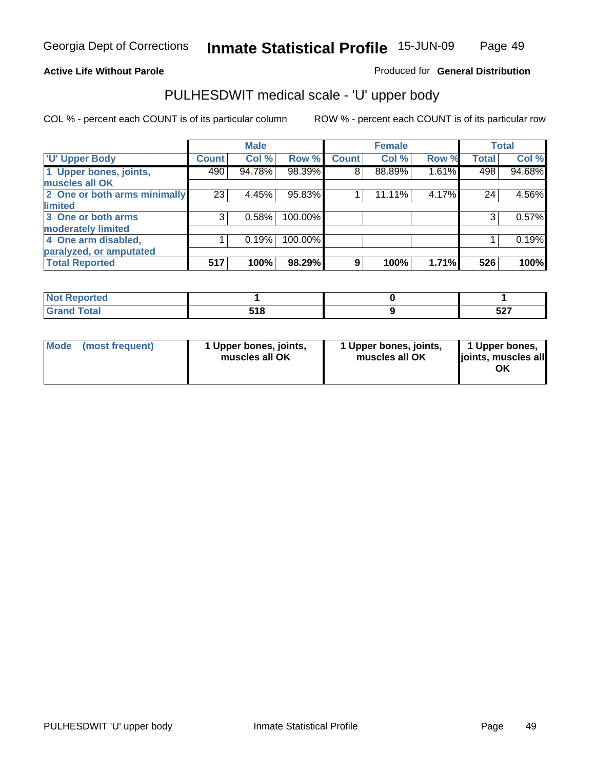Georgia Dept of Corrections **Inmate Statistical Profile** 15-JUN-09

**Active Life Without Parole** Produced for **General Distribution**

## PULHESDWIT medical scale - 'U' upper body

COL % - percent each COUNT is of its particular column ROW % - percent each COUNT is of its particular row

| | Male | | | Female | | | Total | |
|---|---|---|---|---|---|---|---|---|
| 'U' Upper Body | Count | Col % | Row % | Count | Col % | Row % | Total | Col % |
| 1 Upper bones, joints, muscles all OK | 490 | 94.78% | 98.39% | 8 | 88.89% | 1.61% | 498 | 94.68% |
| 2 One or both arms minimally limited | 23 | 4.45% | 95.83% | 1 | 11.11% | 4.17% | 24 | 4.56% |
| 3 One or both arms moderately limited | 3 | 0.58% | 100.00% | | | | 3 | 0.57% |
| 4 One arm disabled, paralyzed, or amputated | 1 | 0.19% | 100.00% | | | | 1 | 0.19% |
| **Total Reported** | **517** | **100%** | **98.29%** | **9** | **100%** | **1.71%** | **526** | **100%** |

| | Male | Female | Total |
|---|---|---|---|
| Not Reported | 1 | 0 | 1 |
| Grand Total | 518 | 9 | 527 |

| | Male | Female | Total |
|---|---|---|---|
| Mode (most frequent) | 1 Upper bones, joints, muscles all OK | 1 Upper bones, joints, muscles all OK | 1 Upper bones, joints, muscles all OK |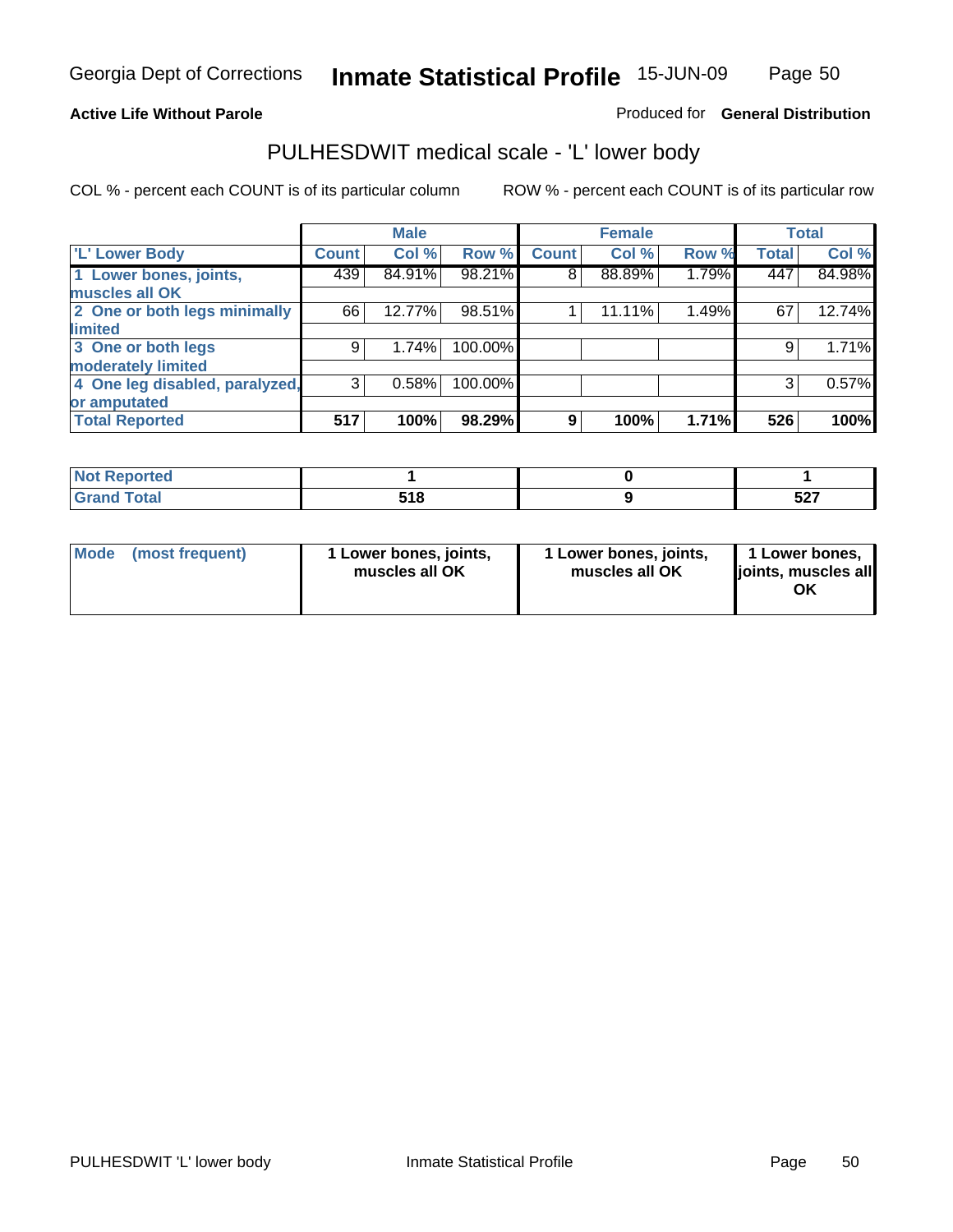**Active Life Without Parole**

Produced for **General Distribution**

## PULHESDWIT medical scale - 'L' lower body

COL % - percent each COUNT is of its particular column

ROW % - percent each COUNT is of its particular row

| | Male | | | Female | | | Total | |
|---|---|---|---|---|---|---|---|---|
| 'L' Lower Body | Count | Col % | Row % | Count | Col % | Row % | Total | Col % |
| 1 Lower bones, joints, muscles all OK | 439 | 84.91% | 98.21% | 8 | 88.89% | 1.79% | 447 | 84.98% |
| 2 One or both legs minimally limited | 66 | 12.77% | 98.51% | 1 | 11.11% | 1.49% | 67 | 12.74% |
| 3 One or both legs moderately limited | 9 | 1.74% | 100.00% | | | | 9 | 1.71% |
| 4 One leg disabled, paralyzed, or amputated | 3 | 0.58% | 100.00% | | | | 3 | 0.57% |
| **Total Reported** | **517** | **100%** | **98.29%** | **9** | **100%** | **1.71%** | **526** | **100%** |

| | Male | Female | Total |
|---|---|---|---|
| Not Reported | 1 | 0 | 1 |
| Grand Total | 518 | 9 | 527 |

| | Male | Female | Total |
|---|---|---|---|
| Mode (most frequent) | 1 Lower bones, joints, muscles all OK | 1 Lower bones, joints, muscles all OK | 1 Lower bones, joints, muscles all OK |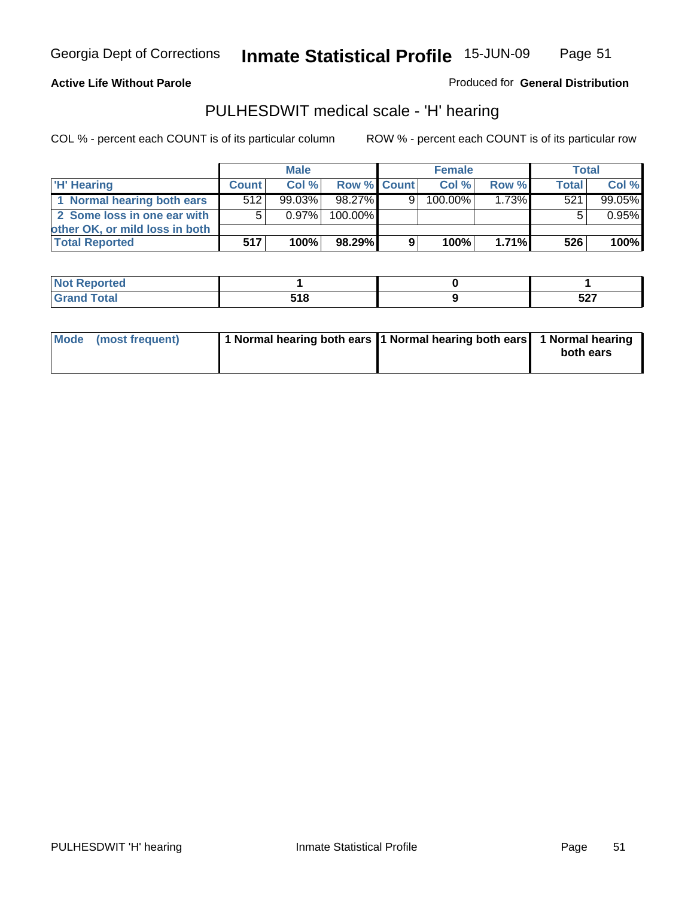Georgia Dept of Corrections **Inmate Statistical Profile** 15-JUN-09

**Active Life Without Parole**

Produced for **General Distribution**

## PULHESDWIT medical scale - 'H' hearing

COL % - percent each COUNT is of its particular column    ROW % - percent each COUNT is of its particular row

| | Male | | | Female | | | Total | |
|---|---|---|---|---|---|---|---|---|
| 'H' Hearing | Count | Col % | Row % | Count | Col % | Row % | Total | Col % |
| 1 Normal hearing both ears | 512 | 99.03% | 98.27% | 9 | 100.00% | 1.73% | 521 | 99.05% |
| 2 Some loss in one ear with other OK, or mild loss in both | 5 | 0.97% | 100.00% | | | | 5 | 0.95% |
| **Total Reported** | **517** | **100%** | **98.29%** | **9** | **100%** | **1.71%** | **526** | **100%** |

| | Male | Female | Total |
|---|---|---|---|
| Not Reported | 1 | 0 | 1 |
| Grand Total | 518 | 9 | 527 |

| | Male | Female | Total |
|---|---|---|---|
| Mode (most frequent) | 1 Normal hearing both ears | 1 Normal hearing both ears | 1 Normal hearing both ears |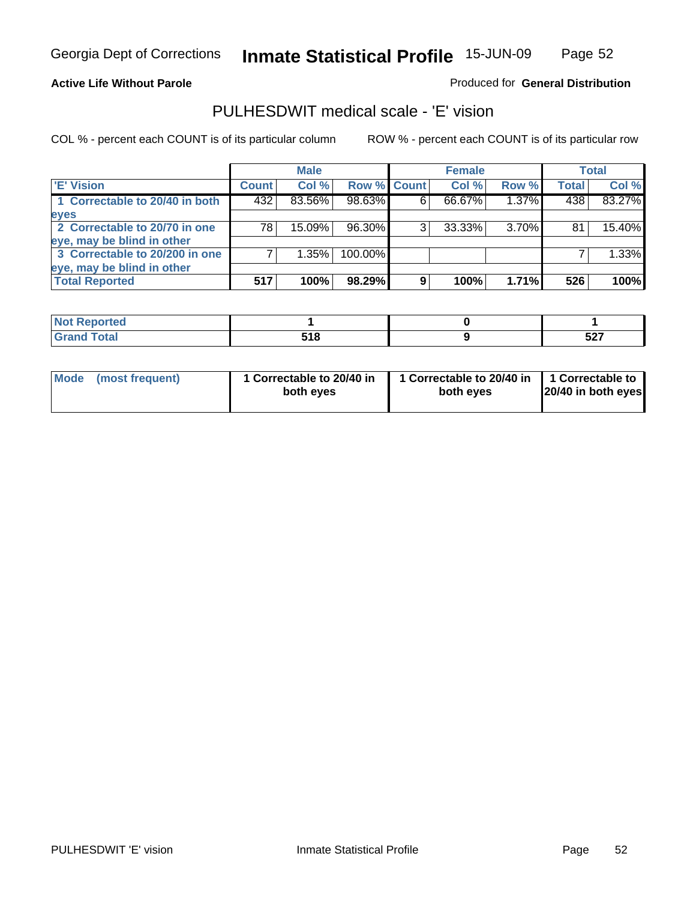Georgia Dept of Corrections **Inmate Statistical Profile** 15-JUN-09

**Active Life Without Parole**

Produced for **General Distribution**

## PULHESDWIT medical scale - 'E' vision

COL % - percent each COUNT is of its particular column

ROW % - percent each COUNT is of its particular row

| | Male | | | Female | | | Total | |
|---|---|---|---|---|---|---|---|---|
| 'E' Vision | Count | Col % | Row % | Count | Col % | Row % | Total | Col % |
| 1 Correctable to 20/40 in both eyes | 432 | 83.56% | 98.63% | 6 | 66.67% | 1.37% | 438 | 83.27% |
| 2 Correctable to 20/70 in one eye, may be blind in other | 78 | 15.09% | 96.30% | 3 | 33.33% | 3.70% | 81 | 15.40% |
| 3 Correctable to 20/200 in one eye, may be blind in other | 7 | 1.35% | 100.00% | | | | 7 | 1.33% |
| **Total Reported** | **517** | **100%** | **98.29%** | **9** | **100%** | **1.71%** | **526** | **100%** |

| | Male | Female | Total |
|---|---|---|---|
| Not Reported | 1 | 0 | 1 |
| Grand Total | 518 | 9 | 527 |

| | Male | Female | Total |
|---|---|---|---|
| Mode (most frequent) | 1 Correctable to 20/40 in both eyes | 1 Correctable to 20/40 in both eyes | 1 Correctable to 20/40 in both eyes |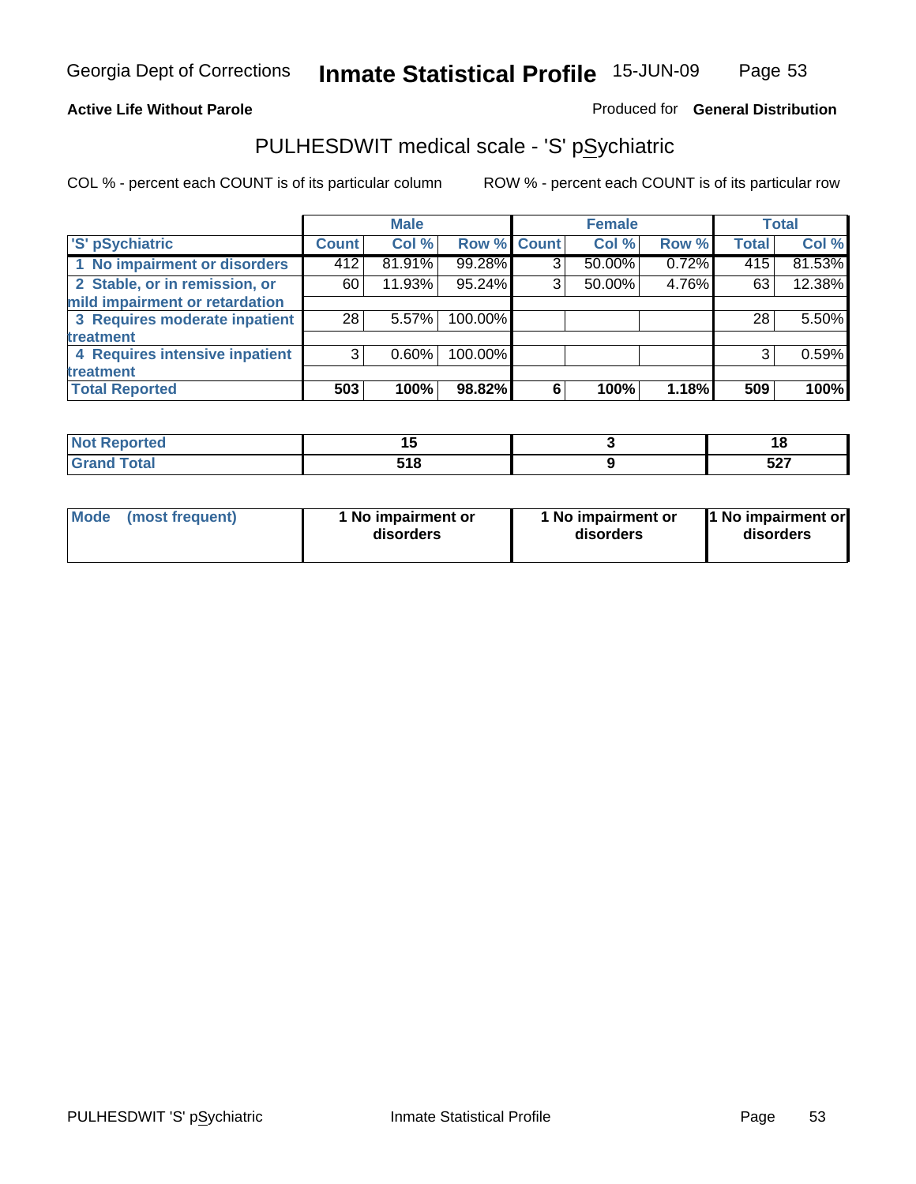Georgia Dept of Corrections **Inmate Statistical Profile** 15-JUN-09

**Active Life Without Parole**

Produced for **General Distribution**

## PULHESDWIT medical scale - 'S' pSychiatric

COL % - percent each COUNT is of its particular column

ROW % - percent each COUNT is of its particular row

| | Male | | | Female | | | Total | |
|---|---|---|---|---|---|---|---|---|
| 'S' pSychiatric | Count | Col % | Row % | Count | Col % | Row % | Total | Col % |
| 1 No impairment or disorders | 412 | 81.91% | 99.28% | 3 | 50.00% | 0.72% | 415 | 81.53% |
| 2 Stable, or in remission, or mild impairment or retardation | 60 | 11.93% | 95.24% | 3 | 50.00% | 4.76% | 63 | 12.38% |
| 3 Requires moderate inpatient treatment | 28 | 5.57% | 100.00% | | | | 28 | 5.50% |
| 4 Requires intensive inpatient treatment | 3 | 0.60% | 100.00% | | | | 3 | 0.59% |
| **Total Reported** | **503** | **100%** | **98.82%** | **6** | **100%** | **1.18%** | **509** | **100%** |

| | Male | Female | Total |
|---|---|---|---|
| Not Reported | 15 | 3 | 18 |
| Grand Total | 518 | 9 | 527 |

| | Male | Female | Total |
|---|---|---|---|
| Mode (most frequent) | 1 No impairment or disorders | 1 No impairment or disorders | 1 No impairment or disorders |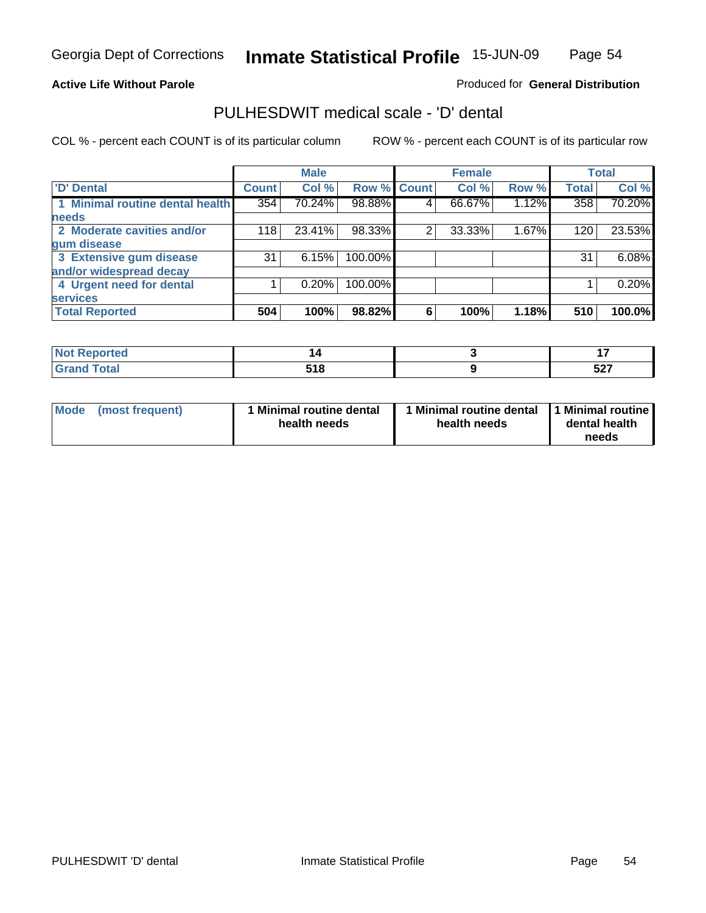Georgia Dept of Corrections **Inmate Statistical Profile** 15-JUN-09

**Active Life Without Parole**

Produced for **General Distribution**

## PULHESDWIT medical scale - 'D' dental

COL % - percent each COUNT is of its particular column

ROW % - percent each COUNT is of its particular row

| | Male | | | Female | | | Total | |
|---|---|---|---|---|---|---|---|---|
| 'D' Dental | Count | Col % | Row % | Count | Col % | Row % | Total | Col % |
| 1 Minimal routine dental health needs | 354 | 70.24% | 98.88% | 4 | 66.67% | 1.12% | 358 | 70.20% |
| 2 Moderate cavities and/or gum disease | 118 | 23.41% | 98.33% | 2 | 33.33% | 1.67% | 120 | 23.53% |
| 3 Extensive gum disease and/or widespread decay | 31 | 6.15% | 100.00% | | | | 31 | 6.08% |
| 4 Urgent need for dental services | 1 | 0.20% | 100.00% | | | | 1 | 0.20% |
| **Total Reported** | **504** | **100%** | **98.82%** | **6** | **100%** | **1.18%** | **510** | **100.0%** |

| | Male | Female | Total |
|---|---|---|---|
| **Not Reported** | **14** | **3** | **17** |
| **Grand Total** | **518** | **9** | **527** |

| | Male | Female | Total |
|---|---|---|---|
| **Mode (most frequent)** | **1 Minimal routine dental health needs** | **1 Minimal routine dental health needs** | **1 Minimal routine dental health needs** |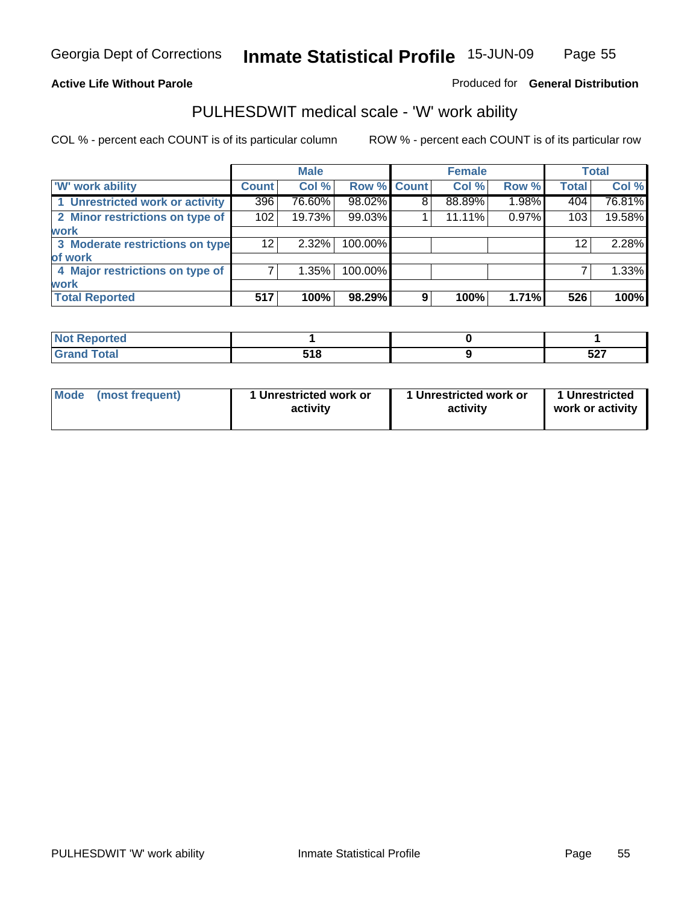Georgia Dept of Corrections **Inmate Statistical Profile** 15-JUN-09

**Active Life Without Parole**

Produced for **General Distribution**

## PULHESDWIT medical scale - 'W' work ability

COL % - percent each COUNT is of its particular column

ROW % - percent each COUNT is of its particular row

| | Male | | | Female | | | Total | |
|---|---|---|---|---|---|---|---|---|
| 'W' work ability | Count | Col % | Row % | Count | Col % | Row % | Total | Col % |
| 1 Unrestricted work or activity | 396 | 76.60% | 98.02% | 8 | 88.89% | 1.98% | 404 | 76.81% |
| 2 Minor restrictions on type of work | 102 | 19.73% | 99.03% | 1 | 11.11% | 0.97% | 103 | 19.58% |
| 3 Moderate restrictions on type of work | 12 | 2.32% | 100.00% | | | | 12 | 2.28% |
| 4 Major restrictions on type of work | 7 | 1.35% | 100.00% | | | | 7 | 1.33% |
| **Total Reported** | **517** | **100%** | **98.29%** | **9** | **100%** | **1.71%** | **526** | **100%** |

| | Male | Female | Total |
|---|---|---|---|
| Not Reported | 1 | 0 | 1 |
| Grand Total | 518 | 9 | 527 |

| | Male | Female | Total |
|---|---|---|---|
| Mode (most frequent) | 1 Unrestricted work or activity | 1 Unrestricted work or activity | 1 Unrestricted work or activity |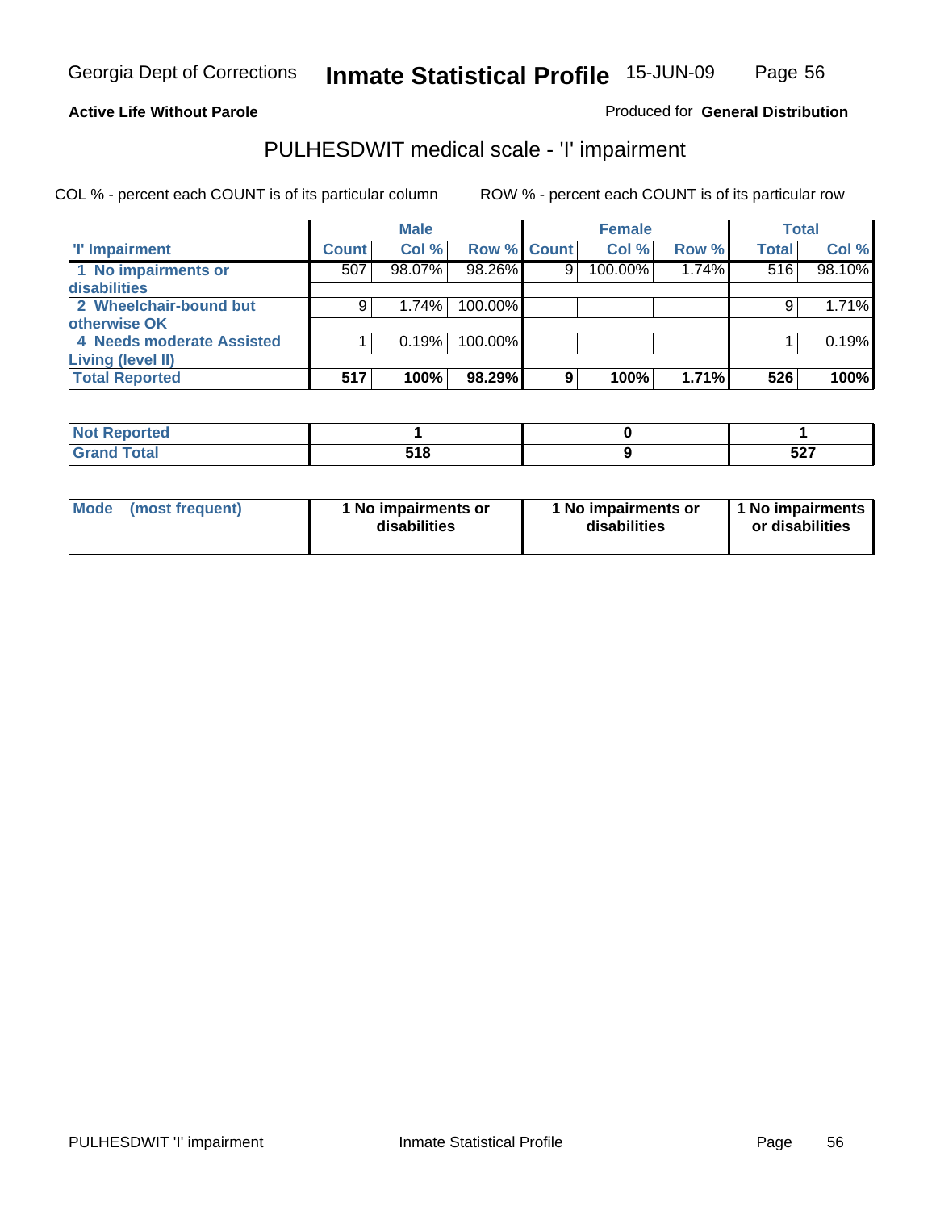Georgia Dept of Corrections **Inmate Statistical Profile** 15-JUN-09

**Active Life Without Parole**

Produced for **General Distribution**

## PULHESDWIT medical scale - 'I' impairment

COL % - percent each COUNT is of its particular column

ROW % - percent each COUNT is of its particular row

| | Male | | | Female | | | Total | |
|---|---|---|---|---|---|---|---|---|
| **'I' Impairment** | **Count** | **Col %** | **Row %** | **Count** | **Col %** | **Row %** | **Total** | **Col %** |
| **1 No impairments or disabilities** | 507 | 98.07% | 98.26% | 9 | 100.00% | 1.74% | 516 | 98.10% |
| **2 Wheelchair-bound but otherwise OK** | 9 | 1.74% | 100.00% | | | | 9 | 1.71% |
| **4 Needs moderate Assisted Living (level II)** | 1 | 0.19% | 100.00% | | | | 1 | 0.19% |
| **Total Reported** | **517** | **100%** | **98.29%** | **9** | **100%** | **1.71%** | **526** | **100%** |

| | Male | Female | Total |
|---|---|---|---|
| **Not Reported** | **1** | **0** | **1** |
| **Grand Total** | **518** | **9** | **527** |

| | Male | Female | Total |
|---|---|---|---|
| **Mode (most frequent)** | **1 No impairments or disabilities** | **1 No impairments or disabilities** | **1 No impairments or disabilities** |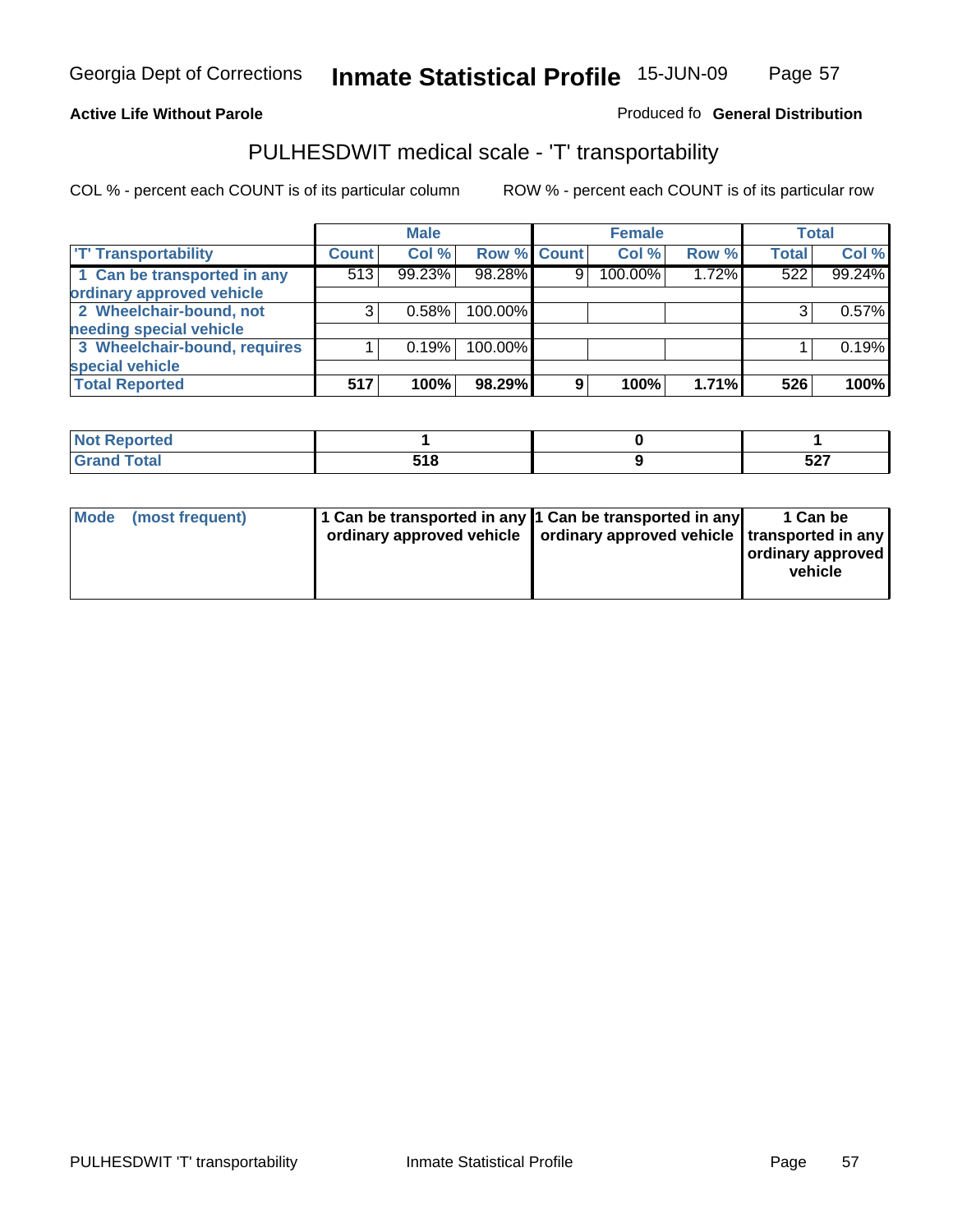**Active Life Without Parole**

Produced fo **General Distribution**

## PULHESDWIT medical scale - 'T' transportability

COL % - percent each COUNT is of its particular column

ROW % - percent each COUNT is of its particular row

| | Male | | | Female | | | Total | |
|---|---|---|---|---|---|---|---|---|
| 'T' Transportability | Count | Col % | Row % | Count | Col % | Row % | Total | Col % |
| 1 Can be transported in any ordinary approved vehicle | 513 | 99.23% | 98.28% | 9 | 100.00% | 1.72% | 522 | 99.24% |
| 2 Wheelchair-bound, not needing special vehicle | 3 | 0.58% | 100.00% | | | | 3 | 0.57% |
| 3 Wheelchair-bound, requires special vehicle | 1 | 0.19% | 100.00% | | | | 1 | 0.19% |
| **Total Reported** | **517** | **100%** | **98.29%** | **9** | **100%** | **1.71%** | **526** | **100%** |

| | Male | Female | Total |
|---|---|---|---|
| Not Reported | 1 | 0 | 1 |
| Grand Total | 518 | 9 | 527 |

| | Male | Female | Total |
|---|---|---|---|
| Mode (most frequent) | 1 Can be transported in any ordinary approved vehicle | 1 Can be transported in any ordinary approved vehicle | 1 Can be transported in any ordinary approved vehicle |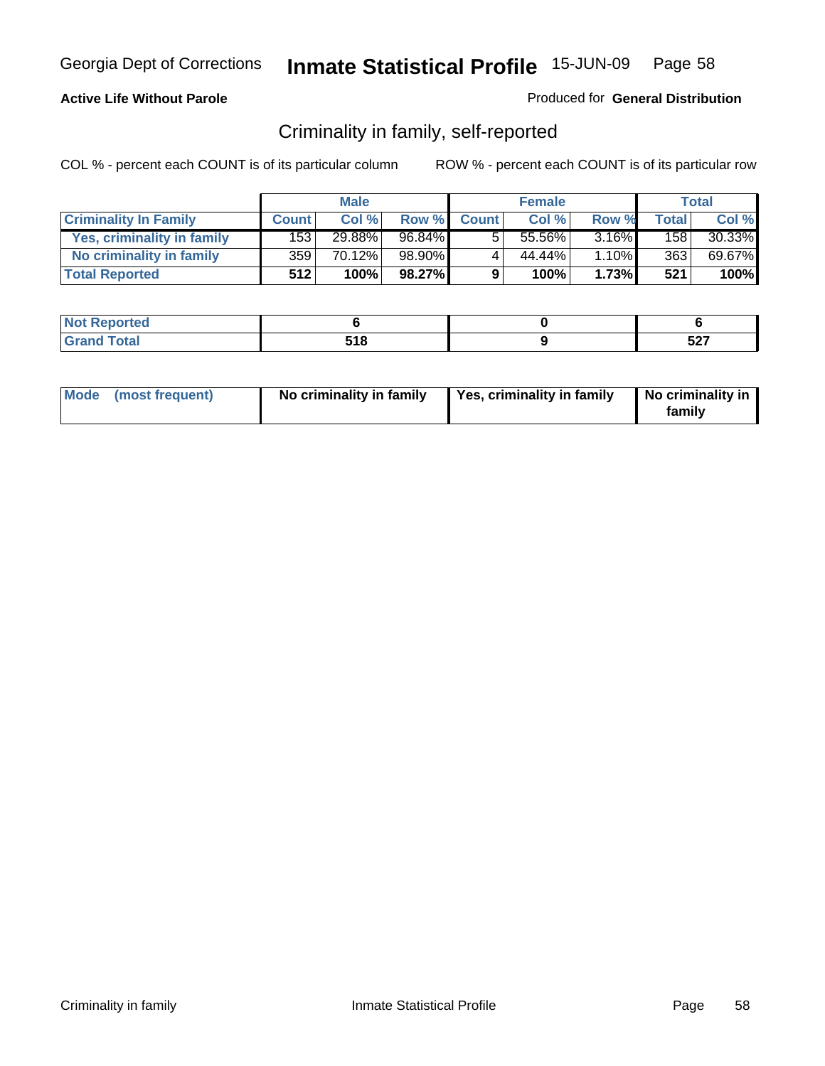Georgia Dept of Corrections **Inmate Statistical Profile** 15-JUN-09

**Active Life Without Parole**

Produced for **General Distribution**

## Criminality in family, self-reported

COL % - percent each COUNT is of its particular column

ROW % - percent each COUNT is of its particular row

| | Male | | | Female | | | Total | |
|---|---|---|---|---|---|---|---|---|
| **Criminality In Family** | **Count** | **Col %** | **Row %** | **Count** | **Col %** | **Row %** | **Total** | **Col %** |
| **Yes, criminality in family** | 153 | 29.88% | 96.84% | 5 | 55.56% | 3.16% | 158 | 30.33% |
| **No criminality in family** | 359 | 70.12% | 98.90% | 4 | 44.44% | 1.10% | 363 | 69.67% |
| **Total Reported** | **512** | **100%** | **98.27%** | **9** | **100%** | **1.73%** | **521** | **100%** |

| | Male | Female | Total |
|---|---|---|---|
| **Not Reported** | **6** | **0** | **6** |
| **Grand Total** | **518** | **9** | **527** |

| | Male | Female | Total |
|---|---|---|---|
| **Mode (most frequent)** | **No criminality in family** | **Yes, criminality in family** | **No criminality in family** |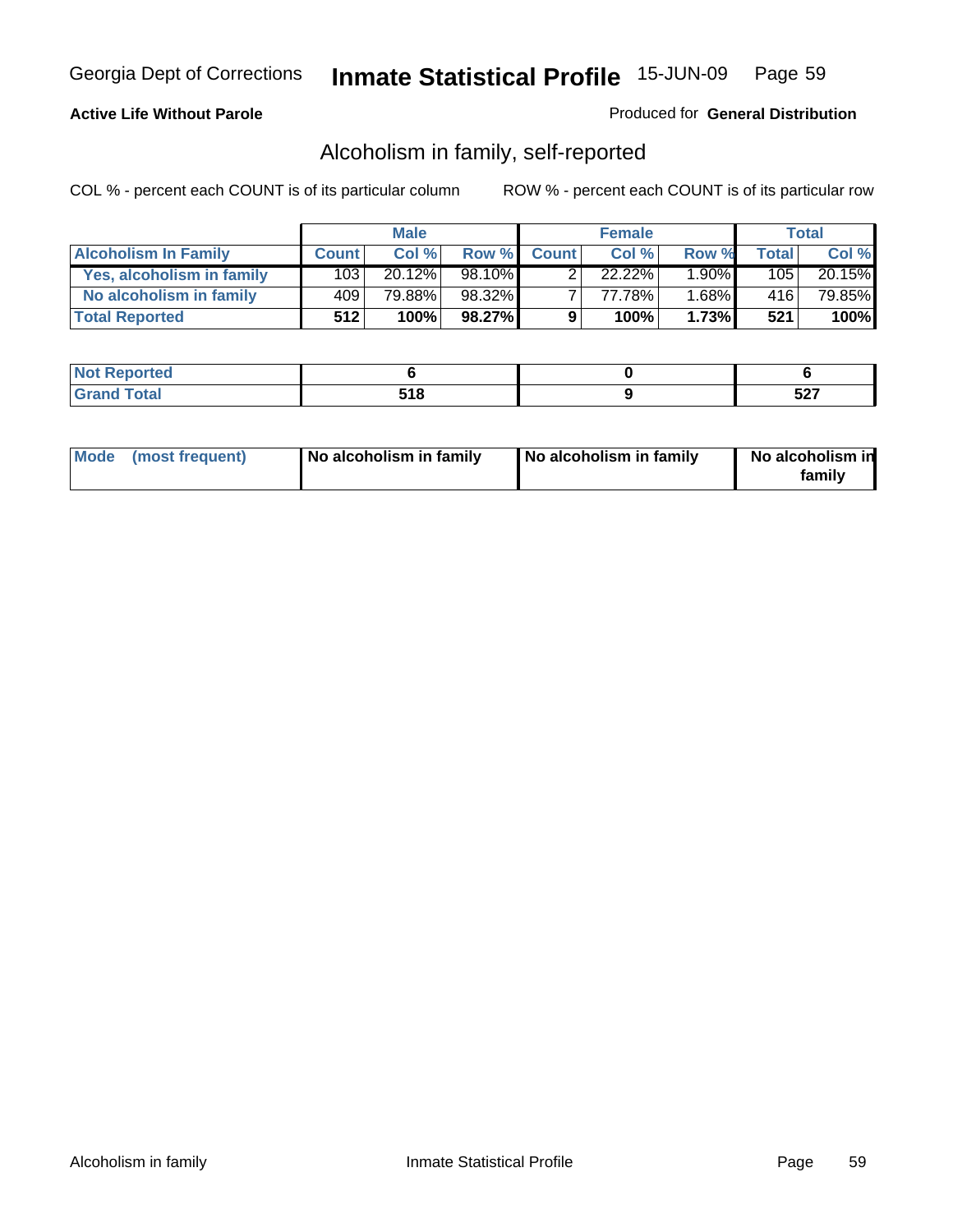Georgia Dept of Corrections **Inmate Statistical Profile** 15-JUN-09

**Active Life Without Parole**

Produced for **General Distribution**

## Alcoholism in family, self-reported

COL % - percent each COUNT is of its particular column

ROW % - percent each COUNT is of its particular row

| | Male | | | Female | | | Total | |
|---|---|---|---|---|---|---|---|---|
| **Alcoholism In Family** | **Count** | **Col %** | **Row %** | **Count** | **Col %** | **Row %** | **Total** | **Col %** |
| **Yes, alcoholism in family** | 103 | 20.12% | 98.10% | 2 | 22.22% | 1.90% | 105 | 20.15% |
| **No alcoholism in family** | 409 | 79.88% | 98.32% | 7 | 77.78% | 1.68% | 416 | 79.85% |
| **Total Reported** | **512** | **100%** | **98.27%** | **9** | **100%** | **1.73%** | **521** | **100%** |

| | Male | Female | Total |
|---|---|---|---|
| **Not Reported** | **6** | **0** | **6** |
| **Grand Total** | **518** | **9** | **527** |

| | Male | Female | Total |
|---|---|---|---|
| **Mode (most frequent)** | **No alcoholism in family** | **No alcoholism in family** | **No alcoholism in family** |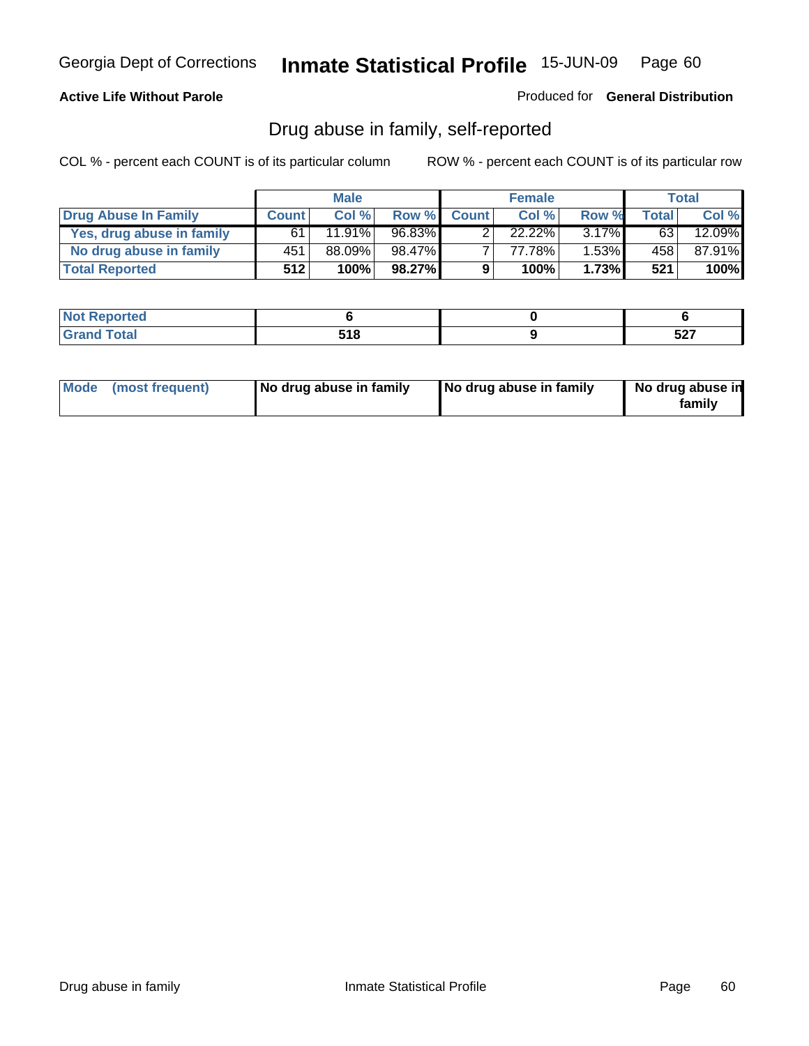Georgia Dept of Corrections **Inmate Statistical Profile** 15-JUN-09

**Active Life Without Parole**

Produced for **General Distribution**

## Drug abuse in family, self-reported

COL % - percent each COUNT is of its particular column ROW % - percent each COUNT is of its particular row

| | Male | | | Female | | | Total | |
|---|---|---|---|---|---|---|---|---|
| **Drug Abuse In Family** | **Count** | **Col %** | **Row %** | **Count** | **Col %** | **Row %** | **Total** | **Col %** |
| Yes, drug abuse in family | 61 | 11.91% | 96.83% | 2 | 22.22% | 3.17% | 63 | 12.09% |
| No drug abuse in family | 451 | 88.09% | 98.47% | 7 | 77.78% | 1.53% | 458 | 87.91% |
| **Total Reported** | **512** | **100%** | **98.27%** | **9** | **100%** | **1.73%** | **521** | **100%** |

| | Male | Female | Total |
|---|---|---|---|
| **Not Reported** | **6** | **0** | **6** |
| **Grand Total** | **518** | **9** | **527** |

| | Male | Female | Total |
|---|---|---|---|
| **Mode (most frequent)** | **No drug abuse in family** | **No drug abuse in family** | **No drug abuse in family** |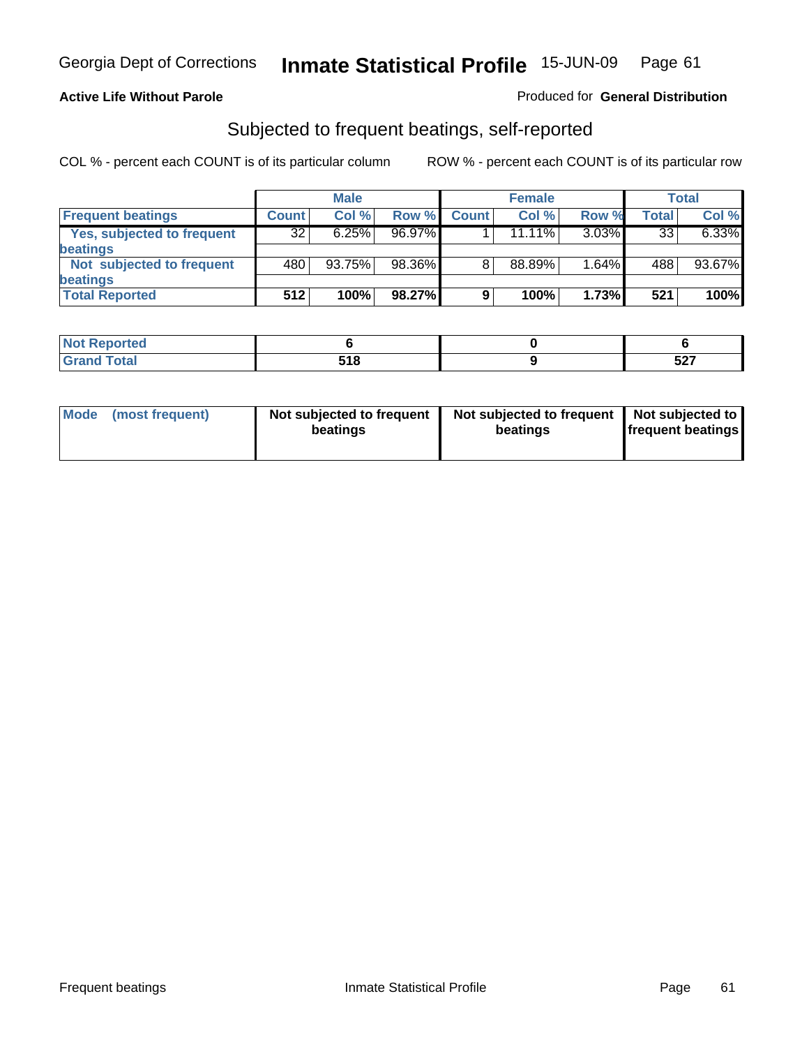Georgia Dept of Corrections **Inmate Statistical Profile** 15-JUN-09

**Active Life Without Parole**

Produced for **General Distribution**

## Subjected to frequent beatings, self-reported

COL % - percent each COUNT is of its particular column ROW % - percent each COUNT is of its particular row

| | Male | | | Female | | | Total | |
|---|---|---|---|---|---|---|---|---|
| **Frequent beatings** | **Count** | **Col %** | **Row %** | **Count** | **Col %** | **Row %** | **Total** | **Col %** |
| **Yes, subjected to frequent beatings** | 32 | 6.25% | 96.97% | 1 | 11.11% | 3.03% | 33 | 6.33% |
| **Not subjected to frequent beatings** | 480 | 93.75% | 98.36% | 8 | 88.89% | 1.64% | 488 | 93.67% |
| **Total Reported** | **512** | **100%** | **98.27%** | **9** | **100%** | **1.73%** | **521** | **100%** |

| | Male | Female | Total |
|---|---|---|---|
| **Not Reported** | **6** | **0** | **6** |
| **Grand Total** | **518** | **9** | **527** |

| | Male | Female | Total |
|---|---|---|---|
| **Mode (most frequent)** | **Not subjected to frequent beatings** | **Not subjected to frequent beatings** | **Not subjected to frequent beatings** |

Frequent beatings Inmate Statistical Profile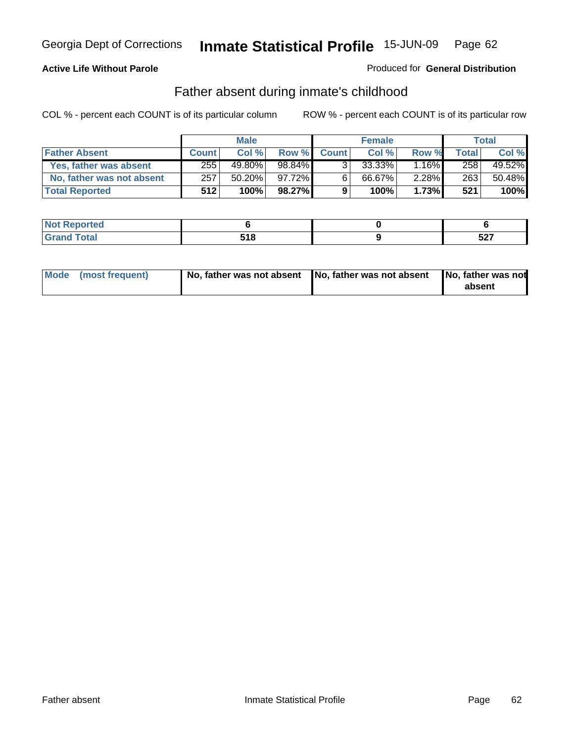Georgia Dept of Corrections **Inmate Statistical Profile** 15-JUN-09

**Active Life Without Parole**

Produced for **General Distribution**

## Father absent during inmate's childhood

COL % - percent each COUNT is of its particular column ROW % - percent each COUNT is of its particular row

| | Male | | | Female | | | Total | |
|---|---|---|---|---|---|---|---|---|
| **Father Absent** | **Count** | **Col %** | **Row %** | **Count** | **Col %** | **Row %** | **Total** | **Col %** |
| **Yes, father was absent** | 255 | 49.80% | 98.84% | 3 | 33.33% | 1.16% | 258 | 49.52% |
| **No, father was not absent** | 257 | 50.20% | 97.72% | 6 | 66.67% | 2.28% | 263 | 50.48% |
| **Total Reported** | **512** | **100%** | **98.27%** | **9** | **100%** | **1.73%** | **521** | **100%** |

| | Male | Female | Total |
|---|---|---|---|
| **Not Reported** | **6** | **0** | **6** |
| **Grand Total** | **518** | **9** | **527** |

| | Male | Female | Total |
|---|---|---|---|
| **Mode (most frequent)** | **No, father was not absent** | **No, father was not absent** | **No, father was not absent** |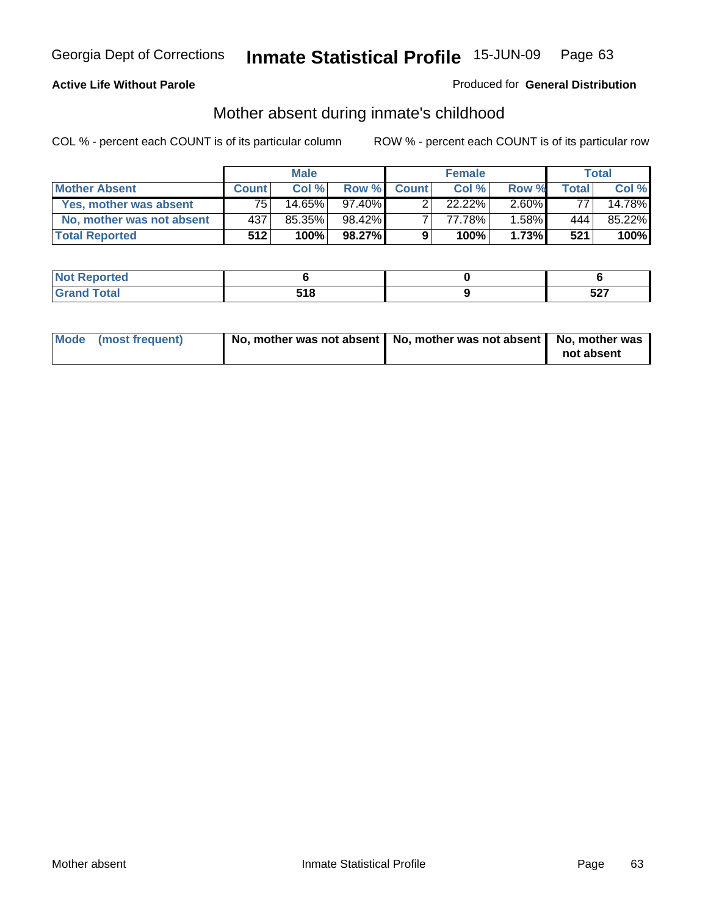**Active Life Without Parole**

Produced for **General Distribution**

## Mother absent during inmate's childhood

COL % - percent each COUNT is of its particular column

ROW % - percent each COUNT is of its particular row

| | Male | | | Female | | | Total | |
|---|---|---|---|---|---|---|---|---|
| **Mother Absent** | **Count** | **Col %** | **Row %** | **Count** | **Col %** | **Row %** | **Total** | **Col %** |
| **Yes, mother was absent** | 75 | 14.65% | 97.40% | 2 | 22.22% | 2.60% | 77 | 14.78% |
| **No, mother was not absent** | 437 | 85.35% | 98.42% | 7 | 77.78% | 1.58% | 444 | 85.22% |
| **Total Reported** | **512** | **100%** | **98.27%** | **9** | **100%** | **1.73%** | **521** | **100%** |

| | Male | Female | Total |
|---|---|---|---|
| **Not Reported** | **6** | **0** | **6** |
| **Grand Total** | **518** | **9** | **527** |

| | Male | Female | Total |
|---|---|---|---|
| **Mode (most frequent)** | **No, mother was not absent** | **No, mother was not absent** | **No, mother was not absent** |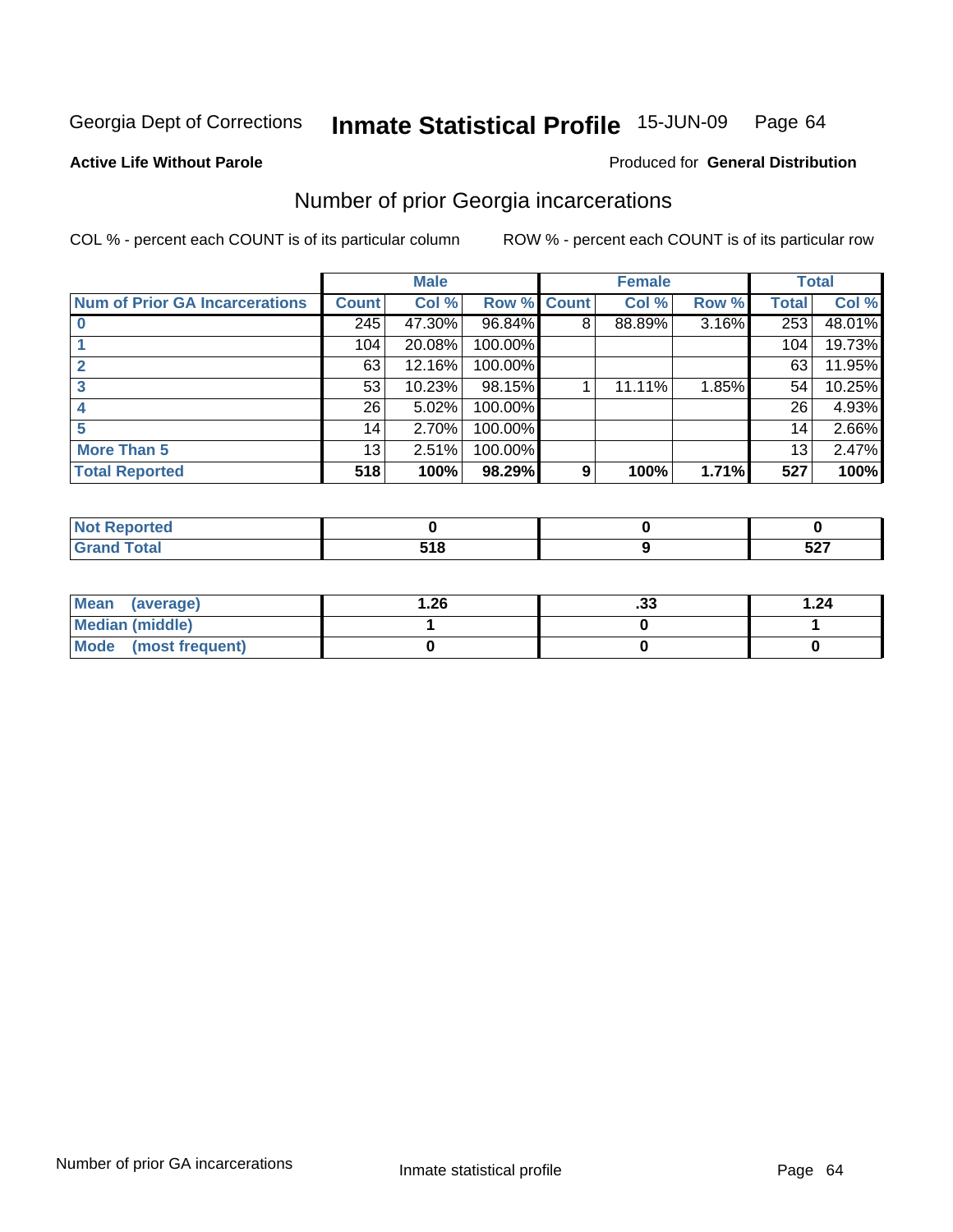Georgia Dept of Corrections **Inmate Statistical Profile** 15-JUN-09

**Active Life Without Parole** Produced for **General Distribution**

## Number of prior Georgia incarcerations

COL % - percent each COUNT is of its particular column ROW % - percent each COUNT is of its particular row

| | Male | | | Female | | | Total | |
|---|---|---|---|---|---|---|---|---|
| **Num of Prior GA Incarcerations** | **Count** | **Col %** | **Row %** | **Count** | **Col %** | **Row %** | **Total** | **Col %** |
| **0** | 245 | 47.30% | 96.84% | 8 | 88.89% | 3.16% | 253 | 48.01% |
| **1** | 104 | 20.08% | 100.00% | | | | 104 | 19.73% |
| **2** | 63 | 12.16% | 100.00% | | | | 63 | 11.95% |
| **3** | 53 | 10.23% | 98.15% | 1 | 11.11% | 1.85% | 54 | 10.25% |
| **4** | 26 | 5.02% | 100.00% | | | | 26 | 4.93% |
| **5** | 14 | 2.70% | 100.00% | | | | 14 | 2.66% |
| **More Than 5** | 13 | 2.51% | 100.00% | | | | 13 | 2.47% |
| **Total Reported** | **518** | **100%** | **98.29%** | **9** | **100%** | **1.71%** | **527** | **100%** |

| | Male | Female | Total |
|---|---|---|---|
| **Not Reported** | **0** | **0** | **0** |
| **Grand Total** | **518** | **9** | **527** |

| | Male | Female | Total |
|---|---|---|---|
| **Mean (average)** | **1.26** | **.33** | **1.24** |
| **Median (middle)** | **1** | **0** | **1** |
| **Mode (most frequent)** | **0** | **0** | **0** |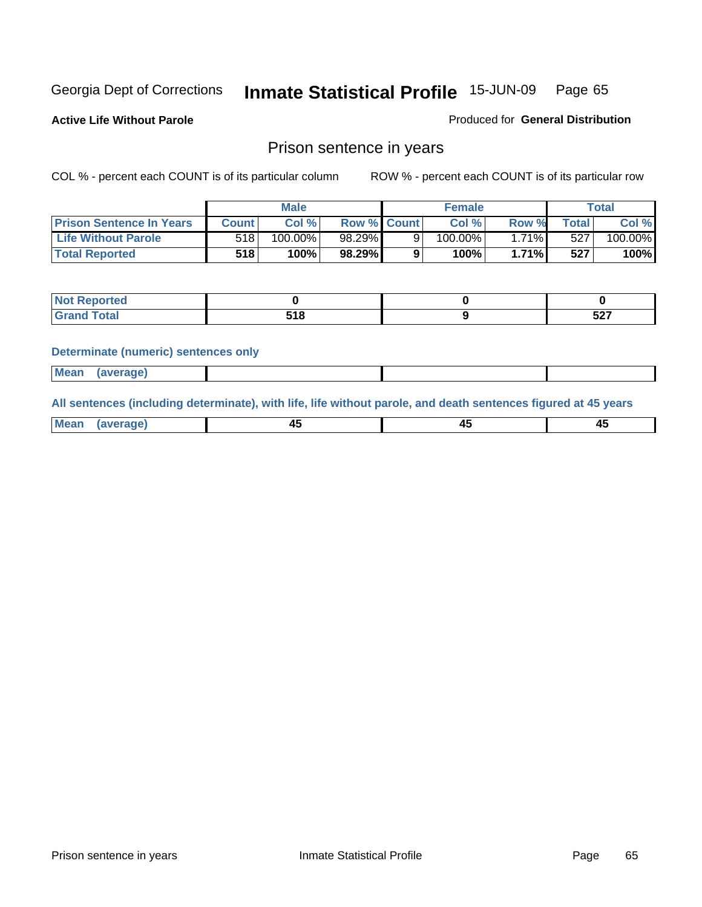Georgia Dept of Corrections **Inmate Statistical Profile** 15-JUN-09 Page 65

**Active Life Without Parole**

Produced for **General Distribution**

## Prison sentence in years

COL % - percent each COUNT is of its particular column

ROW % - percent each COUNT is of its particular row

| | Male | | | Female | | | Total | |
|---|---|---|---|---|---|---|---|---|
| **Prison Sentence In Years** | **Count** | **Col %** | **Row %** | **Count** | **Col %** | **Row %** | **Total** | **Col %** |
| **Life Without Parole** | 518 | 100.00% | 98.29% | 9 | 100.00% | 1.71% | 527 | 100.00% |
| **Total Reported** | **518** | **100%** | **98.29%** | **9** | **100%** | **1.71%** | **527** | **100%** |

| | Male | Female | Total |
|---|---|---|---|
| **Not Reported** | **0** | **0** | **0** |
| **Grand Total** | **518** | **9** | **527** |

**Determinate (numeric) sentences only**

| | Male | Female | Total |
|---|---|---|---|
| **Mean (average)** | | | |

**All sentences (including determinate), with life, life without parole, and death sentences figured at 45 years**

| | Male | Female | Total |
|---|---|---|---|
| **Mean (average)** | **45** | **45** | **45** |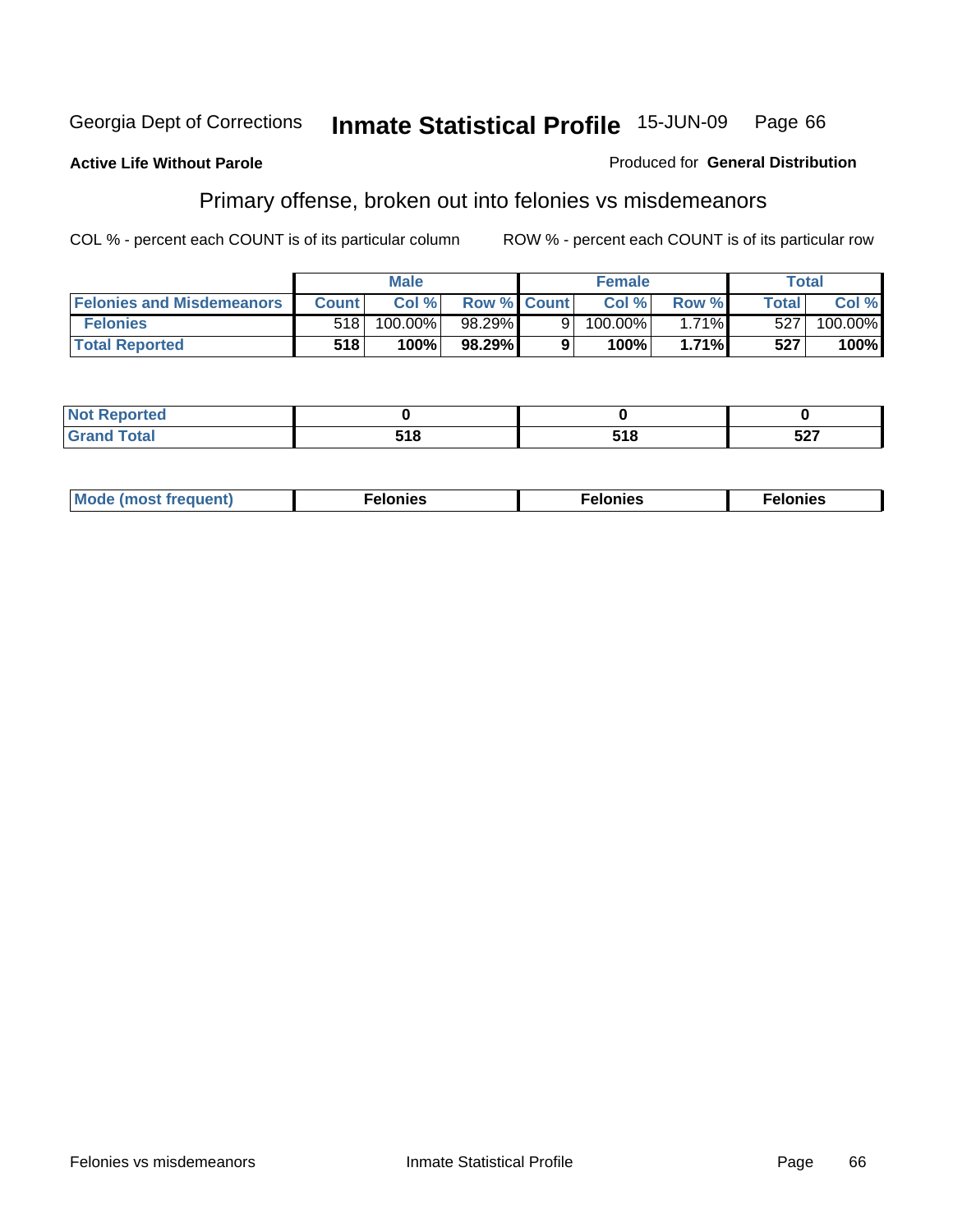Georgia Dept of Corrections **Inmate Statistical Profile** 15-JUN-09

**Active Life Without Parole**

Produced for **General Distribution**

## Primary offense, broken out into felonies vs misdemeanors

COL % - percent each COUNT is of its particular column

ROW % - percent each COUNT is of its particular row

| | Male | | | Female | | | Total | |
|---|---|---|---|---|---|---|---|---|
| **Felonies and Misdemeanors** | **Count** | **Col %** | **Row %** | **Count** | **Col %** | **Row %** | **Total** | **Col %** |
| **Felonies** | 518 | 100.00% | 98.29% | 9 | 100.00% | 1.71% | 527 | 100.00% |
| **Total Reported** | **518** | **100%** | **98.29%** | **9** | **100%** | **1.71%** | **527** | **100%** |

| | Male | Female | Total |
|---|---|---|---|
| **Not Reported** | **0** | **0** | **0** |
| **Grand Total** | **518** | **518** | **527** |

| | Male | Female | Total |
|---|---|---|---|
| **Mode (most frequent)** | **Felonies** | **Felonies** | **Felonies** |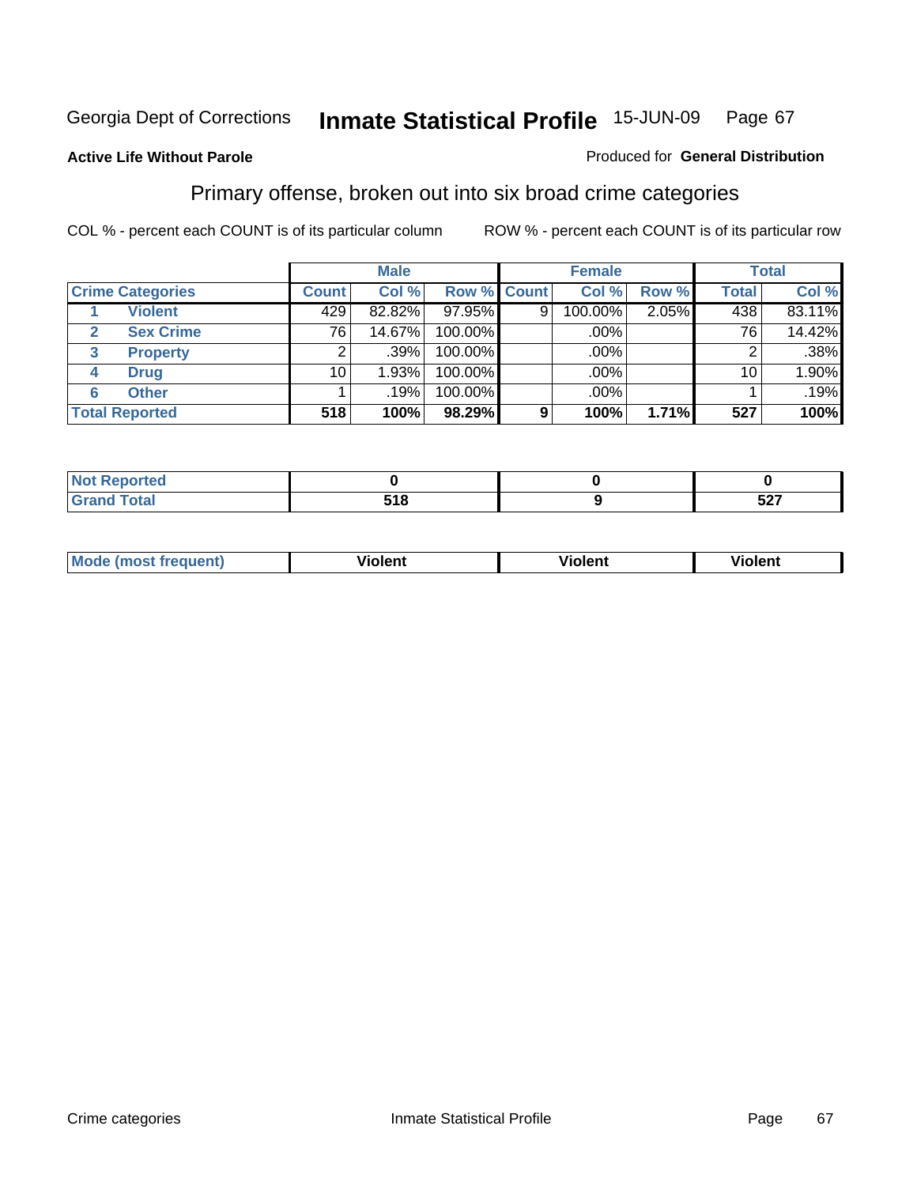Georgia Dept of Corrections **Inmate Statistical Profile** 15-JUN-09 Page 67

**Active Life Without Parole**

Produced for **General Distribution**

## Primary offense, broken out into six broad crime categories

COL % - percent each COUNT is of its particular column

ROW % - percent each COUNT is of its particular row

| | | Male | | | Female | | | Total | |
|---|---|---|---|---|---|---|---|---|---|
| Crime Categories | | Count | Col % | Row % | Count | Col % | Row % | Total | Col % |
| 1 | Violent | 429 | 82.82% | 97.95% | 9 | 100.00% | 2.05% | 438 | 83.11% |
| 2 | Sex Crime | 76 | 14.67% | 100.00% | | .00% | | 76 | 14.42% |
| 3 | Property | 2 | .39% | 100.00% | | .00% | | 2 | .38% |
| 4 | Drug | 10 | 1.93% | 100.00% | | .00% | | 10 | 1.90% |
| 6 | Other | 1 | .19% | 100.00% | | .00% | | 1 | .19% |
| **Total Reported** | | **518** | **100%** | **98.29%** | **9** | **100%** | **1.71%** | **527** | **100%** |

| | Male | Female | Total |
|---|---|---|---|
| Not Reported | 0 | 0 | 0 |
| Grand Total | 518 | 9 | 527 |

| | Male | Female | Total |
|---|---|---|---|
| Mode (most frequent) | Violent | Violent | Violent |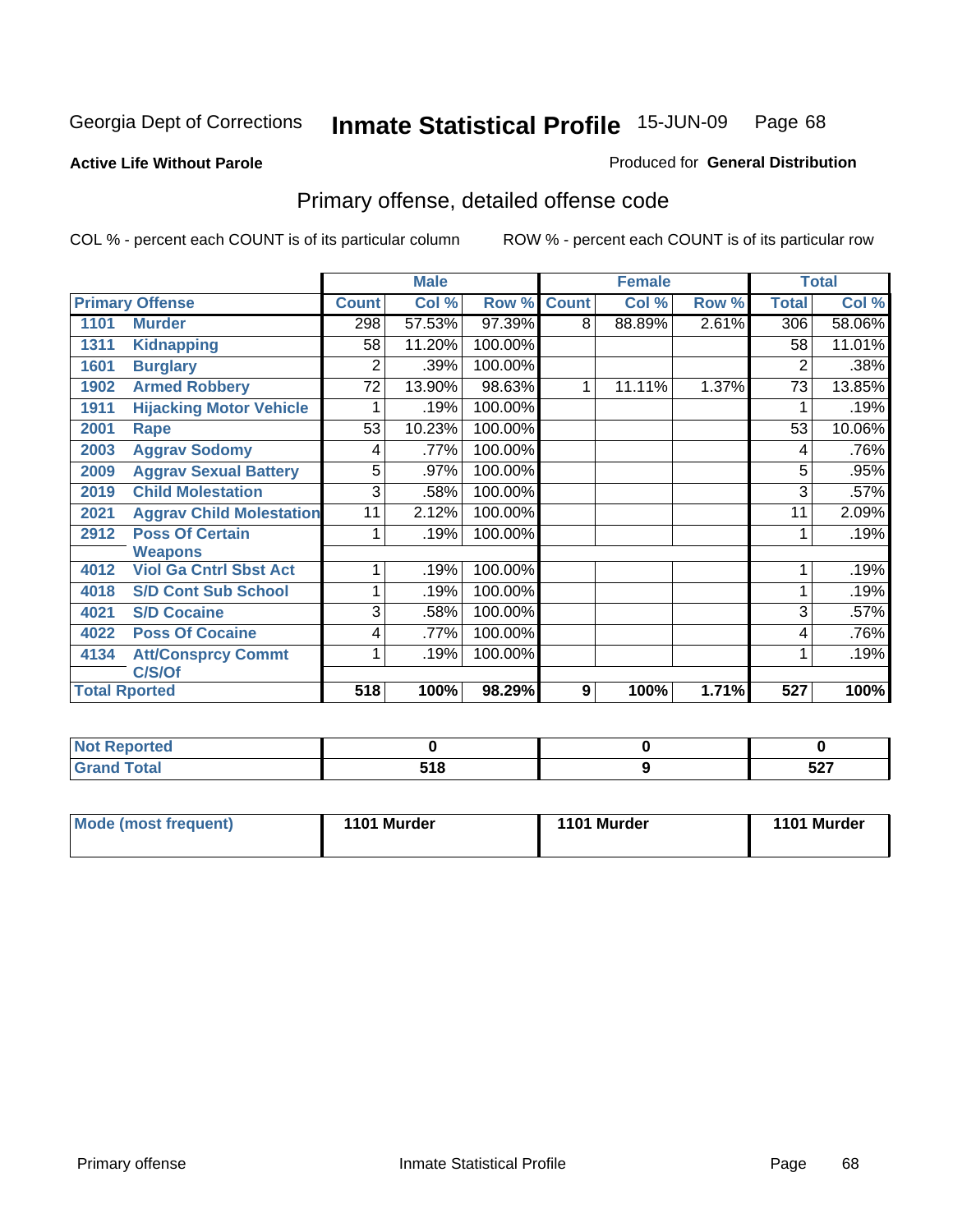Georgia Dept of Corrections

# Inmate Statistical Profile 15-JUN-09

**Active Life Without Parole**

Produced for **General Distribution**

## Primary offense, detailed offense code

COL % - percent each COUNT is of its particular column

ROW % - percent each COUNT is of its particular row

| Primary Offense | | Male | | | Female | | | Total | |
|---|---|---|---|---|---|---|---|---|---|
| | | Count | Col % | Row % | Count | Col % | Row % | Total | Col % |
| 1101 | Murder | 298 | 57.53% | 97.39% | 8 | 88.89% | 2.61% | 306 | 58.06% |
| 1311 | Kidnapping | 58 | 11.20% | 100.00% | | | | 58 | 11.01% |
| 1601 | Burglary | 2 | .39% | 100.00% | | | | 2 | .38% |
| 1902 | Armed Robbery | 72 | 13.90% | 98.63% | 1 | 11.11% | 1.37% | 73 | 13.85% |
| 1911 | Hijacking Motor Vehicle | 1 | .19% | 100.00% | | | | 1 | .19% |
| 2001 | Rape | 53 | 10.23% | 100.00% | | | | 53 | 10.06% |
| 2003 | Aggrav Sodomy | 4 | .77% | 100.00% | | | | 4 | .76% |
| 2009 | Aggrav Sexual Battery | 5 | .97% | 100.00% | | | | 5 | .95% |
| 2019 | Child Molestation | 3 | .58% | 100.00% | | | | 3 | .57% |
| 2021 | Aggrav Child Molestation | 11 | 2.12% | 100.00% | | | | 11 | 2.09% |
| 2912 | Poss Of Certain Weapons | 1 | .19% | 100.00% | | | | 1 | .19% |
| 4012 | Viol Ga Cntrl Sbst Act | 1 | .19% | 100.00% | | | | 1 | .19% |
| 4018 | S/D Cont Sub School | 1 | .19% | 100.00% | | | | 1 | .19% |
| 4021 | S/D Cocaine | 3 | .58% | 100.00% | | | | 3 | .57% |
| 4022 | Poss Of Cocaine | 4 | .77% | 100.00% | | | | 4 | .76% |
| 4134 | Att/Consprcy Commt C/S/Of | 1 | .19% | 100.00% | | | | 1 | .19% |
| **Total Rported** | | **518** | **100%** | **98.29%** | **9** | **100%** | **1.71%** | **527** | **100%** |

| | Male | Female | Total |
|---|---|---|---|
| Not Reported | 0 | 0 | 0 |
| Grand Total | 518 | 9 | 527 |

| | Male | Female | Total |
|---|---|---|---|
| Mode (most frequent) | 1101 Murder | 1101 Murder | 1101 Murder |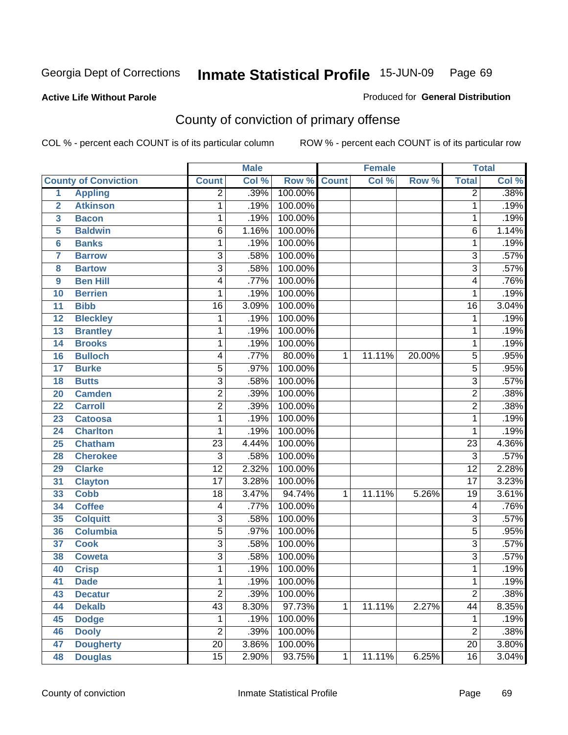Georgia Dept of Corrections **Inmate Statistical Profile** 15-JUN-09 Page 69

**Active Life Without Parole**

Produced for **General Distribution**

## County of conviction of primary offense

COL % - percent each COUNT is of its particular column ROW % - percent each COUNT is of its particular row

| | | Male | | | Female | | | Total | |
|---|---|---|---|---|---|---|---|---|---|
| **County of Conviction** | | **Count** | **Col %** | **Row %** | **Count** | **Col %** | **Row %** | **Total** | **Col %** |
| 1 | **Appling** | 2 | .39% | 100.00% | | | | 2 | .38% |
| 2 | **Atkinson** | 1 | .19% | 100.00% | | | | 1 | .19% |
| 3 | **Bacon** | 1 | .19% | 100.00% | | | | 1 | .19% |
| 5 | **Baldwin** | 6 | 1.16% | 100.00% | | | | 6 | 1.14% |
| 6 | **Banks** | 1 | .19% | 100.00% | | | | 1 | .19% |
| 7 | **Barrow** | 3 | .58% | 100.00% | | | | 3 | .57% |
| 8 | **Bartow** | 3 | .58% | 100.00% | | | | 3 | .57% |
| 9 | **Ben Hill** | 4 | .77% | 100.00% | | | | 4 | .76% |
| 10 | **Berrien** | 1 | .19% | 100.00% | | | | 1 | .19% |
| 11 | **Bibb** | 16 | 3.09% | 100.00% | | | | 16 | 3.04% |
| 12 | **Bleckley** | 1 | .19% | 100.00% | | | | 1 | .19% |
| 13 | **Brantley** | 1 | .19% | 100.00% | | | | 1 | .19% |
| 14 | **Brooks** | 1 | .19% | 100.00% | | | | 1 | .19% |
| 16 | **Bulloch** | 4 | .77% | 80.00% | 1 | 11.11% | 20.00% | 5 | .95% |
| 17 | **Burke** | 5 | .97% | 100.00% | | | | 5 | .95% |
| 18 | **Butts** | 3 | .58% | 100.00% | | | | 3 | .57% |
| 20 | **Camden** | 2 | .39% | 100.00% | | | | 2 | .38% |
| 22 | **Carroll** | 2 | .39% | 100.00% | | | | 2 | .38% |
| 23 | **Catoosa** | 1 | .19% | 100.00% | | | | 1 | .19% |
| 24 | **Charlton** | 1 | .19% | 100.00% | | | | 1 | .19% |
| 25 | **Chatham** | 23 | 4.44% | 100.00% | | | | 23 | 4.36% |
| 28 | **Cherokee** | 3 | .58% | 100.00% | | | | 3 | .57% |
| 29 | **Clarke** | 12 | 2.32% | 100.00% | | | | 12 | 2.28% |
| 31 | **Clayton** | 17 | 3.28% | 100.00% | | | | 17 | 3.23% |
| 33 | **Cobb** | 18 | 3.47% | 94.74% | 1 | 11.11% | 5.26% | 19 | 3.61% |
| 34 | **Coffee** | 4 | .77% | 100.00% | | | | 4 | .76% |
| 35 | **Colquitt** | 3 | .58% | 100.00% | | | | 3 | .57% |
| 36 | **Columbia** | 5 | .97% | 100.00% | | | | 5 | .95% |
| 37 | **Cook** | 3 | .58% | 100.00% | | | | 3 | .57% |
| 38 | **Coweta** | 3 | .58% | 100.00% | | | | 3 | .57% |
| 40 | **Crisp** | 1 | .19% | 100.00% | | | | 1 | .19% |
| 41 | **Dade** | 1 | .19% | 100.00% | | | | 1 | .19% |
| 43 | **Decatur** | 2 | .39% | 100.00% | | | | 2 | .38% |
| 44 | **Dekalb** | 43 | 8.30% | 97.73% | 1 | 11.11% | 2.27% | 44 | 8.35% |
| 45 | **Dodge** | 1 | .19% | 100.00% | | | | 1 | .19% |
| 46 | **Dooly** | 2 | .39% | 100.00% | | | | 2 | .38% |
| 47 | **Dougherty** | 20 | 3.86% | 100.00% | | | | 20 | 3.80% |
| 48 | **Douglas** | 15 | 2.90% | 93.75% | 1 | 11.11% | 6.25% | 16 | 3.04% |

County of conviction Inmate Statistical Profile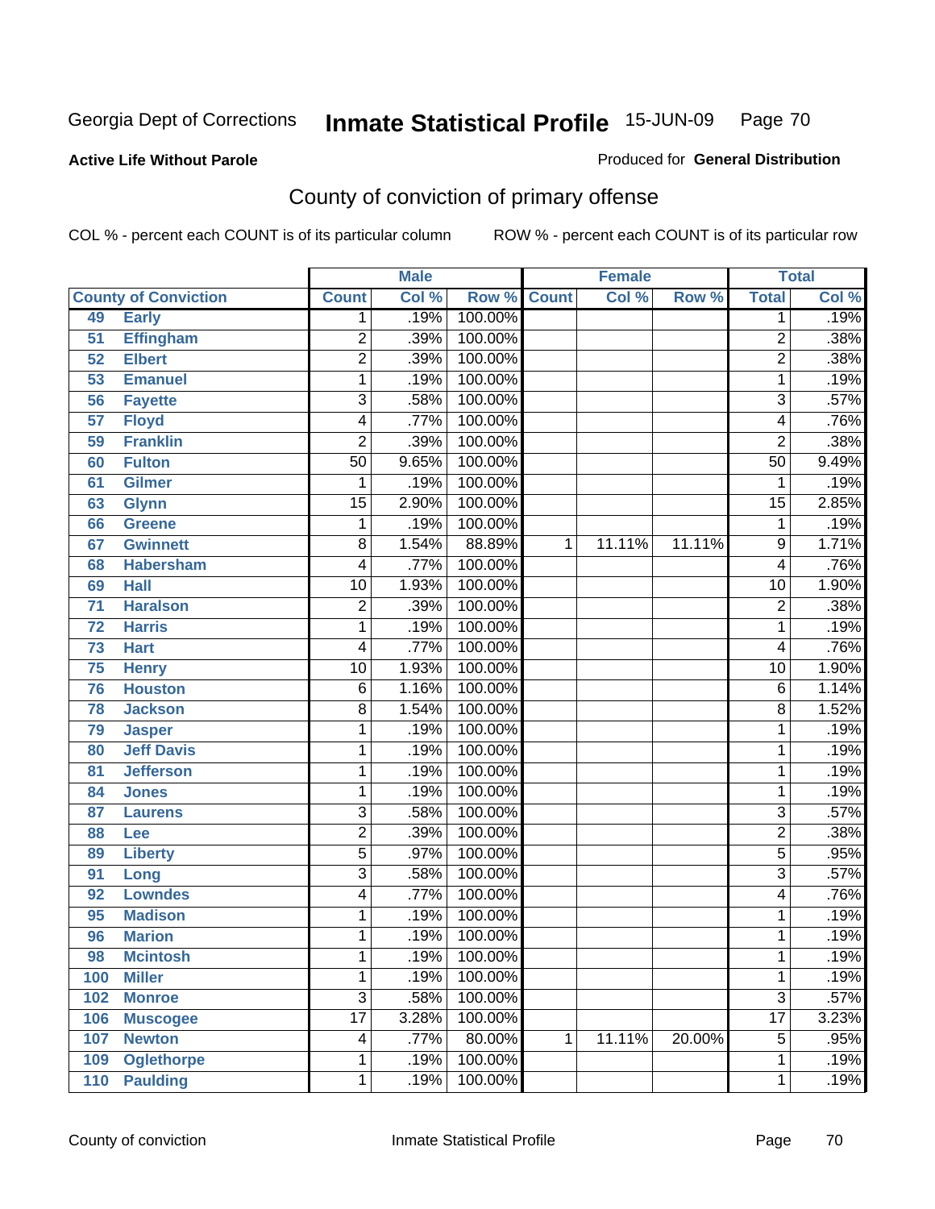Georgia Dept of Corrections **Inmate Statistical Profile** 15-JUN-09

**Active Life Without Parole**

Produced for **General Distribution**

## County of conviction of primary offense

COL % - percent each COUNT is of its particular column ROW % - percent each COUNT is of its particular row

| County of Conviction | | Male | | | Female | | | Total | |
|---|---|---|---|---|---|---|---|---|---|
| | | Count | Col % | Row % | Count | Col % | Row % | Total | Col % |
| 49 | Early | 1 | .19% | 100.00% | | | | 1 | .19% |
| 51 | Effingham | 2 | .39% | 100.00% | | | | 2 | .38% |
| 52 | Elbert | 2 | .39% | 100.00% | | | | 2 | .38% |
| 53 | Emanuel | 1 | .19% | 100.00% | | | | 1 | .19% |
| 56 | Fayette | 3 | .58% | 100.00% | | | | 3 | .57% |
| 57 | Floyd | 4 | .77% | 100.00% | | | | 4 | .76% |
| 59 | Franklin | 2 | .39% | 100.00% | | | | 2 | .38% |
| 60 | Fulton | 50 | 9.65% | 100.00% | | | | 50 | 9.49% |
| 61 | Gilmer | 1 | .19% | 100.00% | | | | 1 | .19% |
| 63 | Glynn | 15 | 2.90% | 100.00% | | | | 15 | 2.85% |
| 66 | Greene | 1 | .19% | 100.00% | | | | 1 | .19% |
| 67 | Gwinnett | 8 | 1.54% | 88.89% | 1 | 11.11% | 11.11% | 9 | 1.71% |
| 68 | Habersham | 4 | .77% | 100.00% | | | | 4 | .76% |
| 69 | Hall | 10 | 1.93% | 100.00% | | | | 10 | 1.90% |
| 71 | Haralson | 2 | .39% | 100.00% | | | | 2 | .38% |
| 72 | Harris | 1 | .19% | 100.00% | | | | 1 | .19% |
| 73 | Hart | 4 | .77% | 100.00% | | | | 4 | .76% |
| 75 | Henry | 10 | 1.93% | 100.00% | | | | 10 | 1.90% |
| 76 | Houston | 6 | 1.16% | 100.00% | | | | 6 | 1.14% |
| 78 | Jackson | 8 | 1.54% | 100.00% | | | | 8 | 1.52% |
| 79 | Jasper | 1 | .19% | 100.00% | | | | 1 | .19% |
| 80 | Jeff Davis | 1 | .19% | 100.00% | | | | 1 | .19% |
| 81 | Jefferson | 1 | .19% | 100.00% | | | | 1 | .19% |
| 84 | Jones | 1 | .19% | 100.00% | | | | 1 | .19% |
| 87 | Laurens | 3 | .58% | 100.00% | | | | 3 | .57% |
| 88 | Lee | 2 | .39% | 100.00% | | | | 2 | .38% |
| 89 | Liberty | 5 | .97% | 100.00% | | | | 5 | .95% |
| 91 | Long | 3 | .58% | 100.00% | | | | 3 | .57% |
| 92 | Lowndes | 4 | .77% | 100.00% | | | | 4 | .76% |
| 95 | Madison | 1 | .19% | 100.00% | | | | 1 | .19% |
| 96 | Marion | 1 | .19% | 100.00% | | | | 1 | .19% |
| 98 | Mcintosh | 1 | .19% | 100.00% | | | | 1 | .19% |
| 100 | Miller | 1 | .19% | 100.00% | | | | 1 | .19% |
| 102 | Monroe | 3 | .58% | 100.00% | | | | 3 | .57% |
| 106 | Muscogee | 17 | 3.28% | 100.00% | | | | 17 | 3.23% |
| 107 | Newton | 4 | .77% | 80.00% | 1 | 11.11% | 20.00% | 5 | .95% |
| 109 | Oglethorpe | 1 | .19% | 100.00% | | | | 1 | .19% |
| 110 | Paulding | 1 | .19% | 100.00% | | | | 1 | .19% |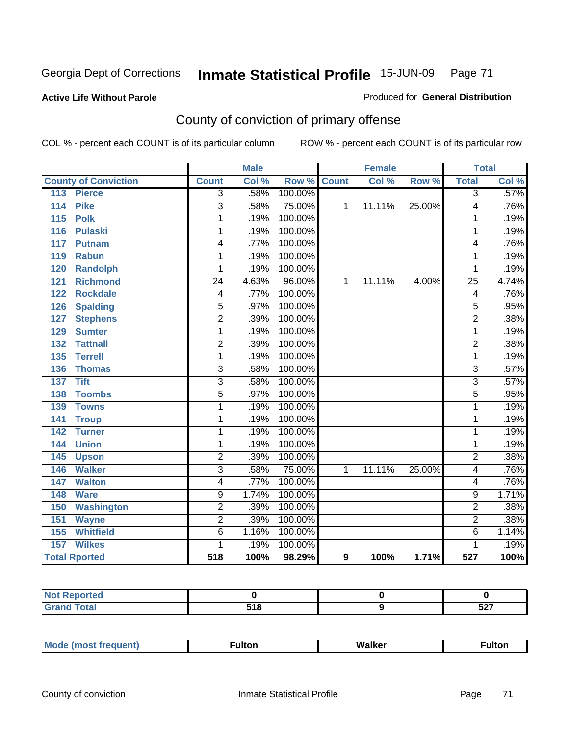Georgia Dept of Corrections **Inmate Statistical Profile** 15-JUN-09

**Active Life Without Parole**

Produced for **General Distribution**

## County of conviction of primary offense

COL % - percent each COUNT is of its particular column

ROW % - percent each COUNT is of its particular row

| County of Conviction | Male | | | Female | | | Total | |
|---|---|---|---|---|---|---|---|---|
| | Count | Col % | Row % | Count | Col % | Row % | Total | Col % |
| 113 Pierce | 3 | .58% | 100.00% | | | | 3 | .57% |
| 114 Pike | 3 | .58% | 75.00% | 1 | 11.11% | 25.00% | 4 | .76% |
| 115 Polk | 1 | .19% | 100.00% | | | | 1 | .19% |
| 116 Pulaski | 1 | .19% | 100.00% | | | | 1 | .19% |
| 117 Putnam | 4 | .77% | 100.00% | | | | 4 | .76% |
| 119 Rabun | 1 | .19% | 100.00% | | | | 1 | .19% |
| 120 Randolph | 1 | .19% | 100.00% | | | | 1 | .19% |
| 121 Richmond | 24 | 4.63% | 96.00% | 1 | 11.11% | 4.00% | 25 | 4.74% |
| 122 Rockdale | 4 | .77% | 100.00% | | | | 4 | .76% |
| 126 Spalding | 5 | .97% | 100.00% | | | | 5 | .95% |
| 127 Stephens | 2 | .39% | 100.00% | | | | 2 | .38% |
| 129 Sumter | 1 | .19% | 100.00% | | | | 1 | .19% |
| 132 Tattnall | 2 | .39% | 100.00% | | | | 2 | .38% |
| 135 Terrell | 1 | .19% | 100.00% | | | | 1 | .19% |
| 136 Thomas | 3 | .58% | 100.00% | | | | 3 | .57% |
| 137 Tift | 3 | .58% | 100.00% | | | | 3 | .57% |
| 138 Toombs | 5 | .97% | 100.00% | | | | 5 | .95% |
| 139 Towns | 1 | .19% | 100.00% | | | | 1 | .19% |
| 141 Troup | 1 | .19% | 100.00% | | | | 1 | .19% |
| 142 Turner | 1 | .19% | 100.00% | | | | 1 | .19% |
| 144 Union | 1 | .19% | 100.00% | | | | 1 | .19% |
| 145 Upson | 2 | .39% | 100.00% | | | | 2 | .38% |
| 146 Walker | 3 | .58% | 75.00% | 1 | 11.11% | 25.00% | 4 | .76% |
| 147 Walton | 4 | .77% | 100.00% | | | | 4 | .76% |
| 148 Ware | 9 | 1.74% | 100.00% | | | | 9 | 1.71% |
| 150 Washington | 2 | .39% | 100.00% | | | | 2 | .38% |
| 151 Wayne | 2 | .39% | 100.00% | | | | 2 | .38% |
| 155 Whitfield | 6 | 1.16% | 100.00% | | | | 6 | 1.14% |
| 157 Wilkes | 1 | .19% | 100.00% | | | | 1 | .19% |
| **Total Rported** | **518** | **100%** | **98.29%** | **9** | **100%** | **1.71%** | **527** | **100%** |

| | Male | Female | Total |
|---|---|---|---|
| Not Reported | **0** | **0** | **0** |
| Grand Total | **518** | **9** | **527** |

| | Male | Female | Total |
|---|---|---|---|
| Mode (most frequent) | **Fulton** | **Walker** | **Fulton** |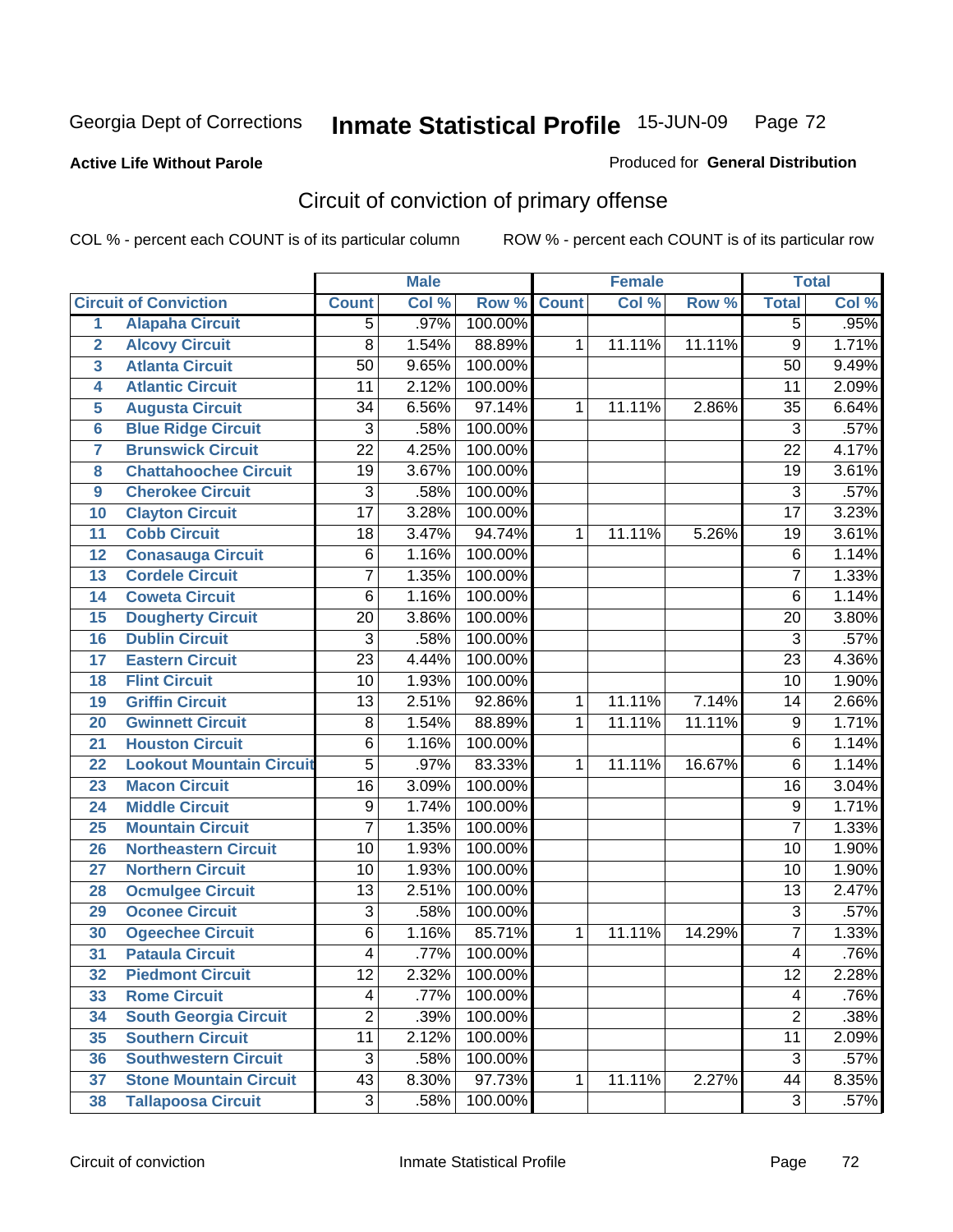Georgia Dept of Corrections **Inmate Statistical Profile** 15-JUN-09

**Active Life Without Parole**

Produced for **General Distribution**

## Circuit of conviction of primary offense

COL % - percent each COUNT is of its particular column ROW % - percent each COUNT is of its particular row

| | | Male | | | Female | | | Total | |
|---|---|---|---|---|---|---|---|---|---|
| | **Circuit of Conviction** | **Count** | **Col %** | **Row %** | **Count** | **Col %** | **Row %** | **Total** | **Col %** |
| 1 | Alapaha Circuit | 5 | .97% | 100.00% | | | | 5 | .95% |
| 2 | Alcovy Circuit | 8 | 1.54% | 88.89% | 1 | 11.11% | 11.11% | 9 | 1.71% |
| 3 | Atlanta Circuit | 50 | 9.65% | 100.00% | | | | 50 | 9.49% |
| 4 | Atlantic Circuit | 11 | 2.12% | 100.00% | | | | 11 | 2.09% |
| 5 | Augusta Circuit | 34 | 6.56% | 97.14% | 1 | 11.11% | 2.86% | 35 | 6.64% |
| 6 | Blue Ridge Circuit | 3 | .58% | 100.00% | | | | 3 | .57% |
| 7 | Brunswick Circuit | 22 | 4.25% | 100.00% | | | | 22 | 4.17% |
| 8 | Chattahoochee Circuit | 19 | 3.67% | 100.00% | | | | 19 | 3.61% |
| 9 | Cherokee Circuit | 3 | .58% | 100.00% | | | | 3 | .57% |
| 10 | Clayton Circuit | 17 | 3.28% | 100.00% | | | | 17 | 3.23% |
| 11 | Cobb Circuit | 18 | 3.47% | 94.74% | 1 | 11.11% | 5.26% | 19 | 3.61% |
| 12 | Conasauga Circuit | 6 | 1.16% | 100.00% | | | | 6 | 1.14% |
| 13 | Cordele Circuit | 7 | 1.35% | 100.00% | | | | 7 | 1.33% |
| 14 | Coweta Circuit | 6 | 1.16% | 100.00% | | | | 6 | 1.14% |
| 15 | Dougherty Circuit | 20 | 3.86% | 100.00% | | | | 20 | 3.80% |
| 16 | Dublin Circuit | 3 | .58% | 100.00% | | | | 3 | .57% |
| 17 | Eastern Circuit | 23 | 4.44% | 100.00% | | | | 23 | 4.36% |
| 18 | Flint Circuit | 10 | 1.93% | 100.00% | | | | 10 | 1.90% |
| 19 | Griffin Circuit | 13 | 2.51% | 92.86% | 1 | 11.11% | 7.14% | 14 | 2.66% |
| 20 | Gwinnett Circuit | 8 | 1.54% | 88.89% | 1 | 11.11% | 11.11% | 9 | 1.71% |
| 21 | Houston Circuit | 6 | 1.16% | 100.00% | | | | 6 | 1.14% |
| 22 | Lookout Mountain Circuit | 5 | .97% | 83.33% | 1 | 11.11% | 16.67% | 6 | 1.14% |
| 23 | Macon Circuit | 16 | 3.09% | 100.00% | | | | 16 | 3.04% |
| 24 | Middle Circuit | 9 | 1.74% | 100.00% | | | | 9 | 1.71% |
| 25 | Mountain Circuit | 7 | 1.35% | 100.00% | | | | 7 | 1.33% |
| 26 | Northeastern Circuit | 10 | 1.93% | 100.00% | | | | 10 | 1.90% |
| 27 | Northern Circuit | 10 | 1.93% | 100.00% | | | | 10 | 1.90% |
| 28 | Ocmulgee Circuit | 13 | 2.51% | 100.00% | | | | 13 | 2.47% |
| 29 | Oconee Circuit | 3 | .58% | 100.00% | | | | 3 | .57% |
| 30 | Ogeechee Circuit | 6 | 1.16% | 85.71% | 1 | 11.11% | 14.29% | 7 | 1.33% |
| 31 | Pataula Circuit | 4 | .77% | 100.00% | | | | 4 | .76% |
| 32 | Piedmont Circuit | 12 | 2.32% | 100.00% | | | | 12 | 2.28% |
| 33 | Rome Circuit | 4 | .77% | 100.00% | | | | 4 | .76% |
| 34 | South Georgia Circuit | 2 | .39% | 100.00% | | | | 2 | .38% |
| 35 | Southern Circuit | 11 | 2.12% | 100.00% | | | | 11 | 2.09% |
| 36 | Southwestern Circuit | 3 | .58% | 100.00% | | | | 3 | .57% |
| 37 | Stone Mountain Circuit | 43 | 8.30% | 97.73% | 1 | 11.11% | 2.27% | 44 | 8.35% |
| 38 | Tallapoosa Circuit | 3 | .58% | 100.00% | | | | 3 | .57% |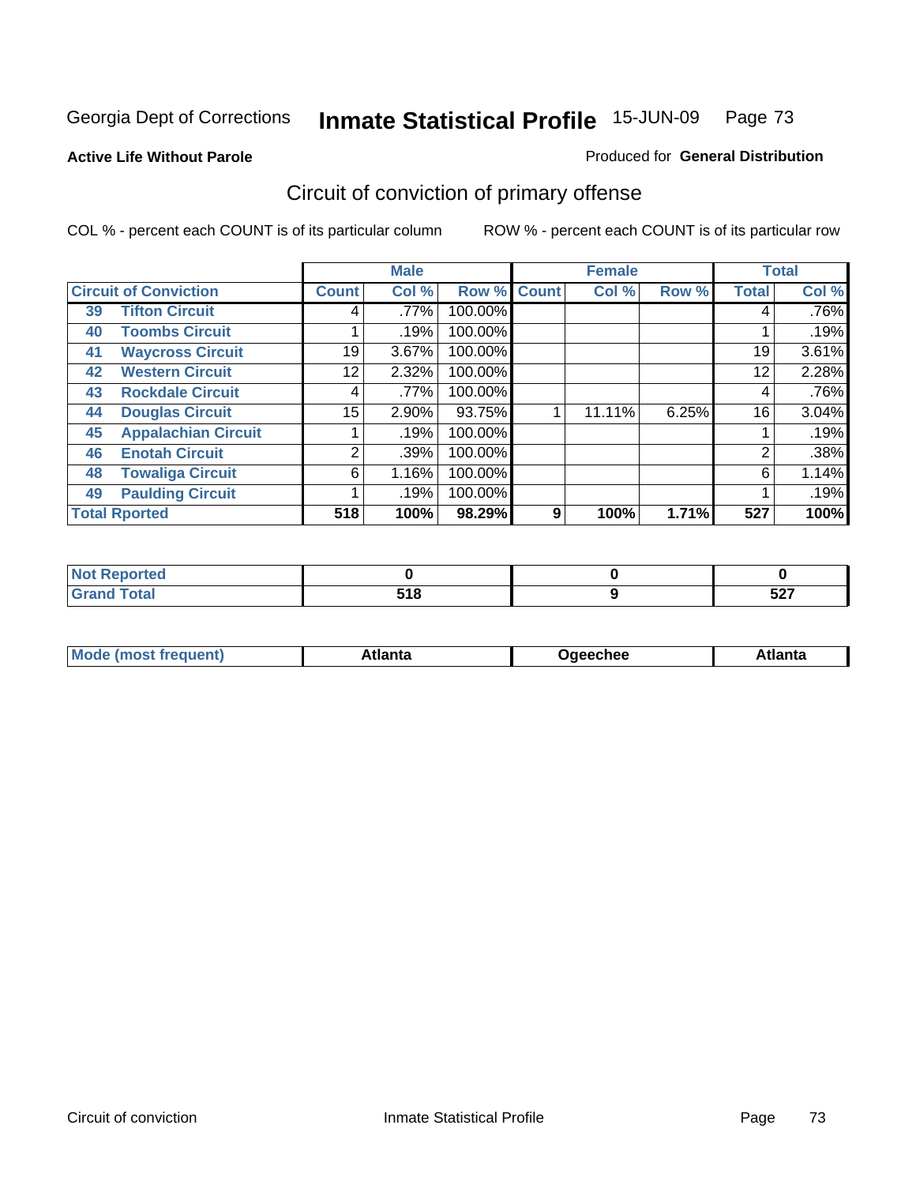Georgia Dept of Corrections **Inmate Statistical Profile** 15-JUN-09 Page 73

**Active Life Without Parole**

Produced for **General Distribution**

## Circuit of conviction of primary offense

COL % - percent each COUNT is of its particular column

ROW % - percent each COUNT is of its particular row

| Circuit of Conviction | | Male | | | Female | | | Total | |
|---|---|---|---|---|---|---|---|---|---|
| | | Count | Col % | Row % | Count | Col % | Row % | Total | Col % |
| 39 | Tifton Circuit | 4 | .77% | 100.00% | | | | 4 | .76% |
| 40 | Toombs Circuit | 1 | .19% | 100.00% | | | | 1 | .19% |
| 41 | Waycross Circuit | 19 | 3.67% | 100.00% | | | | 19 | 3.61% |
| 42 | Western Circuit | 12 | 2.32% | 100.00% | | | | 12 | 2.28% |
| 43 | Rockdale Circuit | 4 | .77% | 100.00% | | | | 4 | .76% |
| 44 | Douglas Circuit | 15 | 2.90% | 93.75% | 1 | 11.11% | 6.25% | 16 | 3.04% |
| 45 | Appalachian Circuit | 1 | .19% | 100.00% | | | | 1 | .19% |
| 46 | Enotah Circuit | 2 | .39% | 100.00% | | | | 2 | .38% |
| 48 | Towaliga Circuit | 6 | 1.16% | 100.00% | | | | 6 | 1.14% |
| 49 | Paulding Circuit | 1 | .19% | 100.00% | | | | 1 | .19% |
| **Total Rported** | | **518** | **100%** | **98.29%** | **9** | **100%** | **1.71%** | **527** | **100%** |

| | Male | Female | Total |
|---|---|---|---|
| Not Reported | **0** | **0** | **0** |
| Grand Total | **518** | **9** | **527** |

| | Male | Female | Total |
|---|---|---|---|
| Mode (most frequent) | **Atlanta** | **Ogeechee** | **Atlanta** |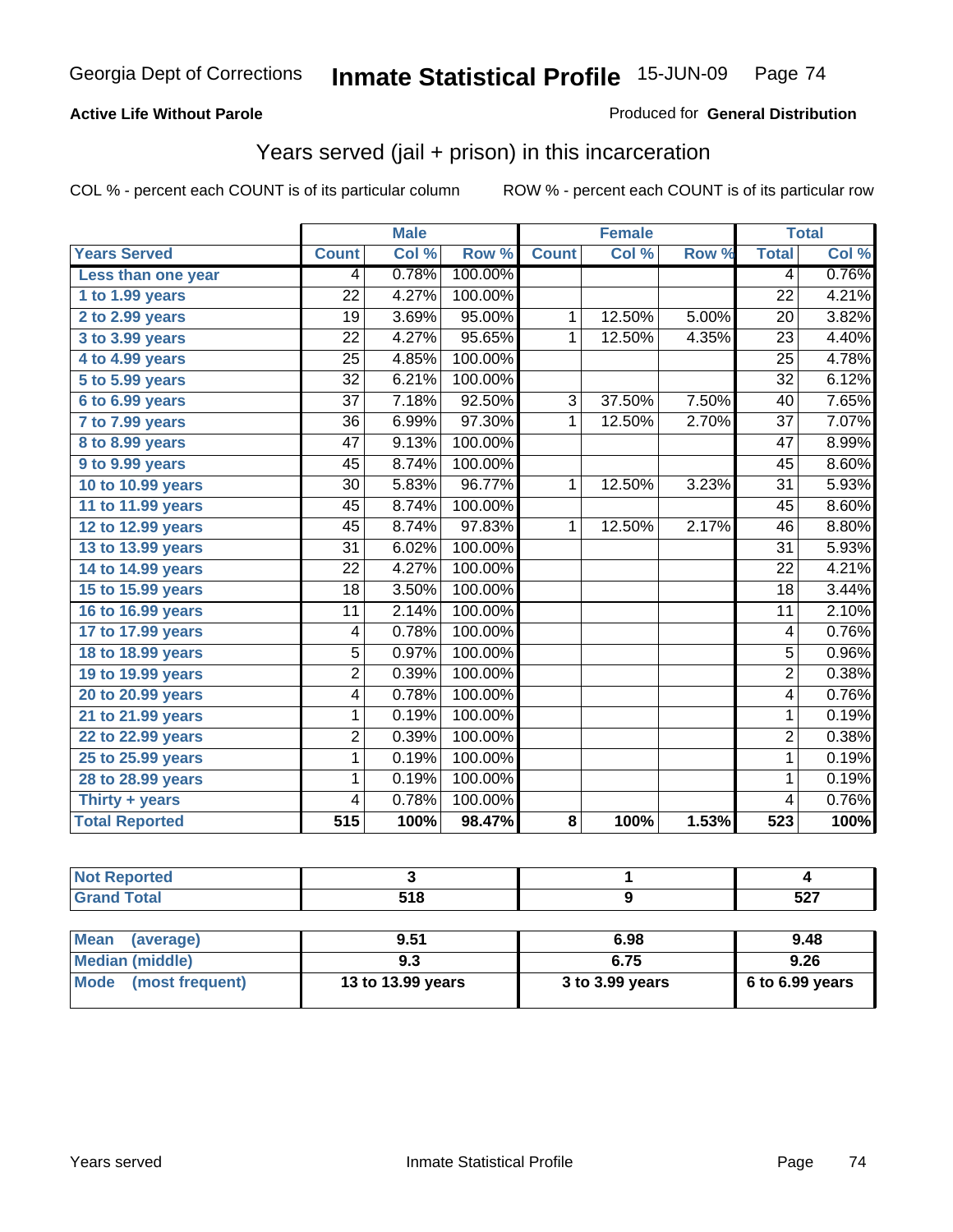# Georgia Dept of Corrections — Inmate Statistical Profile — 15-JUN-09

**Active Life Without Parole**

Produced for **General Distribution**

## Years served (jail + prison) in this incarceration

COL % - percent each COUNT is of its particular column

ROW % - percent each COUNT is of its particular row

| | Male | | | Female | | | Total | |
|---|---|---|---|---|---|---|---|---|
| **Years Served** | **Count** | **Col %** | **Row %** | **Count** | **Col %** | **Row %** | **Total** | **Col %** |
| Less than one year | 4 | 0.78% | 100.00% | | | | 4 | 0.76% |
| 1 to 1.99 years | 22 | 4.27% | 100.00% | | | | 22 | 4.21% |
| 2 to 2.99 years | 19 | 3.69% | 95.00% | 1 | 12.50% | 5.00% | 20 | 3.82% |
| 3 to 3.99 years | 22 | 4.27% | 95.65% | 1 | 12.50% | 4.35% | 23 | 4.40% |
| 4 to 4.99 years | 25 | 4.85% | 100.00% | | | | 25 | 4.78% |
| 5 to 5.99 years | 32 | 6.21% | 100.00% | | | | 32 | 6.12% |
| 6 to 6.99 years | 37 | 7.18% | 92.50% | 3 | 37.50% | 7.50% | 40 | 7.65% |
| 7 to 7.99 years | 36 | 6.99% | 97.30% | 1 | 12.50% | 2.70% | 37 | 7.07% |
| 8 to 8.99 years | 47 | 9.13% | 100.00% | | | | 47 | 8.99% |
| 9 to 9.99 years | 45 | 8.74% | 100.00% | | | | 45 | 8.60% |
| 10 to 10.99 years | 30 | 5.83% | 96.77% | 1 | 12.50% | 3.23% | 31 | 5.93% |
| 11 to 11.99 years | 45 | 8.74% | 100.00% | | | | 45 | 8.60% |
| 12 to 12.99 years | 45 | 8.74% | 97.83% | 1 | 12.50% | 2.17% | 46 | 8.80% |
| 13 to 13.99 years | 31 | 6.02% | 100.00% | | | | 31 | 5.93% |
| 14 to 14.99 years | 22 | 4.27% | 100.00% | | | | 22 | 4.21% |
| 15 to 15.99 years | 18 | 3.50% | 100.00% | | | | 18 | 3.44% |
| 16 to 16.99 years | 11 | 2.14% | 100.00% | | | | 11 | 2.10% |
| 17 to 17.99 years | 4 | 0.78% | 100.00% | | | | 4 | 0.76% |
| 18 to 18.99 years | 5 | 0.97% | 100.00% | | | | 5 | 0.96% |
| 19 to 19.99 years | 2 | 0.39% | 100.00% | | | | 2 | 0.38% |
| 20 to 20.99 years | 4 | 0.78% | 100.00% | | | | 4 | 0.76% |
| 21 to 21.99 years | 1 | 0.19% | 100.00% | | | | 1 | 0.19% |
| 22 to 22.99 years | 2 | 0.39% | 100.00% | | | | 2 | 0.38% |
| 25 to 25.99 years | 1 | 0.19% | 100.00% | | | | 1 | 0.19% |
| 28 to 28.99 years | 1 | 0.19% | 100.00% | | | | 1 | 0.19% |
| Thirty + years | 4 | 0.78% | 100.00% | | | | 4 | 0.76% |
| **Total Reported** | **515** | **100%** | **98.47%** | **8** | **100%** | **1.53%** | **523** | **100%** |

| | Male | Female | Total |
|---|---|---|---|
| Not Reported | 3 | 1 | 4 |
| Grand Total | 518 | 9 | 527 |

| | Male | Female | Total |
|---|---|---|---|
| Mean (average) | 9.51 | 6.98 | 9.48 |
| Median (middle) | 9.3 | 6.75 | 9.26 |
| Mode (most frequent) | 13 to 13.99 years | 3 to 3.99 years | 6 to 6.99 years |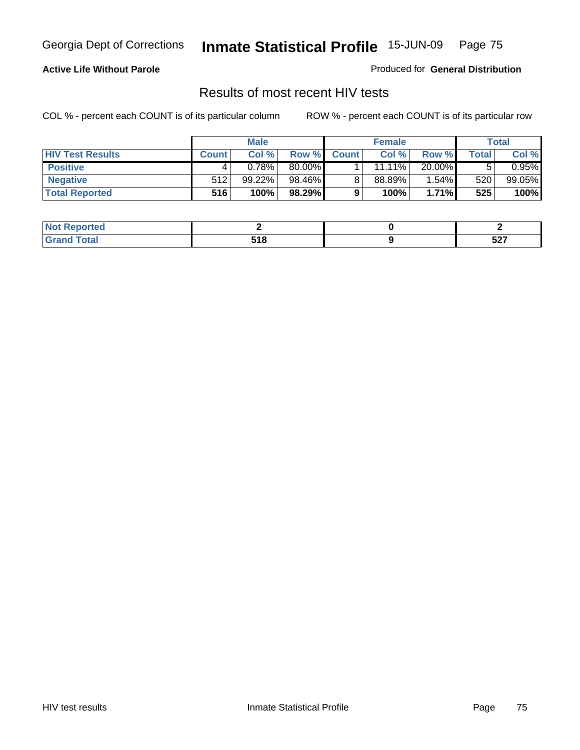**Active Life Without Parole**

Produced for **General Distribution**

## Results of most recent HIV tests

COL % - percent each COUNT is of its particular column

ROW % - percent each COUNT is of its particular row

| | Male | | | Female | | | Total | |
|---|---|---|---|---|---|---|---|---|
| **HIV Test Results** | **Count** | **Col %** | **Row %** | **Count** | **Col %** | **Row %** | **Total** | **Col %** |
| **Positive** | 4 | 0.78% | 80.00% | 1 | 11.11% | 20.00% | 5 | 0.95% |
| **Negative** | 512 | 99.22% | 98.46% | 8 | 88.89% | 1.54% | 520 | 99.05% |
| **Total Reported** | **516** | **100%** | **98.29%** | **9** | **100%** | **1.71%** | **525** | **100%** |

| | Male | Female | Total |
|---|---|---|---|
| **Not Reported** | **2** | **0** | **2** |
| **Grand Total** | **518** | **9** | **527** |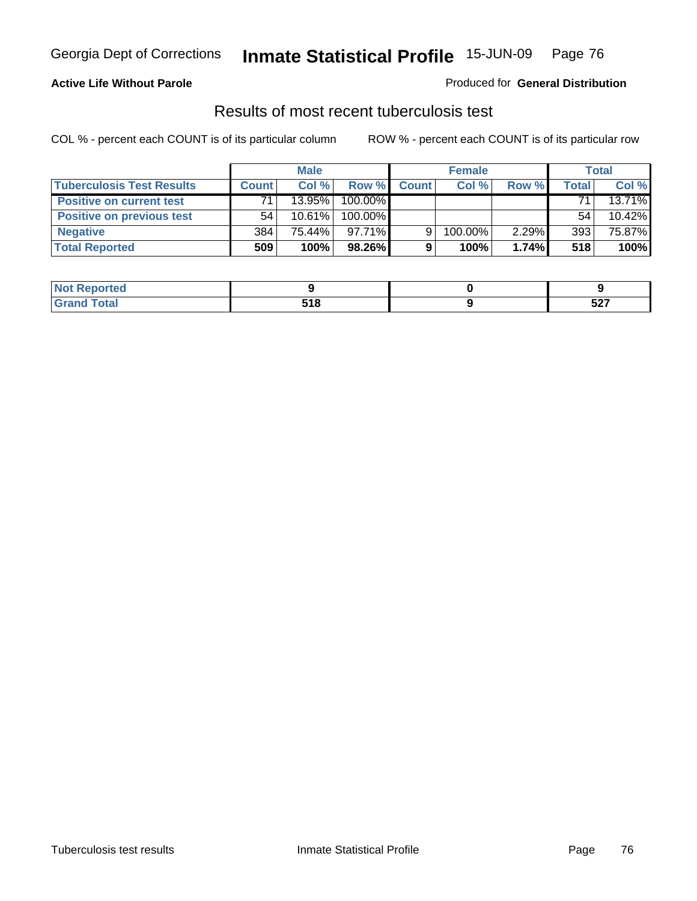Georgia Dept of Corrections **Inmate Statistical Profile** 15-JUN-09

**Active Life Without Parole**

Produced for **General Distribution**

## Results of most recent tuberculosis test

COL % - percent each COUNT is of its particular column

ROW % - percent each COUNT is of its particular row

| | Male | | | Female | | | Total | |
|---|---|---|---|---|---|---|---|---|
| **Tuberculosis Test Results** | **Count** | **Col %** | **Row %** | **Count** | **Col %** | **Row %** | **Total** | **Col %** |
| **Positive on current test** | 71 | 13.95% | 100.00% | | | | 71 | 13.71% |
| **Positive on previous test** | 54 | 10.61% | 100.00% | | | | 54 | 10.42% |
| **Negative** | 384 | 75.44% | 97.71% | 9 | 100.00% | 2.29% | 393 | 75.87% |
| **Total Reported** | **509** | **100%** | **98.26%** | **9** | **100%** | **1.74%** | **518** | **100%** |

| | Male | Female | Total |
|---|---|---|---|
| **Not Reported** | **9** | **0** | **9** |
| **Grand Total** | **518** | **9** | **527** |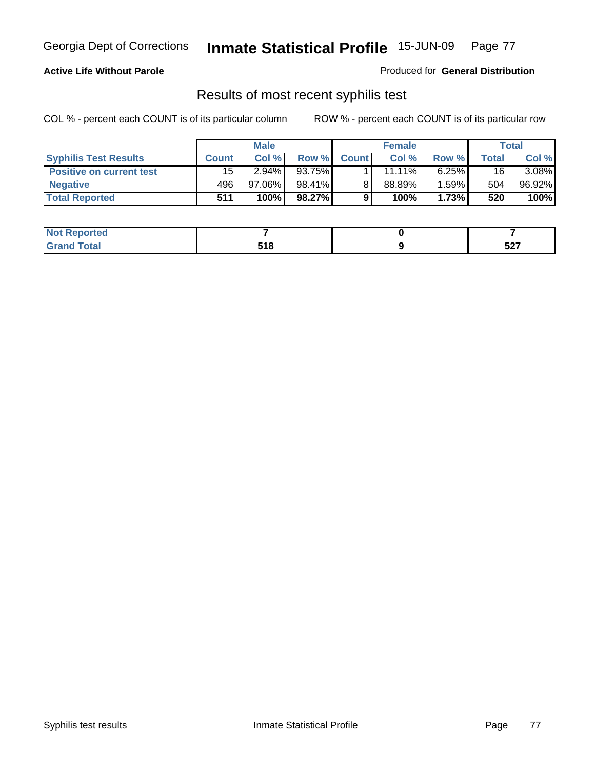# Georgia Dept of Corrections **Inmate Statistical Profile** 15-JUN-09 Page 77

**Active Life Without Parole**

Produced for **General Distribution**

## Results of most recent syphilis test

COL % - percent each COUNT is of its particular column

ROW % - percent each COUNT is of its particular row

| | Male | | | Female | | | Total | |
|---|---|---|---|---|---|---|---|---|
| **Syphilis Test Results** | **Count** | **Col %** | **Row %** | **Count** | **Col %** | **Row %** | **Total** | **Col %** |
| **Positive on current test** | 15 | 2.94% | 93.75% | 1 | 11.11% | 6.25% | 16 | 3.08% |
| **Negative** | 496 | 97.06% | 98.41% | 8 | 88.89% | 1.59% | 504 | 96.92% |
| **Total Reported** | **511** | **100%** | **98.27%** | **9** | **100%** | **1.73%** | **520** | **100%** |

| | Male | Female | Total |
|---|---|---|---|
| **Not Reported** | **7** | **0** | **7** |
| **Grand Total** | **518** | **9** | **527** |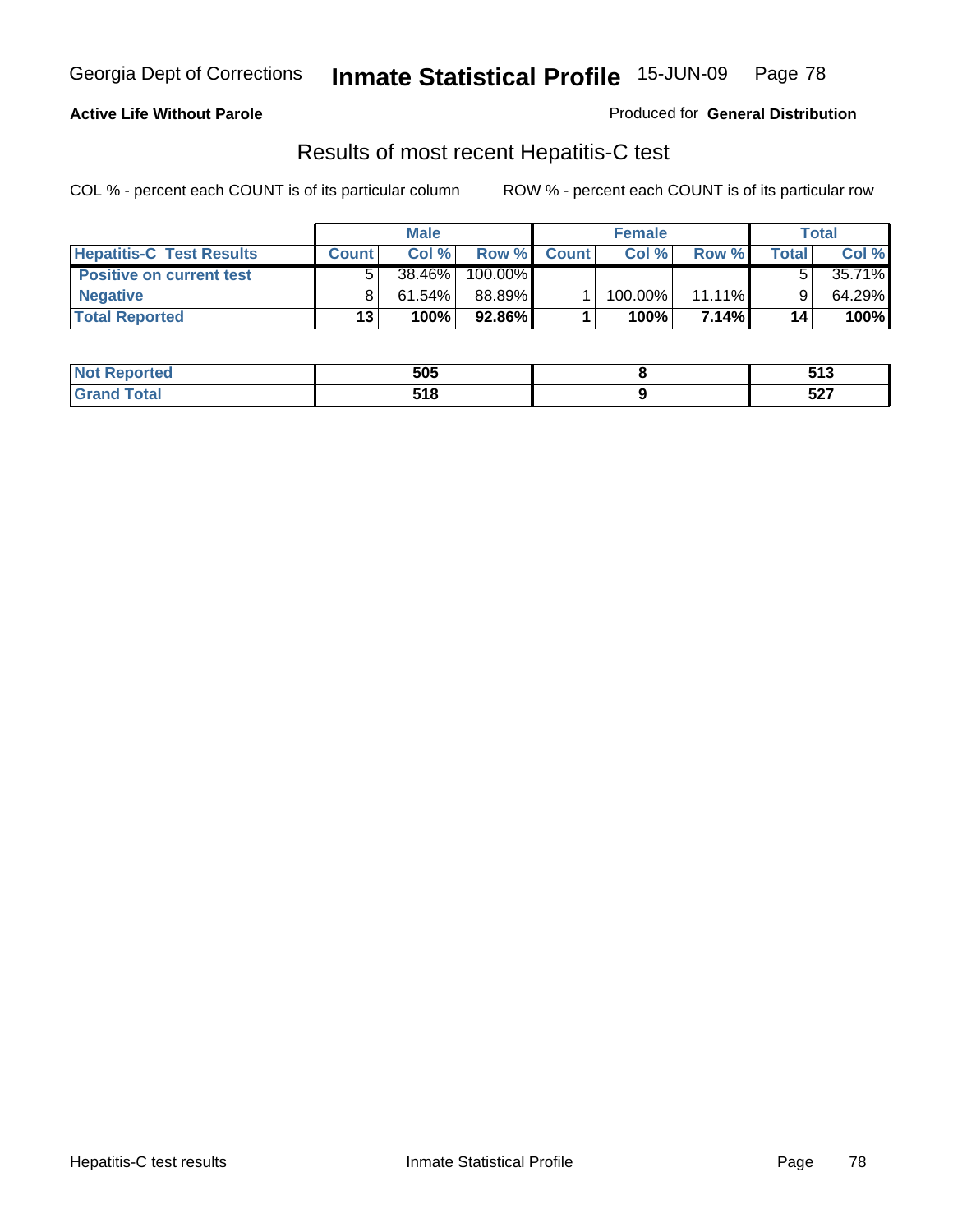Georgia Dept of Corrections **Inmate Statistical Profile** 15-JUN-09

**Active Life Without Parole**

Produced for **General Distribution**

## Results of most recent Hepatitis-C test

COL % - percent each COUNT is of its particular column

ROW % - percent each COUNT is of its particular row

| | Male | | | Female | | | Total | |
|---|---|---|---|---|---|---|---|---|
| **Hepatitis-C Test Results** | **Count** | **Col %** | **Row %** | **Count** | **Col %** | **Row %** | **Total** | **Col %** |
| **Positive on current test** | 5 | 38.46% | 100.00% | | | | 5 | 35.71% |
| **Negative** | 8 | 61.54% | 88.89% | 1 | 100.00% | 11.11% | 9 | 64.29% |
| **Total Reported** | **13** | **100%** | **92.86%** | **1** | **100%** | **7.14%** | **14** | **100%** |

| | Male | Female | Total |
|---|---|---|---|
| **Not Reported** | **505** | **8** | **513** |
| **Grand Total** | **518** | **9** | **527** |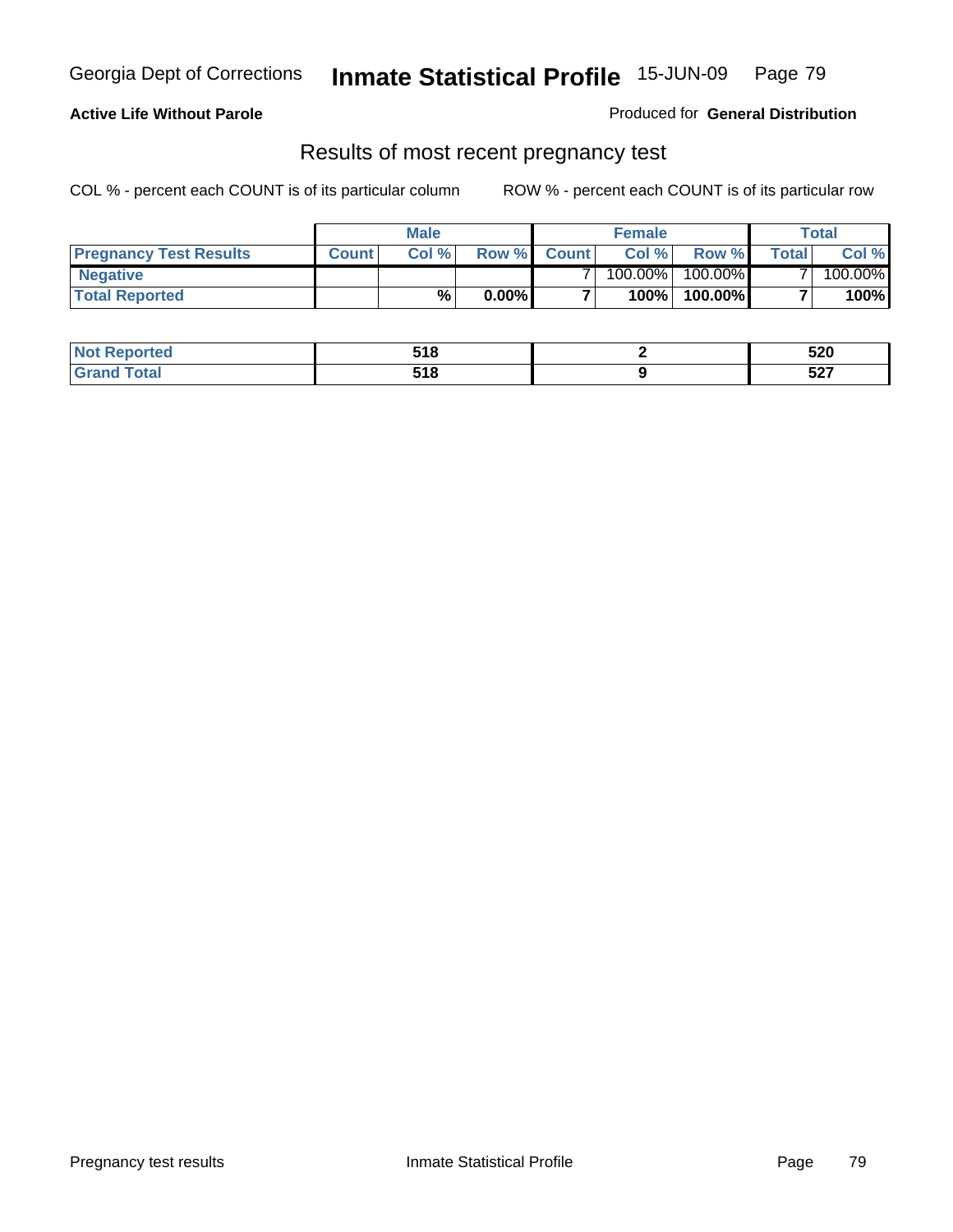**Active Life Without Parole**

Produced for **General Distribution**

## Results of most recent pregnancy test

COL % - percent each COUNT is of its particular column

ROW % - percent each COUNT is of its particular row

| | Male | | | Female | | | Total | |
|---|---|---|---|---|---|---|---|---|
| **Pregnancy Test Results** | **Count** | **Col %** | **Row %** | **Count** | **Col %** | **Row %** | **Total** | **Col %** |
| **Negative** | | | | 7 | 100.00% | 100.00% | 7 | 100.00% |
| **Total Reported** | | **%** | **0.00%** | **7** | **100%** | **100.00%** | **7** | **100%** |

| | Male | Female | Total |
|---|---|---|---|
| **Not Reported** | **518** | **2** | **520** |
| **Grand Total** | **518** | **9** | **527** |

Pregnancy test results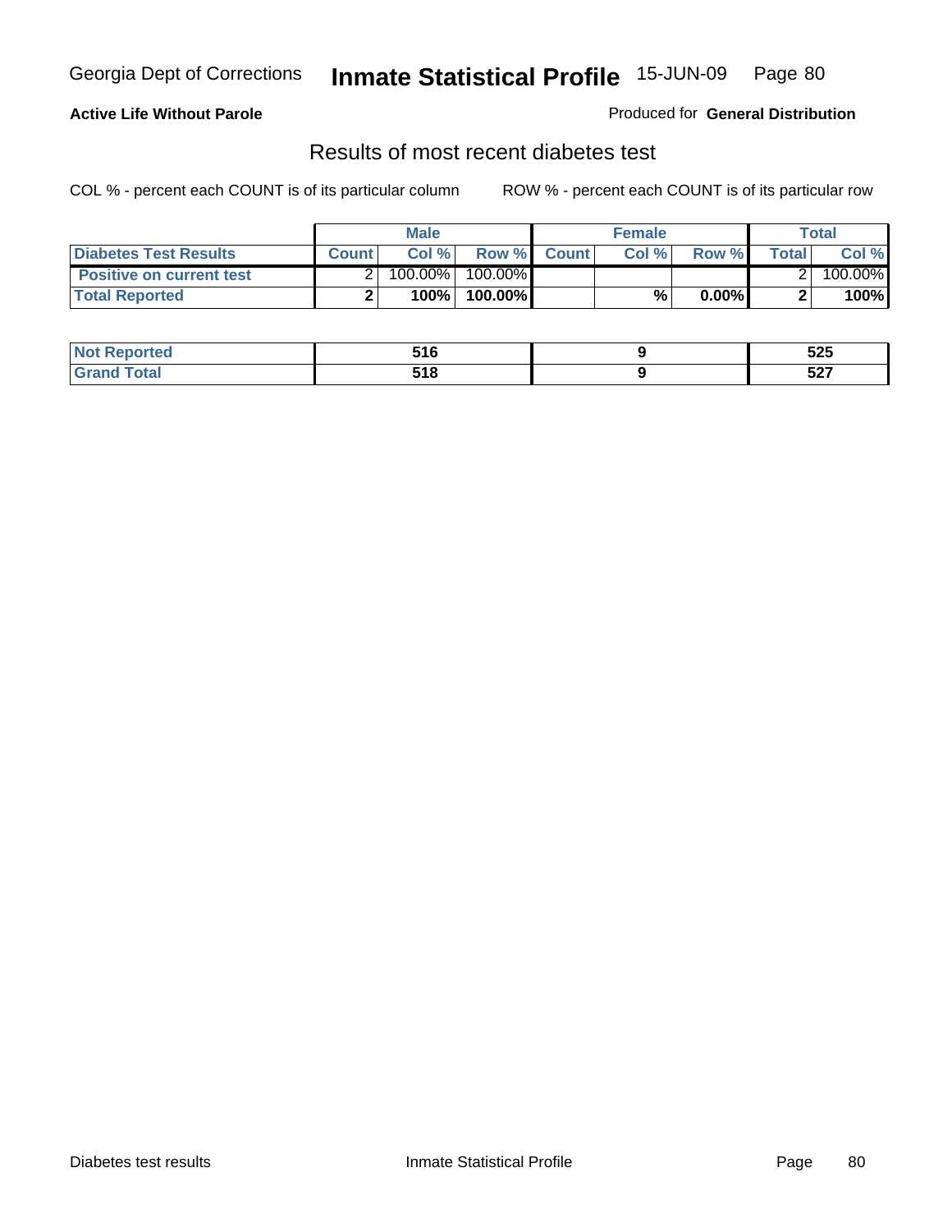Georgia Dept of Corrections **Inmate Statistical Profile** 15-JUN-09

**Active Life Without Parole**

Produced for **General Distribution**

## Results of most recent diabetes test

COL % - percent each COUNT is of its particular column    ROW % - percent each COUNT is of its particular row

| | Male | | | Female | | | Total | |
|---|---|---|---|---|---|---|---|---|
| **Diabetes Test Results** | **Count** | **Col %** | **Row %** | **Count** | **Col %** | **Row %** | **Total** | **Col %** |
| **Positive on current test** | 2 | 100.00% | 100.00% | | | | 2 | 100.00% |
| **Total Reported** | **2** | **100%** | **100.00%** | | **%** | **0.00%** | **2** | **100%** |

| | Male | Female | Total |
|---|---|---|---|
| **Not Reported** | **516** | **9** | **525** |
| **Grand Total** | **518** | **9** | **527** |

Diabetes test results    Inmate Statistical Profile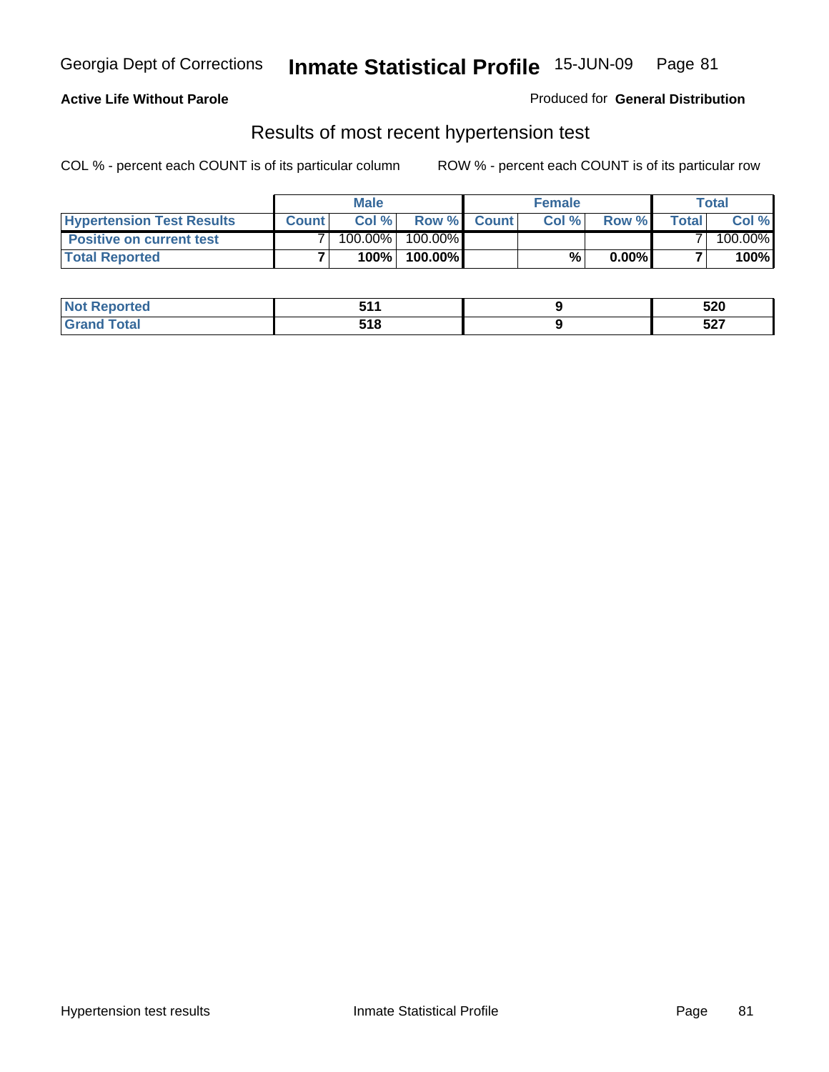Georgia Dept of Corrections **Inmate Statistical Profile** 15-JUN-09

**Active Life Without Parole**

Produced for **General Distribution**

## Results of most recent hypertension test

COL % - percent each COUNT is of its particular column ROW % - percent each COUNT is of its particular row

| | Male | | | Female | | | Total | |
|---|---|---|---|---|---|---|---|---|
| **Hypertension Test Results** | **Count** | **Col %** | **Row %** | **Count** | **Col %** | **Row %** | **Total** | **Col %** |
| **Positive on current test** | 7 | 100.00% | 100.00% | | | | 7 | 100.00% |
| **Total Reported** | **7** | **100%** | **100.00%** | | **%** | **0.00%** | **7** | **100%** |

| | Male | Female | Total |
|---|---|---|---|
| **Not Reported** | **511** | **9** | **520** |
| **Grand Total** | **518** | **9** | **527** |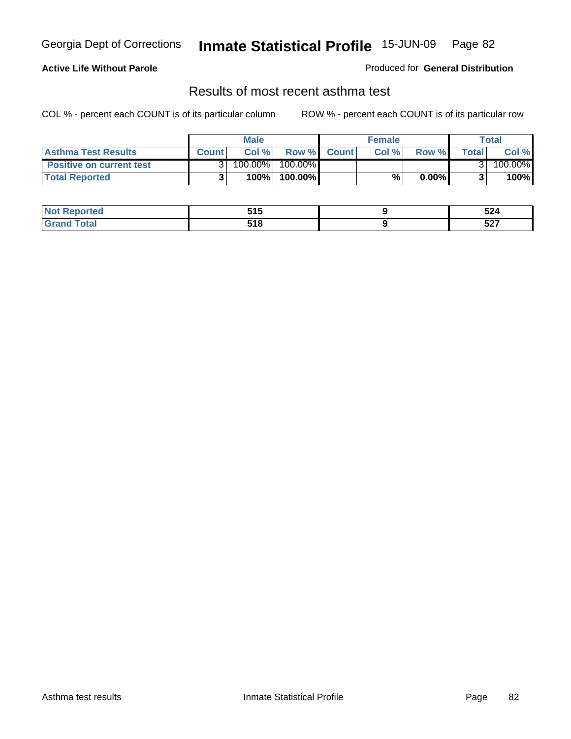Georgia Dept of Corrections **Inmate Statistical Profile** 15-JUN-09

**Active Life Without Parole**

Produced for **General Distribution**

## Results of most recent asthma test

COL % - percent each COUNT is of its particular column ROW % - percent each COUNT is of its particular row

| | Male | | | Female | | | Total | |
|---|---|---|---|---|---|---|---|---|
| **Asthma Test Results** | **Count** | **Col %** | **Row %** | **Count** | **Col %** | **Row %** | **Total** | **Col %** |
| **Positive on current test** | 3 | 100.00% | 100.00% | | | | 3 | 100.00% |
| **Total Reported** | **3** | **100%** | **100.00%** | | **%** | **0.00%** | **3** | **100%** |

| | Male | Female | Total |
|---|---|---|---|
| **Not Reported** | **515** | **9** | **524** |
| **Grand Total** | **518** | **9** | **527** |

Asthma test results Inmate Statistical Profile